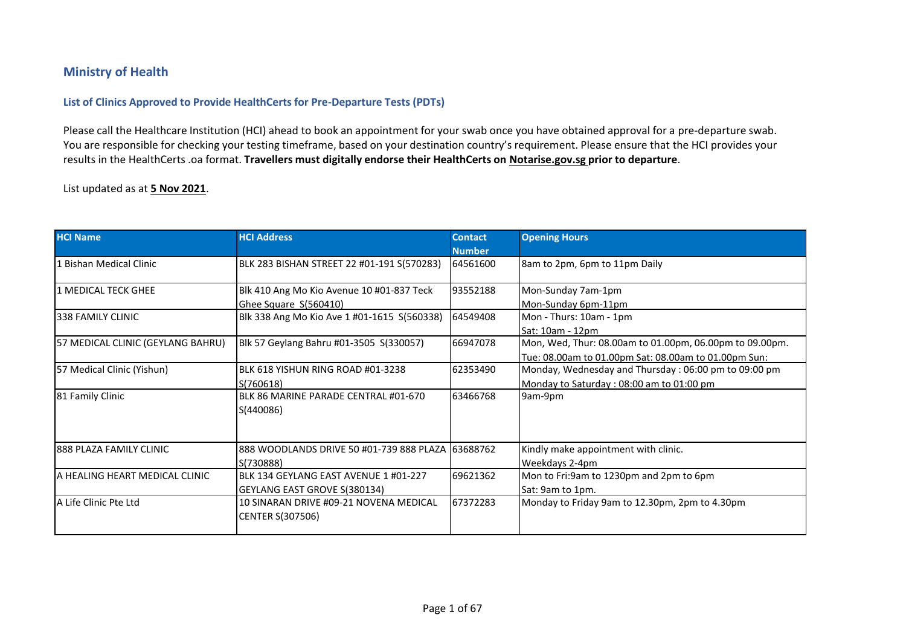# Ministry of Health

### List of Clinics Approved to Provide HealthCerts for Pre-Departure Tests (PDTs)

Please call the Healthcare Institution (HCI) ahead to book an appointment for your swab once you have obtained approval for a pre-departure swab. You are responsible for checking your testing timeframe, based on your destination country's requirement. Please ensure that the HCI provides your results in the HealthCerts .oa format. **Travellers must digitally endorse their HealthCerts on Notarise.gov.sg prior to departure**.

List updated as at **5 Nov 2021**.

| HCI Name | HCI Address | Contact Number | Opening Hours |
|---|---|---|---|
| 1 Bishan Medical Clinic | BLK 283 BISHAN STREET 22 #01-191 S(570283) | 64561600 | 8am to 2pm, 6pm to 11pm Daily |
| 1 MEDICAL TECK GHEE | Blk 410 Ang Mo Kio Avenue 10 #01-837 Teck Ghee Square S(560410) | 93552188 | Mon-Sunday 7am-1pm<br>Mon-Sunday 6pm-11pm |
| 338 FAMILY CLINIC | Blk 338 Ang Mo Kio Ave 1 #01-1615 S(560338) | 64549408 | Mon - Thurs: 10am - 1pm<br>Sat: 10am - 12pm |
| 57 MEDICAL CLINIC (GEYLANG BAHRU) | Blk 57 Geylang Bahru #01-3505 S(330057) | 66947078 | Mon, Wed, Thur: 08.00am to 01.00pm, 06.00pm to 09.00pm.<br>Tue: 08.00am to 01.00pm Sat: 08.00am to 01.00pm Sun: |
| 57 Medical Clinic (Yishun) | BLK 618 YISHUN RING ROAD #01-3238 S(760618) | 62353490 | Monday, Wednesday and Thursday : 06:00 pm to 09:00 pm<br>Monday to Saturday : 08:00 am to 01:00 pm |
| 81 Family Clinic | BLK 86 MARINE PARADE CENTRAL #01-670 S(440086) | 63466768 | 9am-9pm |
| 888 PLAZA FAMILY CLINIC | 888 WOODLANDS DRIVE 50 #01-739 888 PLAZA S(730888) | 63688762 | Kindly make appointment with clinic.<br>Weekdays 2-4pm |
| A HEALING HEART MEDICAL CLINIC | BLK 134 GEYLANG EAST AVENUE 1 #01-227 GEYLANG EAST GROVE S(380134) | 69621362 | Mon to Fri:9am to 1230pm and 2pm to 6pm<br>Sat: 9am to 1pm. |
| A Life Clinic Pte Ltd | 10 SINARAN DRIVE #09-21 NOVENA MEDICAL CENTER S(307506) | 67372283 | Monday to Friday 9am to 12.30pm, 2pm to 4.30pm |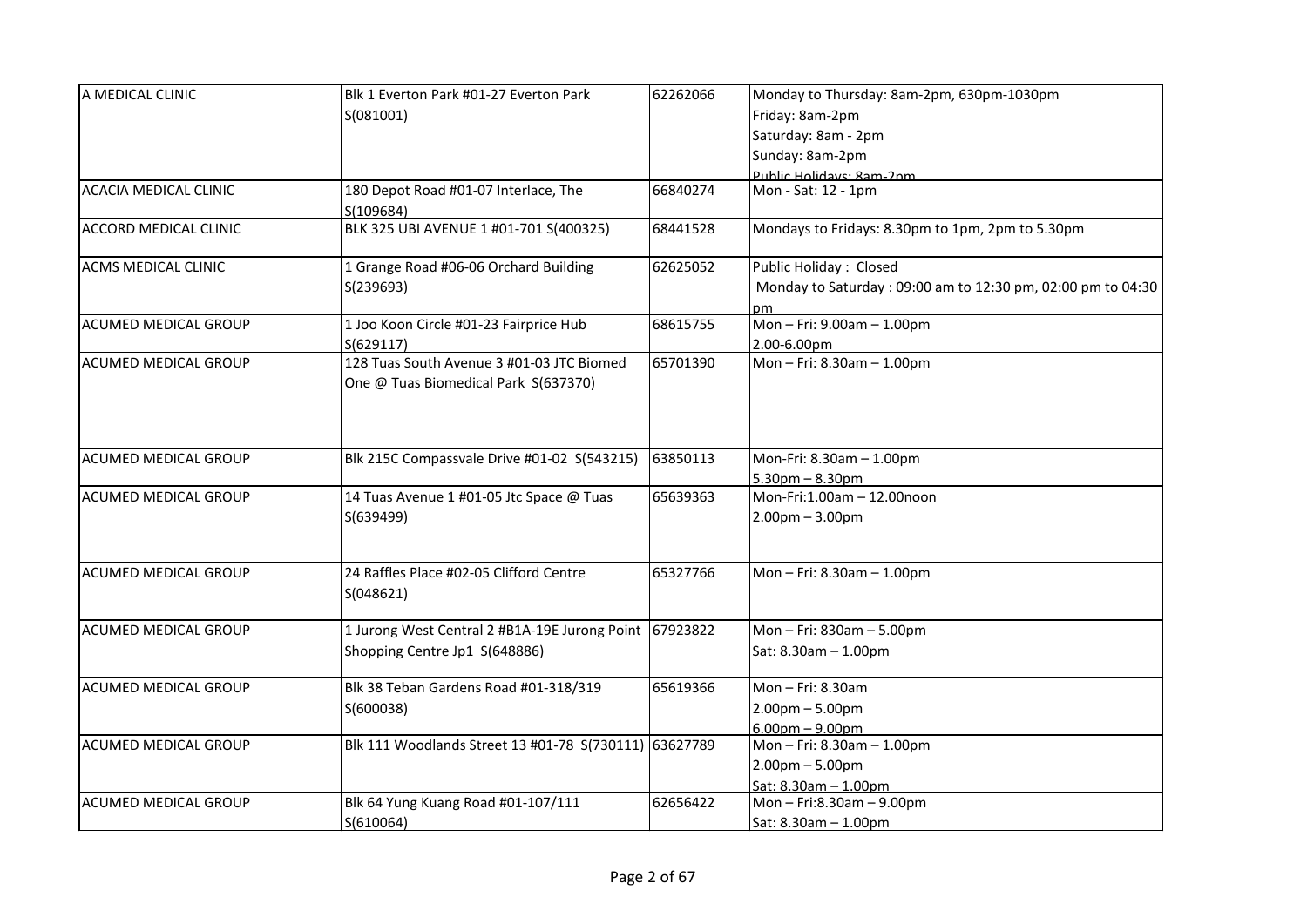| | | | |
|---|---|---|---|
| A MEDICAL CLINIC | Blk 1 Everton Park #01-27 Everton Park S(081001) | 62262066 | Monday to Thursday: 8am-2pm, 630pm-1030pm<br>Friday: 8am-2pm<br>Saturday: 8am - 2pm<br>Sunday: 8am-2pm<br>Public Holidays: 8am-2pm |
| ACACIA MEDICAL CLINIC | 180 Depot Road #01-07 Interlace, The S(109684) | 66840274 | Mon - Sat: 12 - 1pm |
| ACCORD MEDICAL CLINIC | BLK 325 UBI AVENUE 1 #01-701 S(400325) | 68441528 | Mondays to Fridays: 8.30pm to 1pm, 2pm to 5.30pm |
| ACMS MEDICAL CLINIC | 1 Grange Road #06-06 Orchard Building S(239693) | 62625052 | Public Holiday : Closed<br>Monday to Saturday : 09:00 am to 12:30 pm, 02:00 pm to 04:30 pm |
| ACUMED MEDICAL GROUP | 1 Joo Koon Circle #01-23 Fairprice Hub S(629117) | 68615755 | Mon – Fri: 9.00am – 1.00pm<br>2.00-6.00pm |
| ACUMED MEDICAL GROUP | 128 Tuas South Avenue 3 #01-03 JTC Biomed One @ Tuas Biomedical Park S(637370) | 65701390 | Mon – Fri: 8.30am – 1.00pm |
| ACUMED MEDICAL GROUP | Blk 215C Compassvale Drive #01-02 S(543215) | 63850113 | Mon-Fri: 8.30am – 1.00pm<br>5.30pm – 8.30pm |
| ACUMED MEDICAL GROUP | 14 Tuas Avenue 1 #01-05 Jtc Space @ Tuas S(639499) | 65639363 | Mon-Fri:1.00am – 12.00noon<br>2.00pm – 3.00pm |
| ACUMED MEDICAL GROUP | 24 Raffles Place #02-05 Clifford Centre S(048621) | 65327766 | Mon – Fri: 8.30am – 1.00pm |
| ACUMED MEDICAL GROUP | 1 Jurong West Central 2 #B1A-19E Jurong Point Shopping Centre Jp1 S(648886) | 67923822 | Mon – Fri: 830am – 5.00pm<br>Sat: 8.30am – 1.00pm |
| ACUMED MEDICAL GROUP | Blk 38 Teban Gardens Road #01-318/319 S(600038) | 65619366 | Mon – Fri: 8.30am<br>2.00pm – 5.00pm<br>6.00pm – 9.00pm |
| ACUMED MEDICAL GROUP | Blk 111 Woodlands Street 13 #01-78 S(730111) | 63627789 | Mon – Fri: 8.30am – 1.00pm<br>2.00pm – 5.00pm<br>Sat: 8.30am – 1.00pm |
| ACUMED MEDICAL GROUP | Blk 64 Yung Kuang Road #01-107/111 S(610064) | 62656422 | Mon – Fri:8.30am – 9.00pm<br>Sat: 8.30am – 1.00pm |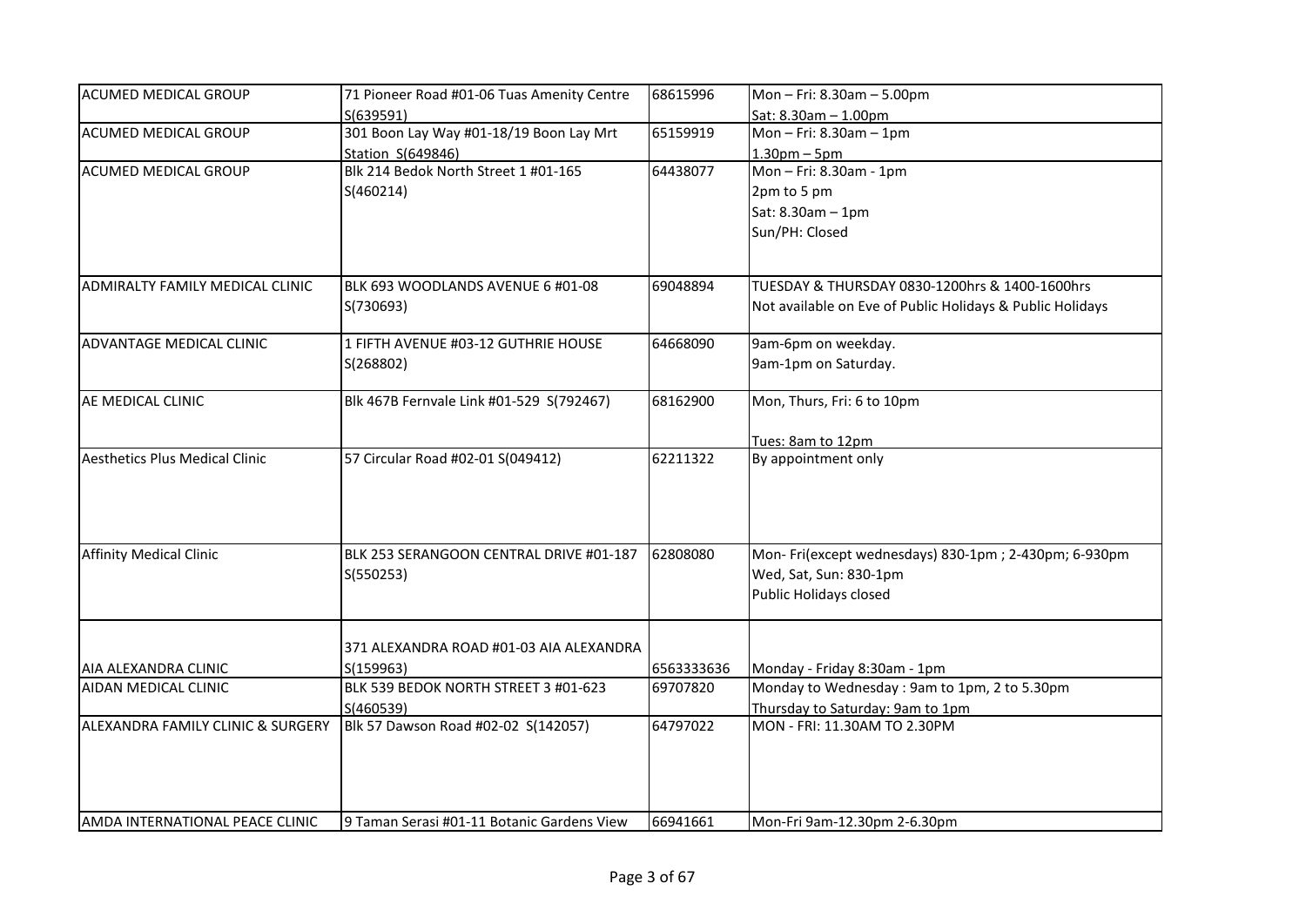| | | | |
|---|---|---|---|
| ACUMED MEDICAL GROUP | 71 Pioneer Road #01-06 Tuas Amenity Centre S(639591) | 68615996 | Mon – Fri: 8.30am – 5.00pm<br>Sat: 8.30am – 1.00pm |
| ACUMED MEDICAL GROUP | 301 Boon Lay Way #01-18/19 Boon Lay Mrt Station S(649846) | 65159919 | Mon – Fri: 8.30am – 1pm<br>1.30pm – 5pm |
| ACUMED MEDICAL GROUP | Blk 214 Bedok North Street 1 #01-165 S(460214) | 64438077 | Mon – Fri: 8.30am - 1pm<br>2pm to 5 pm<br>Sat: 8.30am – 1pm<br>Sun/PH: Closed |
| ADMIRALTY FAMILY MEDICAL CLINIC | BLK 693 WOODLANDS AVENUE 6 #01-08 S(730693) | 69048894 | TUESDAY & THURSDAY 0830-1200hrs & 1400-1600hrs<br>Not available on Eve of Public Holidays & Public Holidays |
| ADVANTAGE MEDICAL CLINIC | 1 FIFTH AVENUE #03-12 GUTHRIE HOUSE S(268802) | 64668090 | 9am-6pm on weekday.<br>9am-1pm on Saturday. |
| AE MEDICAL CLINIC | Blk 467B Fernvale Link #01-529 S(792467) | 68162900 | Mon, Thurs, Fri: 6 to 10pm<br><br>Tues: 8am to 12pm |
| Aesthetics Plus Medical Clinic | 57 Circular Road #02-01 S(049412) | 62211322 | By appointment only |
| Affinity Medical Clinic | BLK 253 SERANGOON CENTRAL DRIVE #01-187 S(550253) | 62808080 | Mon- Fri(except wednesdays) 830-1pm ; 2-430pm; 6-930pm<br>Wed, Sat, Sun: 830-1pm<br>Public Holidays closed |
| AIA ALEXANDRA CLINIC | 371 ALEXANDRA ROAD #01-03 AIA ALEXANDRA S(159963) | 6563333636 | Monday - Friday 8:30am - 1pm |
| AIDAN MEDICAL CLINIC | BLK 539 BEDOK NORTH STREET 3 #01-623 S(460539) | 69707820 | Monday to Wednesday : 9am to 1pm, 2 to 5.30pm<br>Thursday to Saturday: 9am to 1pm |
| ALEXANDRA FAMILY CLINIC & SURGERY | Blk 57 Dawson Road #02-02 S(142057) | 64797022 | MON - FRI: 11.30AM TO 2.30PM |
| AMDA INTERNATIONAL PEACE CLINIC | 9 Taman Serasi #01-11 Botanic Gardens View | 66941661 | Mon-Fri 9am-12.30pm 2-6.30pm |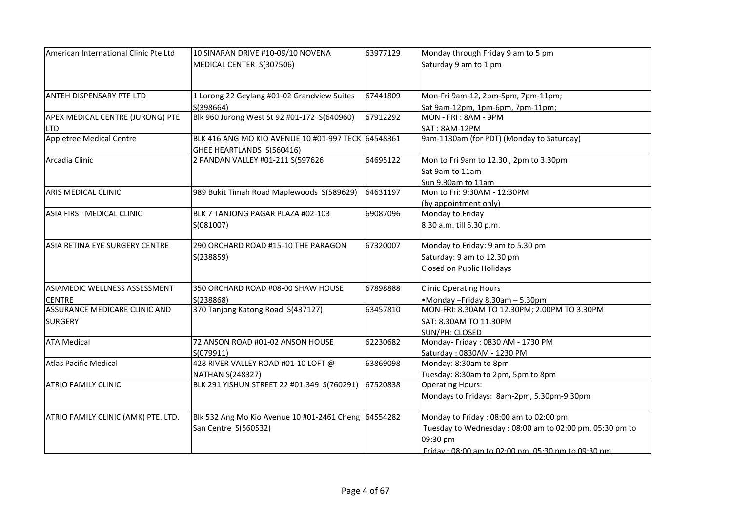| | | | |
|---|---|---|---|
| American International Clinic Pte Ltd | 10 SINARAN DRIVE #10-09/10 NOVENA MEDICAL CENTER S(307506) | 63977129 | Monday through Friday 9 am to 5 pm<br>Saturday 9 am to 1 pm |
| ANTEH DISPENSARY PTE LTD | 1 Lorong 22 Geylang #01-02 Grandview Suites S(398664) | 67441809 | Mon-Fri 9am-12, 2pm-5pm, 7pm-11pm;<br>Sat 9am-12pm, 1pm-6pm, 7pm-11pm; |
| APEX MEDICAL CENTRE (JURONG) PTE LTD | Blk 960 Jurong West St 92 #01-172 S(640960) | 67912292 | MON - FRI : 8AM - 9PM<br>SAT : 8AM-12PM |
| Appletree Medical Centre | BLK 416 ANG MO KIO AVENUE 10 #01-997 TECK GHEE HEARTLANDS S(560416) | 64548361 | 9am-1130am (for PDT) (Monday to Saturday) |
| Arcadia Clinic | 2 PANDAN VALLEY #01-211 S(597626 | 64695122 | Mon to Fri 9am to 12.30 , 2pm to 3.30pm<br>Sat 9am to 11am<br>Sun 9.30am to 11am |
| ARIS MEDICAL CLINIC | 989 Bukit Timah Road Maplewoods S(589629) | 64631197 | Mon to Fri: 9:30AM - 12:30PM<br>(by appointment only) |
| ASIA FIRST MEDICAL CLINIC | BLK 7 TANJONG PAGAR PLAZA #02-103 S(081007) | 69087096 | Monday to Friday<br>8.30 a.m. till 5.30 p.m. |
| ASIA RETINA EYE SURGERY CENTRE | 290 ORCHARD ROAD #15-10 THE PARAGON S(238859) | 67320007 | Monday to Friday: 9 am to 5.30 pm<br>Saturday: 9 am to 12.30 pm<br>Closed on Public Holidays |
| ASIAMEDIC WELLNESS ASSESSMENT CENTRE | 350 ORCHARD ROAD #08-00 SHAW HOUSE S(238868) | 67898888 | Clinic Operating Hours<br>•Monday –Friday 8.30am – 5.30pm |
| ASSURANCE MEDICARE CLINIC AND SURGERY | 370 Tanjong Katong Road S(437127) | 63457810 | MON-FRI: 8.30AM TO 12.30PM; 2.00PM TO 3.30PM<br>SAT: 8.30AM TO 11.30PM<br>SUN/PH: CLOSED |
| ATA Medical | 72 ANSON ROAD #01-02 ANSON HOUSE S(079911) | 62230682 | Monday- Friday : 0830 AM - 1730 PM<br>Saturday : 0830AM - 1230 PM |
| Atlas Pacific Medical | 428 RIVER VALLEY ROAD #01-10 LOFT @ NATHAN S(248327) | 63869098 | Monday: 8:30am to 8pm<br>Tuesday: 8:30am to 2pm, 5pm to 8pm |
| ATRIO FAMILY CLINIC | BLK 291 YISHUN STREET 22 #01-349 S(760291) | 67520838 | Operating Hours:<br>Mondays to Fridays: 8am-2pm, 5.30pm-9.30pm |
| ATRIO FAMILY CLINIC (AMK) PTE. LTD. | Blk 532 Ang Mo Kio Avenue 10 #01-2461 Cheng San Centre S(560532) | 64554282 | Monday to Friday : 08:00 am to 02:00 pm<br>Tuesday to Wednesday : 08:00 am to 02:00 pm, 05:30 pm to 09:30 pm<br>Friday : 08:00 am to 02:00 pm, 05:30 pm to 09:30 pm |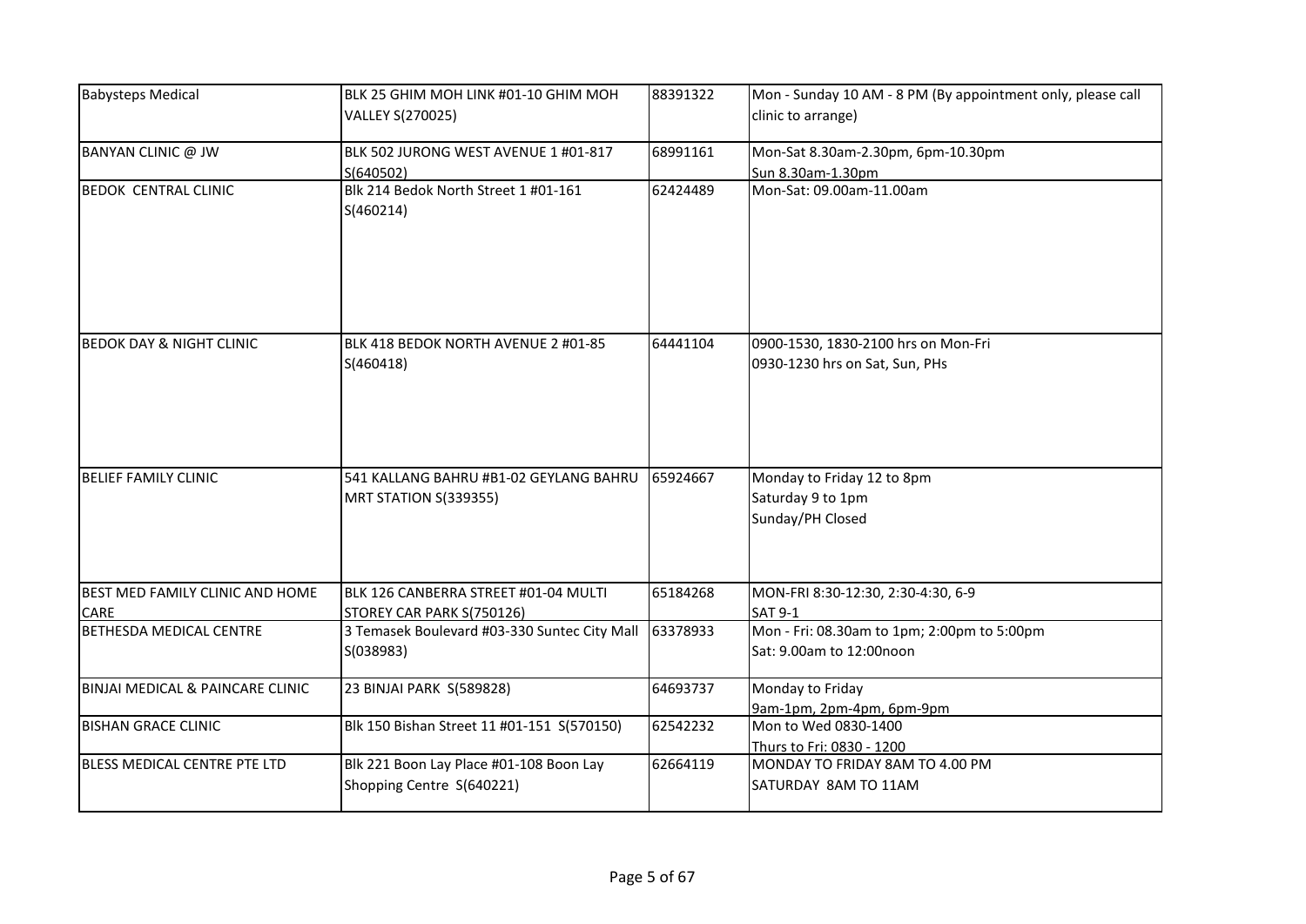| Babysteps Medical | BLK 25 GHIM MOH LINK #01-10 GHIM MOH VALLEY S(270025) | 88391322 | Mon - Sunday 10 AM - 8 PM (By appointment only, please call clinic to arrange) |
|---|---|---|---|
| BANYAN CLINIC @ JW | BLK 502 JURONG WEST AVENUE 1 #01-817 S(640502) | 68991161 | Mon-Sat 8.30am-2.30pm, 6pm-10.30pm<br>Sun 8.30am-1.30pm |
| BEDOK CENTRAL CLINIC | Blk 214 Bedok North Street 1 #01-161 S(460214) | 62424489 | Mon-Sat: 09.00am-11.00am |
| BEDOK DAY & NIGHT CLINIC | BLK 418 BEDOK NORTH AVENUE 2 #01-85 S(460418) | 64441104 | 0900-1530, 1830-2100 hrs on Mon-Fri<br>0930-1230 hrs on Sat, Sun, PHs |
| BELIEF FAMILY CLINIC | 541 KALLANG BAHRU #B1-02 GEYLANG BAHRU MRT STATION S(339355) | 65924667 | Monday to Friday 12 to 8pm<br>Saturday 9 to 1pm<br>Sunday/PH Closed |
| BEST MED FAMILY CLINIC AND HOME CARE | BLK 126 CANBERRA STREET #01-04 MULTI STOREY CAR PARK S(750126) | 65184268 | MON-FRI 8:30-12:30, 2:30-4:30, 6-9<br>SAT 9-1 |
| BETHESDA MEDICAL CENTRE | 3 Temasek Boulevard #03-330 Suntec City Mall S(038983) | 63378933 | Mon - Fri: 08.30am to 1pm; 2:00pm to 5:00pm<br>Sat: 9.00am to 12:00noon |
| BINJAI MEDICAL & PAINCARE CLINIC | 23 BINJAI PARK S(589828) | 64693737 | Monday to Friday<br>9am-1pm, 2pm-4pm, 6pm-9pm |
| BISHAN GRACE CLINIC | Blk 150 Bishan Street 11 #01-151 S(570150) | 62542232 | Mon to Wed 0830-1400<br>Thurs to Fri: 0830 - 1200 |
| BLESS MEDICAL CENTRE PTE LTD | Blk 221 Boon Lay Place #01-108 Boon Lay Shopping Centre S(640221) | 62664119 | MONDAY TO FRIDAY 8AM TO 4.00 PM<br>SATURDAY 8AM TO 11AM |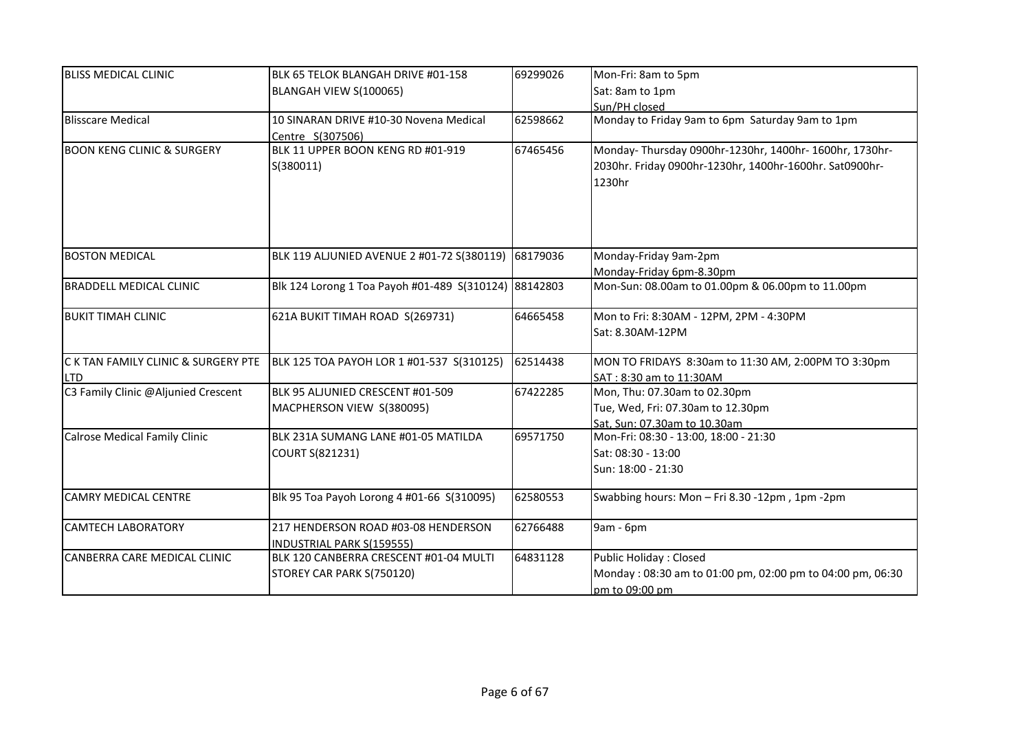| BLISS MEDICAL CLINIC | BLK 65 TELOK BLANGAH DRIVE #01-158 BLANGAH VIEW S(100065) | 69299026 | Mon-Fri: 8am to 5pm<br>Sat: 8am to 1pm<br>Sun/PH closed |
|---|---|---|---|
| Blisscare Medical | 10 SINARAN DRIVE #10-30 Novena Medical Centre S(307506) | 62598662 | Monday to Friday 9am to 6pm Saturday 9am to 1pm |
| BOON KENG CLINIC & SURGERY | BLK 11 UPPER BOON KENG RD #01-919 S(380011) | 67465456 | Monday- Thursday 0900hr-1230hr, 1400hr- 1600hr, 1730hr-2030hr. Friday 0900hr-1230hr, 1400hr-1600hr. Sat0900hr-1230hr |
| BOSTON MEDICAL | BLK 119 ALJUNIED AVENUE 2 #01-72 S(380119) | 68179036 | Monday-Friday 9am-2pm<br>Monday-Friday 6pm-8.30pm |
| BRADDELL MEDICAL CLINIC | Blk 124 Lorong 1 Toa Payoh #01-489 S(310124) | 88142803 | Mon-Sun: 08.00am to 01.00pm & 06.00pm to 11.00pm |
| BUKIT TIMAH CLINIC | 621A BUKIT TIMAH ROAD S(269731) | 64665458 | Mon to Fri: 8:30AM - 12PM, 2PM - 4:30PM<br>Sat: 8.30AM-12PM |
| C K TAN FAMILY CLINIC & SURGERY PTE LTD | BLK 125 TOA PAYOH LOR 1 #01-537 S(310125) | 62514438 | MON TO FRIDAYS 8:30am to 11:30 AM, 2:00PM TO 3:30pm<br>SAT : 8:30 am to 11:30AM |
| C3 Family Clinic @Aljunied Crescent | BLK 95 ALJUNIED CRESCENT #01-509 MACPHERSON VIEW S(380095) | 67422285 | Mon, Thu: 07.30am to 02.30pm<br>Tue, Wed, Fri: 07.30am to 12.30pm<br>Sat, Sun: 07.30am to 10.30am |
| Calrose Medical Family Clinic | BLK 231A SUMANG LANE #01-05 MATILDA COURT S(821231) | 69571750 | Mon-Fri: 08:30 - 13:00, 18:00 - 21:30<br>Sat: 08:30 - 13:00<br>Sun: 18:00 - 21:30 |
| CAMRY MEDICAL CENTRE | Blk 95 Toa Payoh Lorong 4 #01-66 S(310095) | 62580553 | Swabbing hours: Mon – Fri 8.30 -12pm , 1pm -2pm |
| CAMTECH LABORATORY | 217 HENDERSON ROAD #03-08 HENDERSON INDUSTRIAL PARK S(159555) | 62766488 | 9am - 6pm |
| CANBERRA CARE MEDICAL CLINIC | BLK 120 CANBERRA CRESCENT #01-04 MULTI STOREY CAR PARK S(750120) | 64831128 | Public Holiday : Closed<br>Monday : 08:30 am to 01:00 pm, 02:00 pm to 04:00 pm, 06:30 pm to 09:00 pm |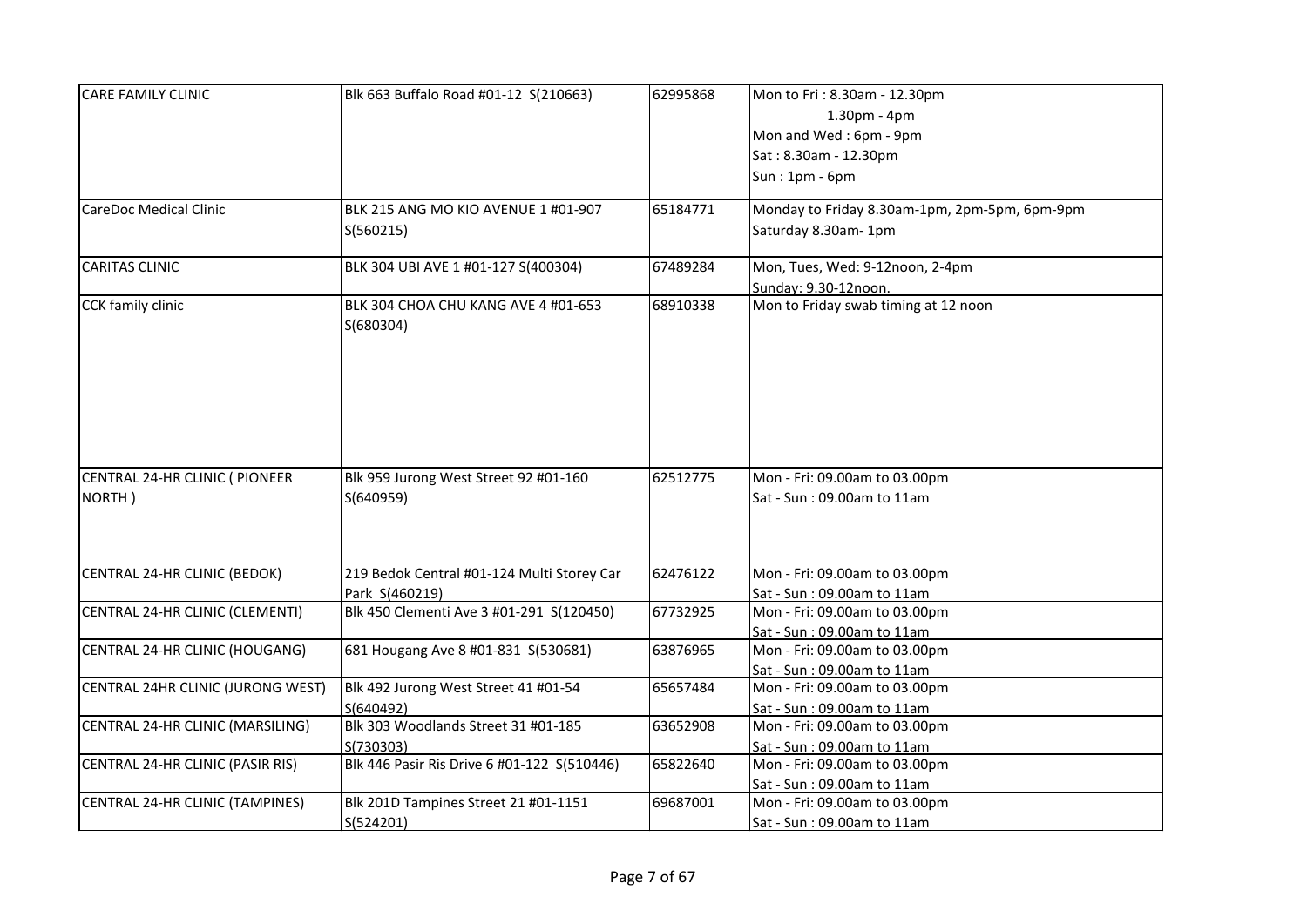| | | | |
|---|---|---|---|
| CARE FAMILY CLINIC | Blk 663 Buffalo Road #01-12 S(210663) | 62995868 | Mon to Fri : 8.30am - 12.30pm<br>1.30pm - 4pm<br>Mon and Wed : 6pm - 9pm<br>Sat : 8.30am - 12.30pm<br>Sun : 1pm - 6pm |
| CareDoc Medical Clinic | BLK 215 ANG MO KIO AVENUE 1 #01-907 S(560215) | 65184771 | Monday to Friday 8.30am-1pm, 2pm-5pm, 6pm-9pm<br>Saturday 8.30am- 1pm |
| CARITAS CLINIC | BLK 304 UBI AVE 1 #01-127 S(400304) | 67489284 | Mon, Tues, Wed: 9-12noon, 2-4pm<br>Sunday: 9.30-12noon. |
| CCK family clinic | BLK 304 CHOA CHU KANG AVE 4 #01-653 S(680304) | 68910338 | Mon to Friday swab timing at 12 noon |
| CENTRAL 24-HR CLINIC ( PIONEER NORTH ) | Blk 959 Jurong West Street 92 #01-160 S(640959) | 62512775 | Mon - Fri: 09.00am to 03.00pm<br>Sat - Sun : 09.00am to 11am |
| CENTRAL 24-HR CLINIC (BEDOK) | 219 Bedok Central #01-124 Multi Storey Car Park S(460219) | 62476122 | Mon - Fri: 09.00am to 03.00pm<br>Sat - Sun : 09.00am to 11am |
| CENTRAL 24-HR CLINIC (CLEMENTI) | Blk 450 Clementi Ave 3 #01-291 S(120450) | 67732925 | Mon - Fri: 09.00am to 03.00pm<br>Sat - Sun : 09.00am to 11am |
| CENTRAL 24-HR CLINIC (HOUGANG) | 681 Hougang Ave 8 #01-831 S(530681) | 63876965 | Mon - Fri: 09.00am to 03.00pm<br>Sat - Sun : 09.00am to 11am |
| CENTRAL 24HR CLINIC (JURONG WEST) | Blk 492 Jurong West Street 41 #01-54 S(640492) | 65657484 | Mon - Fri: 09.00am to 03.00pm<br>Sat - Sun : 09.00am to 11am |
| CENTRAL 24-HR CLINIC (MARSILING) | Blk 303 Woodlands Street 31 #01-185 S(730303) | 63652908 | Mon - Fri: 09.00am to 03.00pm<br>Sat - Sun : 09.00am to 11am |
| CENTRAL 24-HR CLINIC (PASIR RIS) | Blk 446 Pasir Ris Drive 6 #01-122 S(510446) | 65822640 | Mon - Fri: 09.00am to 03.00pm<br>Sat - Sun : 09.00am to 11am |
| CENTRAL 24-HR CLINIC (TAMPINES) | Blk 201D Tampines Street 21 #01-1151 S(524201) | 69687001 | Mon - Fri: 09.00am to 03.00pm<br>Sat - Sun : 09.00am to 11am |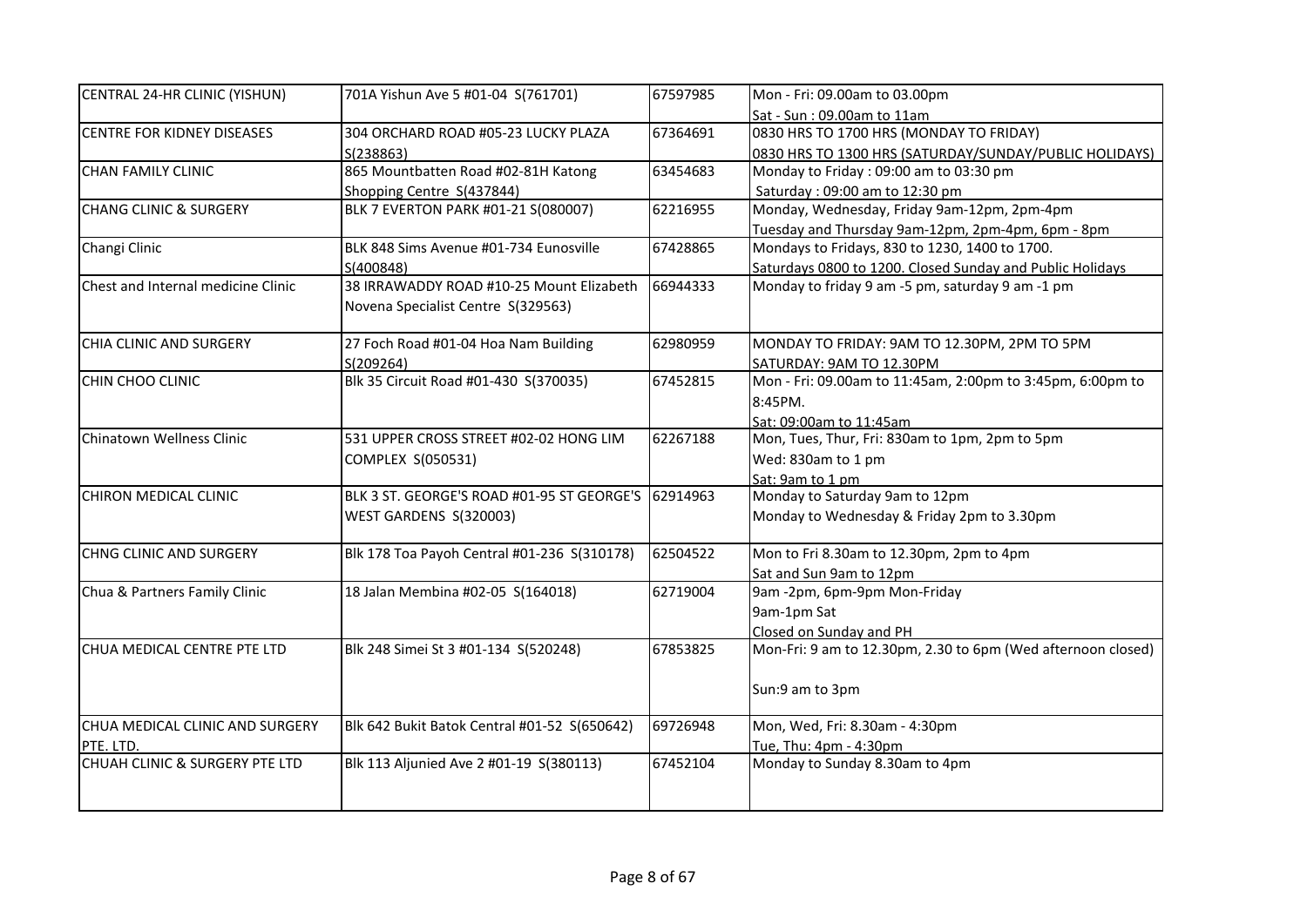| | | | |
|---|---|---|---|
| CENTRAL 24-HR CLINIC (YISHUN) | 701A Yishun Ave 5 #01-04 S(761701) | 67597985 | Mon - Fri: 09.00am to 03.00pm<br>Sat - Sun : 09.00am to 11am |
| CENTRE FOR KIDNEY DISEASES | 304 ORCHARD ROAD #05-23 LUCKY PLAZA S(238863) | 67364691 | 0830 HRS TO 1700 HRS (MONDAY TO FRIDAY)<br>0830 HRS TO 1300 HRS (SATURDAY/SUNDAY/PUBLIC HOLIDAYS) |
| CHAN FAMILY CLINIC | 865 Mountbatten Road #02-81H Katong Shopping Centre S(437844) | 63454683 | Monday to Friday : 09:00 am to 03:30 pm<br>Saturday : 09:00 am to 12:30 pm |
| CHANG CLINIC & SURGERY | BLK 7 EVERTON PARK #01-21 S(080007) | 62216955 | Monday, Wednesday, Friday 9am-12pm, 2pm-4pm<br>Tuesday and Thursday 9am-12pm, 2pm-4pm, 6pm - 8pm |
| Changi Clinic | BLK 848 Sims Avenue #01-734 Eunosville S(400848) | 67428865 | Mondays to Fridays, 830 to 1230, 1400 to 1700.<br>Saturdays 0800 to 1200. Closed Sunday and Public Holidays |
| Chest and Internal medicine Clinic | 38 IRRAWADDY ROAD #10-25 Mount Elizabeth Novena Specialist Centre S(329563) | 66944333 | Monday to friday 9 am -5 pm, saturday 9 am -1 pm |
| CHIA CLINIC AND SURGERY | 27 Foch Road #01-04 Hoa Nam Building S(209264) | 62980959 | MONDAY TO FRIDAY: 9AM TO 12.30PM, 2PM TO 5PM<br>SATURDAY: 9AM TO 12.30PM |
| CHIN CHOO CLINIC | Blk 35 Circuit Road #01-430 S(370035) | 67452815 | Mon - Fri: 09.00am to 11:45am, 2:00pm to 3:45pm, 6:00pm to 8:45PM.<br>Sat: 09:00am to 11:45am |
| Chinatown Wellness Clinic | 531 UPPER CROSS STREET #02-02 HONG LIM COMPLEX S(050531) | 62267188 | Mon, Tues, Thur, Fri: 830am to 1pm, 2pm to 5pm<br>Wed: 830am to 1 pm<br>Sat: 9am to 1 pm |
| CHIRON MEDICAL CLINIC | BLK 3 ST. GEORGE'S ROAD #01-95 ST GEORGE'S WEST GARDENS S(320003) | 62914963 | Monday to Saturday 9am to 12pm<br>Monday to Wednesday & Friday 2pm to 3.30pm |
| CHNG CLINIC AND SURGERY | Blk 178 Toa Payoh Central #01-236 S(310178) | 62504522 | Mon to Fri 8.30am to 12.30pm, 2pm to 4pm<br>Sat and Sun 9am to 12pm |
| Chua & Partners Family Clinic | 18 Jalan Membina #02-05 S(164018) | 62719004 | 9am -2pm, 6pm-9pm Mon-Friday<br>9am-1pm Sat<br>Closed on Sunday and PH |
| CHUA MEDICAL CENTRE PTE LTD | Blk 248 Simei St 3 #01-134 S(520248) | 67853825 | Mon-Fri: 9 am to 12.30pm, 2.30 to 6pm (Wed afternoon closed)<br>Sun:9 am to 3pm |
| CHUA MEDICAL CLINIC AND SURGERY PTE. LTD. | Blk 642 Bukit Batok Central #01-52 S(650642) | 69726948 | Mon, Wed, Fri: 8.30am - 4:30pm<br>Tue, Thu: 4pm - 4:30pm |
| CHUAH CLINIC & SURGERY PTE LTD | Blk 113 Aljunied Ave 2 #01-19 S(380113) | 67452104 | Monday to Sunday 8.30am to 4pm |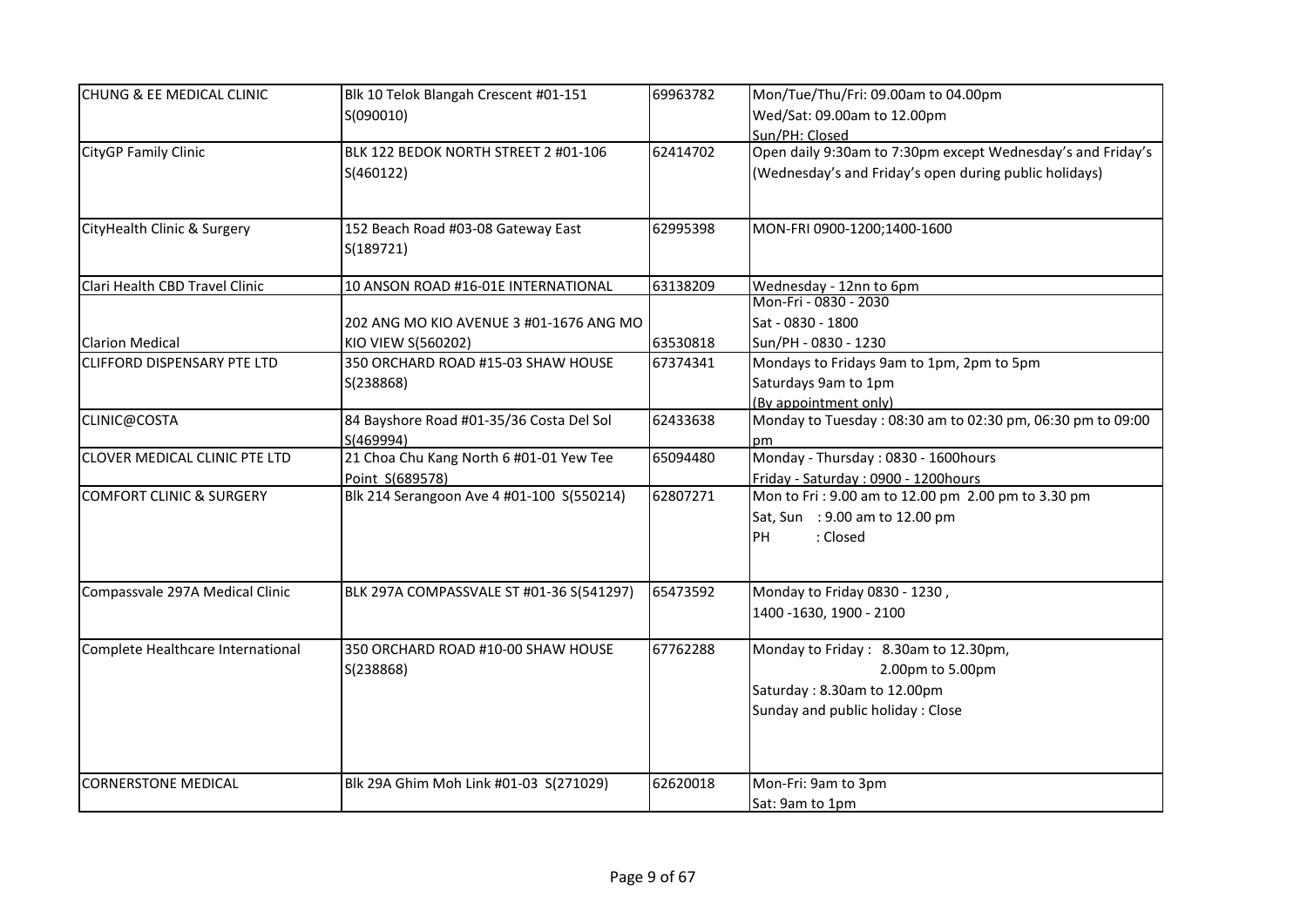| CHUNG & EE MEDICAL CLINIC | Blk 10 Telok Blangah Crescent #01-151 S(090010) | 69963782 | Mon/Tue/Thu/Fri: 09.00am to 04.00pm<br>Wed/Sat: 09.00am to 12.00pm<br>Sun/PH: Closed |
|---|---|---|---|
| CityGP Family Clinic | BLK 122 BEDOK NORTH STREET 2 #01-106 S(460122) | 62414702 | Open daily 9:30am to 7:30pm except Wednesday's and Friday's (Wednesday's and Friday's open during public holidays) |
| CityHealth Clinic & Surgery | 152 Beach Road #03-08 Gateway East S(189721) | 62995398 | MON-FRI 0900-1200;1400-1600 |
| Clari Health CBD Travel Clinic | 10 ANSON ROAD #16-01E INTERNATIONAL | 63138209 | Wednesday - 12nn to 6pm |
| Clarion Medical | 202 ANG MO KIO AVENUE 3 #01-1676 ANG MO KIO VIEW S(560202) | 63530818 | Mon-Fri - 0830 - 2030<br>Sat - 0830 - 1800<br>Sun/PH - 0830 - 1230 |
| CLIFFORD DISPENSARY PTE LTD | 350 ORCHARD ROAD #15-03 SHAW HOUSE S(238868) | 67374341 | Mondays to Fridays 9am to 1pm, 2pm to 5pm<br>Saturdays 9am to 1pm<br>(By appointment only) |
| CLINIC@COSTA | 84 Bayshore Road #01-35/36 Costa Del Sol S(469994) | 62433638 | Monday to Tuesday : 08:30 am to 02:30 pm, 06:30 pm to 09:00 pm |
| CLOVER MEDICAL CLINIC PTE LTD | 21 Choa Chu Kang North 6 #01-01 Yew Tee Point S(689578) | 65094480 | Monday - Thursday : 0830 - 1600hours<br>Friday - Saturday : 0900 - 1200hours |
| COMFORT CLINIC & SURGERY | Blk 214 Serangoon Ave 4 #01-100 S(550214) | 62807271 | Mon to Fri : 9.00 am to 12.00 pm 2.00 pm to 3.30 pm<br>Sat, Sun : 9.00 am to 12.00 pm<br>PH : Closed |
| Compassvale 297A Medical Clinic | BLK 297A COMPASSVALE ST #01-36 S(541297) | 65473592 | Monday to Friday 0830 - 1230 ,<br>1400 -1630, 1900 - 2100 |
| Complete Healthcare International | 350 ORCHARD ROAD #10-00 SHAW HOUSE S(238868) | 67762288 | Monday to Friday : 8.30am to 12.30pm,<br>2.00pm to 5.00pm<br>Saturday : 8.30am to 12.00pm<br>Sunday and public holiday : Close |
| CORNERSTONE MEDICAL | Blk 29A Ghim Moh Link #01-03 S(271029) | 62620018 | Mon-Fri: 9am to 3pm<br>Sat: 9am to 1pm |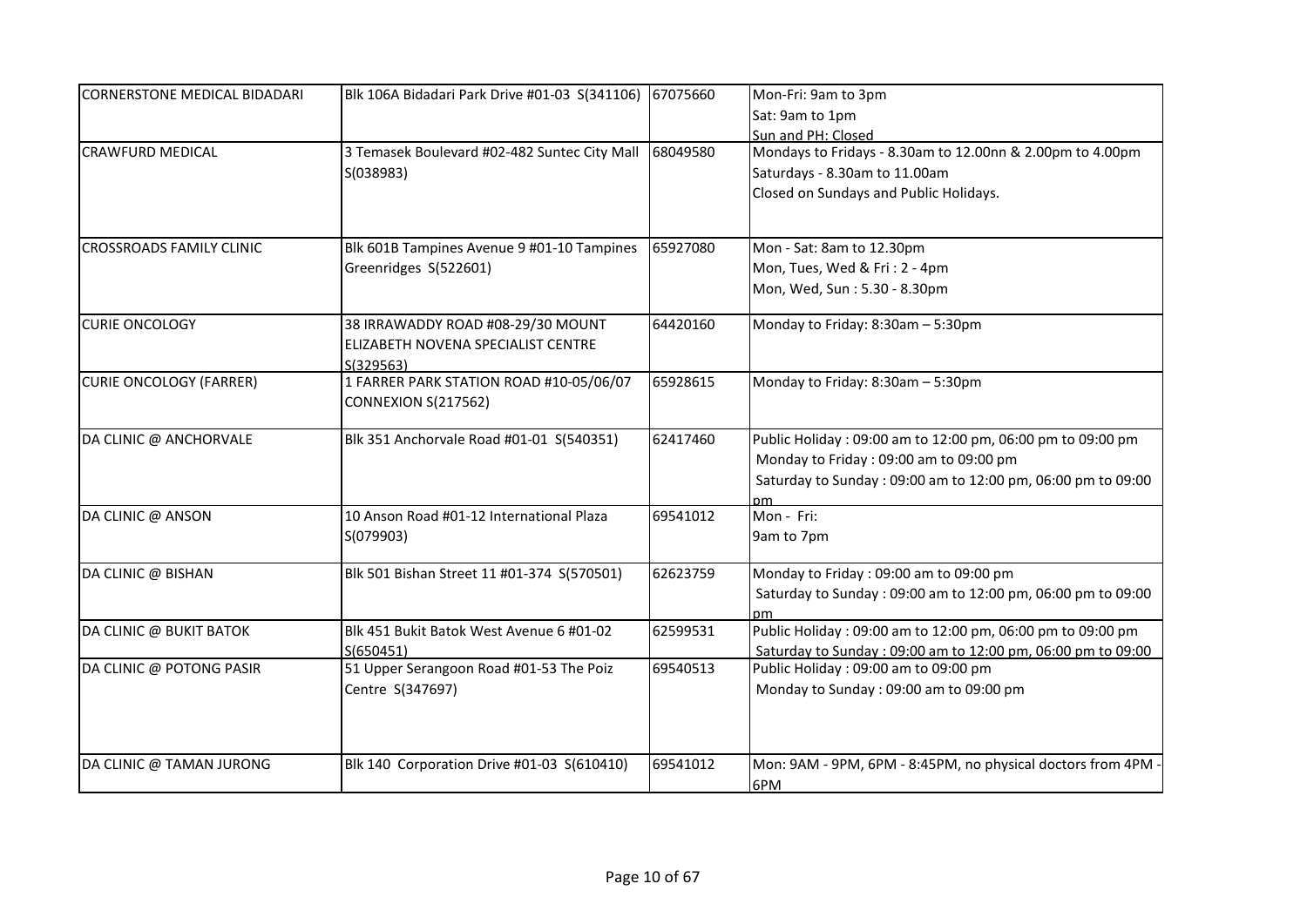| | | | |
|---|---|---|---|
| CORNERSTONE MEDICAL BIDADARI | Blk 106A Bidadari Park Drive #01-03 S(341106) | 67075660 | Mon-Fri: 9am to 3pm<br>Sat: 9am to 1pm<br>Sun and PH: Closed |
| CRAWFURD MEDICAL | 3 Temasek Boulevard #02-482 Suntec City Mall S(038983) | 68049580 | Mondays to Fridays - 8.30am to 12.00nn & 2.00pm to 4.00pm<br>Saturdays - 8.30am to 11.00am<br>Closed on Sundays and Public Holidays. |
| CROSSROADS FAMILY CLINIC | Blk 601B Tampines Avenue 9 #01-10 Tampines Greenridges S(522601) | 65927080 | Mon - Sat: 8am to 12.30pm<br>Mon, Tues, Wed & Fri : 2 - 4pm<br>Mon, Wed, Sun : 5.30 - 8.30pm |
| CURIE ONCOLOGY | 38 IRRAWADDY ROAD #08-29/30 MOUNT ELIZABETH NOVENA SPECIALIST CENTRE S(329563) | 64420160 | Monday to Friday: 8:30am – 5:30pm |
| CURIE ONCOLOGY (FARRER) | 1 FARRER PARK STATION ROAD #10-05/06/07 CONNEXION S(217562) | 65928615 | Monday to Friday: 8:30am – 5:30pm |
| DA CLINIC @ ANCHORVALE | Blk 351 Anchorvale Road #01-01 S(540351) | 62417460 | Public Holiday : 09:00 am to 12:00 pm, 06:00 pm to 09:00 pm<br>Monday to Friday : 09:00 am to 09:00 pm<br>Saturday to Sunday : 09:00 am to 12:00 pm, 06:00 pm to 09:00 pm |
| DA CLINIC @ ANSON | 10 Anson Road #01-12 International Plaza S(079903) | 69541012 | Mon - Fri:<br>9am to 7pm |
| DA CLINIC @ BISHAN | Blk 501 Bishan Street 11 #01-374 S(570501) | 62623759 | Monday to Friday : 09:00 am to 09:00 pm<br>Saturday to Sunday : 09:00 am to 12:00 pm, 06:00 pm to 09:00 pm |
| DA CLINIC @ BUKIT BATOK | Blk 451 Bukit Batok West Avenue 6 #01-02 S(650451) | 62599531 | Public Holiday : 09:00 am to 12:00 pm, 06:00 pm to 09:00 pm<br>Saturday to Sunday : 09:00 am to 12:00 pm, 06:00 pm to 09:00 |
| DA CLINIC @ POTONG PASIR | 51 Upper Serangoon Road #01-53 The Poiz Centre S(347697) | 69540513 | Public Holiday : 09:00 am to 09:00 pm<br>Monday to Sunday : 09:00 am to 09:00 pm |
| DA CLINIC @ TAMAN JURONG | Blk 140 Corporation Drive #01-03 S(610410) | 69541012 | Mon: 9AM - 9PM, 6PM - 8:45PM, no physical doctors from 4PM - 6PM |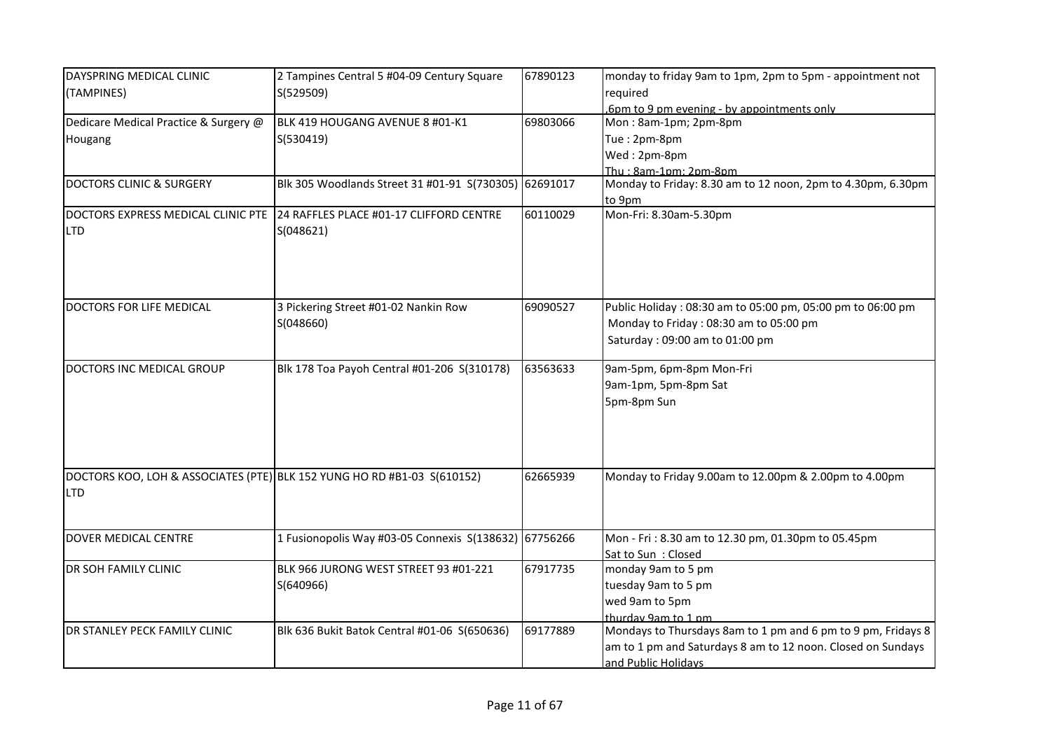| | | | |
|---|---|---|---|
| DAYSPRING MEDICAL CLINIC (TAMPINES) | 2 Tampines Central 5 #04-09 Century Square S(529509) | 67890123 | monday to friday 9am to 1pm, 2pm to 5pm - appointment not required ,6pm to 9 pm evening - by appointments only |
| Dedicare Medical Practice & Surgery @ Hougang | BLK 419 HOUGANG AVENUE 8 #01-K1 S(530419) | 69803066 | Mon : 8am-1pm; 2pm-8pm<br>Tue : 2pm-8pm<br>Wed : 2pm-8pm<br>Thu : 8am-1pm; 2pm-8pm |
| DOCTORS CLINIC & SURGERY | Blk 305 Woodlands Street 31 #01-91 S(730305) | 62691017 | Monday to Friday: 8.30 am to 12 noon, 2pm to 4.30pm, 6.30pm to 9pm |
| DOCTORS EXPRESS MEDICAL CLINIC PTE LTD | 24 RAFFLES PLACE #01-17 CLIFFORD CENTRE S(048621) | 60110029 | Mon-Fri: 8.30am-5.30pm |
| DOCTORS FOR LIFE MEDICAL | 3 Pickering Street #01-02 Nankin Row S(048660) | 69090527 | Public Holiday : 08:30 am to 05:00 pm, 05:00 pm to 06:00 pm<br>Monday to Friday : 08:30 am to 05:00 pm<br>Saturday : 09:00 am to 01:00 pm |
| DOCTORS INC MEDICAL GROUP | Blk 178 Toa Payoh Central #01-206 S(310178) | 63563633 | 9am-5pm, 6pm-8pm Mon-Fri<br>9am-1pm, 5pm-8pm Sat<br>5pm-8pm Sun |
| DOCTORS KOO, LOH & ASSOCIATES (PTE) LTD | BLK 152 YUNG HO RD #B1-03 S(610152) | 62665939 | Monday to Friday 9.00am to 12.00pm & 2.00pm to 4.00pm |
| DOVER MEDICAL CENTRE | 1 Fusionopolis Way #03-05 Connexis S(138632) | 67756266 | Mon - Fri : 8.30 am to 12.30 pm, 01.30pm to 05.45pm<br>Sat to Sun : Closed |
| DR SOH FAMILY CLINIC | BLK 966 JURONG WEST STREET 93 #01-221 S(640966) | 67917735 | monday 9am to 5 pm<br>tuesday 9am to 5 pm<br>wed 9am to 5pm<br>thurday 9am to 1 pm |
| DR STANLEY PECK FAMILY CLINIC | Blk 636 Bukit Batok Central #01-06 S(650636) | 69177889 | Mondays to Thursdays 8am to 1 pm and 6 pm to 9 pm, Fridays 8 am to 1 pm and Saturdays 8 am to 12 noon. Closed on Sundays and Public Holidays |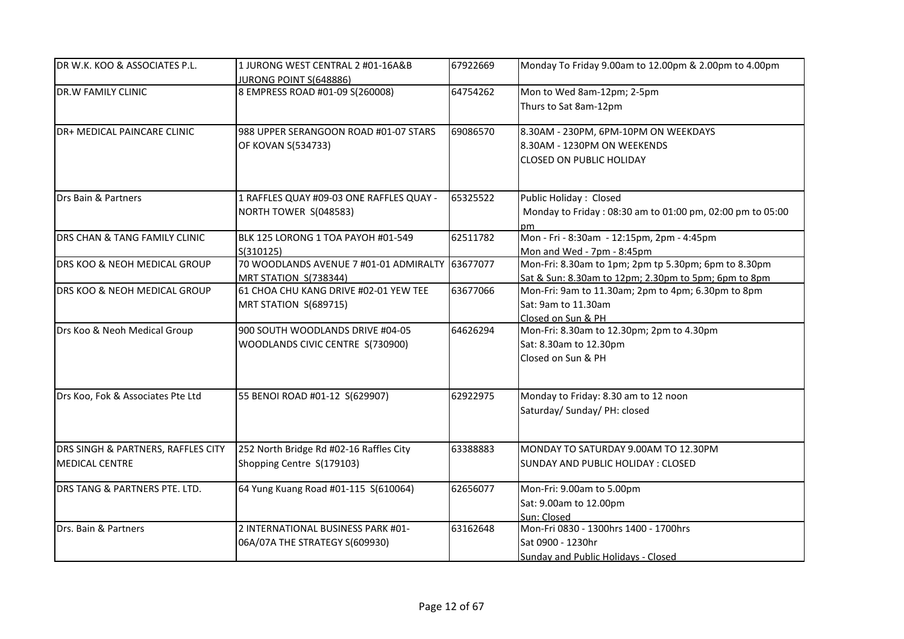| | | | |
|---|---|---|---|
| DR W.K. KOO & ASSOCIATES P.L. | 1 JURONG WEST CENTRAL 2 #01-16A&B JURONG POINT S(648886) | 67922669 | Monday To Friday 9.00am to 12.00pm & 2.00pm to 4.00pm |
| DR.W FAMILY CLINIC | 8 EMPRESS ROAD #01-09 S(260008) | 64754262 | Mon to Wed 8am-12pm; 2-5pm<br>Thurs to Sat 8am-12pm |
| DR+ MEDICAL PAINCARE CLINIC | 988 UPPER SERANGOON ROAD #01-07 STARS OF KOVAN S(534733) | 69086570 | 8.30AM - 230PM, 6PM-10PM ON WEEKDAYS<br>8.30AM - 1230PM ON WEEKENDS<br>CLOSED ON PUBLIC HOLIDAY |
| Drs Bain & Partners | 1 RAFFLES QUAY #09-03 ONE RAFFLES QUAY - NORTH TOWER S(048583) | 65325522 | Public Holiday : Closed<br>Monday to Friday : 08:30 am to 01:00 pm, 02:00 pm to 05:00 pm |
| DRS CHAN & TANG FAMILY CLINIC | BLK 125 LORONG 1 TOA PAYOH #01-549 S(310125) | 62511782 | Mon - Fri - 8:30am - 12:15pm, 2pm - 4:45pm<br>Mon and Wed - 7pm - 8:45pm |
| DRS KOO & NEOH MEDICAL GROUP | 70 WOODLANDS AVENUE 7 #01-01 ADMIRALTY MRT STATION S(738344) | 63677077 | Mon-Fri: 8.30am to 1pm; 2pm tp 5.30pm; 6pm to 8.30pm<br>Sat & Sun: 8.30am to 12pm; 2.30pm to 5pm; 6pm to 8pm |
| DRS KOO & NEOH MEDICAL GROUP | 61 CHOA CHU KANG DRIVE #02-01 YEW TEE MRT STATION S(689715) | 63677066 | Mon-Fri: 9am to 11.30am; 2pm to 4pm; 6.30pm to 8pm<br>Sat: 9am to 11.30am<br>Closed on Sun & PH |
| Drs Koo & Neoh Medical Group | 900 SOUTH WOODLANDS DRIVE #04-05 WOODLANDS CIVIC CENTRE S(730900) | 64626294 | Mon-Fri: 8.30am to 12.30pm; 2pm to 4.30pm<br>Sat: 8.30am to 12.30pm<br>Closed on Sun & PH |
| Drs Koo, Fok & Associates Pte Ltd | 55 BENOI ROAD #01-12 S(629907) | 62922975 | Monday to Friday: 8.30 am to 12 noon<br>Saturday/ Sunday/ PH: closed |
| DRS SINGH & PARTNERS, RAFFLES CITY MEDICAL CENTRE | 252 North Bridge Rd #02-16 Raffles City Shopping Centre S(179103) | 63388883 | MONDAY TO SATURDAY 9.00AM TO 12.30PM<br>SUNDAY AND PUBLIC HOLIDAY : CLOSED |
| DRS TANG & PARTNERS PTE. LTD. | 64 Yung Kuang Road #01-115 S(610064) | 62656077 | Mon-Fri: 9.00am to 5.00pm<br>Sat: 9.00am to 12.00pm<br>Sun: Closed |
| Drs. Bain & Partners | 2 INTERNATIONAL BUSINESS PARK #01-06A/07A THE STRATEGY S(609930) | 63162648 | Mon-Fri 0830 - 1300hrs 1400 - 1700hrs<br>Sat 0900 - 1230hr<br>Sunday and Public Holidays - Closed |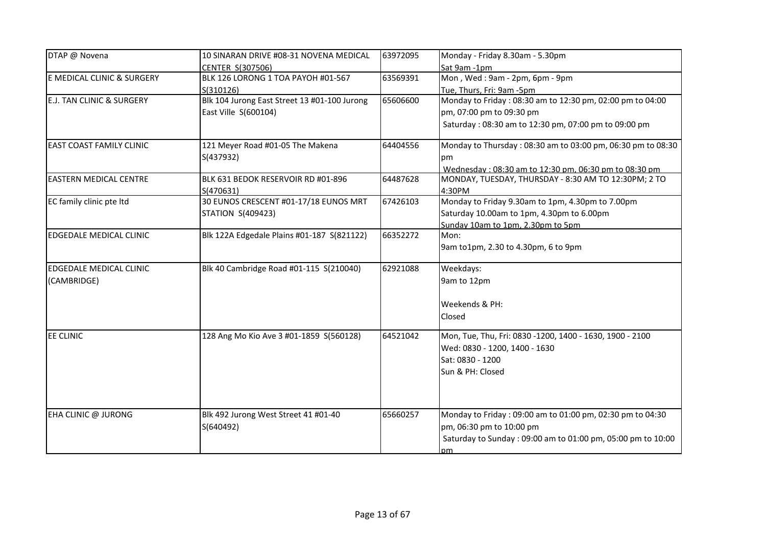| DTAP @ Novena | 10 SINARAN DRIVE #08-31 NOVENA MEDICAL CENTER S(307506) | 63972095 | Monday - Friday 8.30am - 5.30pm<br>Sat 9am -1pm |
|---|---|---|---|
| E MEDICAL CLINIC & SURGERY | BLK 126 LORONG 1 TOA PAYOH #01-567 S(310126) | 63569391 | Mon , Wed : 9am - 2pm, 6pm - 9pm<br>Tue, Thurs, Fri: 9am -5pm |
| E.J. TAN CLINIC & SURGERY | Blk 104 Jurong East Street 13 #01-100 Jurong East Ville S(600104) | 65606600 | Monday to Friday : 08:30 am to 12:30 pm, 02:00 pm to 04:00 pm, 07:00 pm to 09:30 pm<br>Saturday : 08:30 am to 12:30 pm, 07:00 pm to 09:00 pm |
| EAST COAST FAMILY CLINIC | 121 Meyer Road #01-05 The Makena S(437932) | 64404556 | Monday to Thursday : 08:30 am to 03:00 pm, 06:30 pm to 08:30 pm<br>Wednesday : 08:30 am to 12:30 pm, 06:30 pm to 08:30 pm |
| EASTERN MEDICAL CENTRE | BLK 631 BEDOK RESERVOIR RD #01-896 S(470631) | 64487628 | MONDAY, TUESDAY, THURSDAY - 8:30 AM TO 12:30PM; 2 TO 4:30PM |
| EC family clinic pte ltd | 30 EUNOS CRESCENT #01-17/18 EUNOS MRT STATION S(409423) | 67426103 | Monday to Friday 9.30am to 1pm, 4.30pm to 7.00pm<br>Saturday 10.00am to 1pm, 4.30pm to 6.00pm<br>Sunday 10am to 1pm, 2.30pm to 5pm |
| EDGEDALE MEDICAL CLINIC | Blk 122A Edgedale Plains #01-187 S(821122) | 66352272 | Mon:<br>9am to1pm, 2.30 to 4.30pm, 6 to 9pm |
| EDGEDALE MEDICAL CLINIC (CAMBRIDGE) | Blk 40 Cambridge Road #01-115 S(210040) | 62921088 | Weekdays:<br>9am to 12pm<br><br>Weekends & PH:<br>Closed |
| EE CLINIC | 128 Ang Mo Kio Ave 3 #01-1859 S(560128) | 64521042 | Mon, Tue, Thu, Fri: 0830 -1200, 1400 - 1630, 1900 - 2100<br>Wed: 0830 - 1200, 1400 - 1630<br>Sat: 0830 - 1200<br>Sun & PH: Closed |
| EHA CLINIC @ JURONG | Blk 492 Jurong West Street 41 #01-40 S(640492) | 65660257 | Monday to Friday : 09:00 am to 01:00 pm, 02:30 pm to 04:30 pm, 06:30 pm to 10:00 pm<br>Saturday to Sunday : 09:00 am to 01:00 pm, 05:00 pm to 10:00 pm |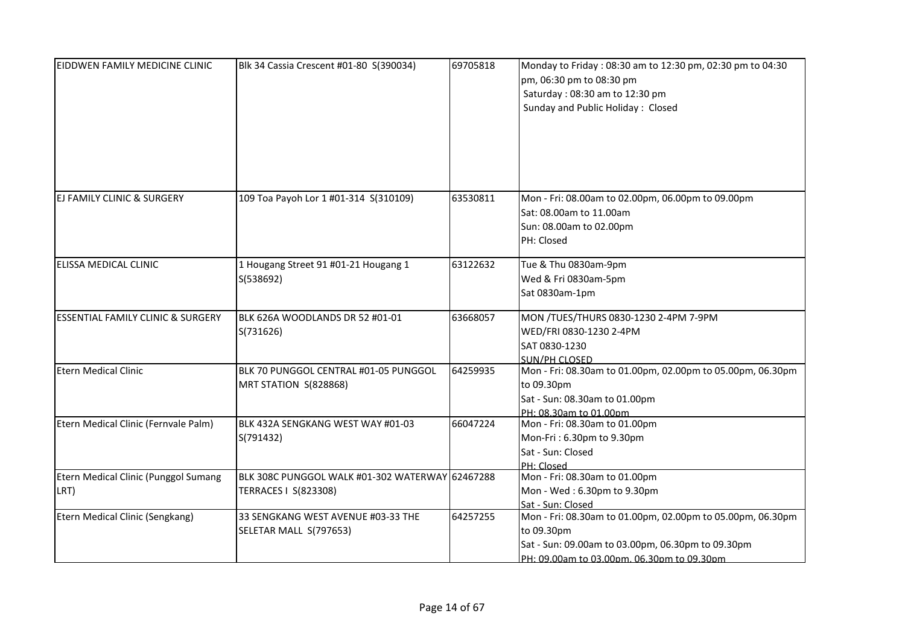| | | | |
|---|---|---|---|
| EIDDWEN FAMILY MEDICINE CLINIC | Blk 34 Cassia Crescent #01-80 S(390034) | 69705818 | Monday to Friday : 08:30 am to 12:30 pm, 02:30 pm to 04:30 pm, 06:30 pm to 08:30 pm<br>Saturday : 08:30 am to 12:30 pm<br>Sunday and Public Holiday : Closed |
| EJ FAMILY CLINIC & SURGERY | 109 Toa Payoh Lor 1 #01-314 S(310109) | 63530811 | Mon - Fri: 08.00am to 02.00pm, 06.00pm to 09.00pm<br>Sat: 08.00am to 11.00am<br>Sun: 08.00am to 02.00pm<br>PH: Closed |
| ELISSA MEDICAL CLINIC | 1 Hougang Street 91 #01-21 Hougang 1 S(538692) | 63122632 | Tue & Thu 0830am-9pm<br>Wed & Fri 0830am-5pm<br>Sat 0830am-1pm |
| ESSENTIAL FAMILY CLINIC & SURGERY | BLK 626A WOODLANDS DR 52 #01-01 S(731626) | 63668057 | MON /TUES/THURS 0830-1230 2-4PM 7-9PM<br>WED/FRI 0830-1230 2-4PM<br>SAT 0830-1230<br>SUN/PH CLOSED |
| Etern Medical Clinic | BLK 70 PUNGGOL CENTRAL #01-05 PUNGGOL MRT STATION S(828868) | 64259935 | Mon - Fri: 08.30am to 01.00pm, 02.00pm to 05.00pm, 06.30pm to 09.30pm<br>Sat - Sun: 08.30am to 01.00pm<br>PH: 08.30am to 01.00pm |
| Etern Medical Clinic (Fernvale Palm) | BLK 432A SENGKANG WEST WAY #01-03 S(791432) | 66047224 | Mon - Fri: 08.30am to 01.00pm<br>Mon-Fri : 6.30pm to 9.30pm<br>Sat - Sun: Closed<br>PH: Closed |
| Etern Medical Clinic (Punggol Sumang LRT) | BLK 308C PUNGGOL WALK #01-302 WATERWAY TERRACES I S(823308) | 62467288 | Mon - Fri: 08.30am to 01.00pm<br>Mon - Wed : 6.30pm to 9.30pm<br>Sat - Sun: Closed |
| Etern Medical Clinic (Sengkang) | 33 SENGKANG WEST AVENUE #03-33 THE SELETAR MALL S(797653) | 64257255 | Mon - Fri: 08.30am to 01.00pm, 02.00pm to 05.00pm, 06.30pm to 09.30pm<br>Sat - Sun: 09.00am to 03.00pm, 06.30pm to 09.30pm<br>PH: 09.00am to 03.00pm, 06.30pm to 09.30pm |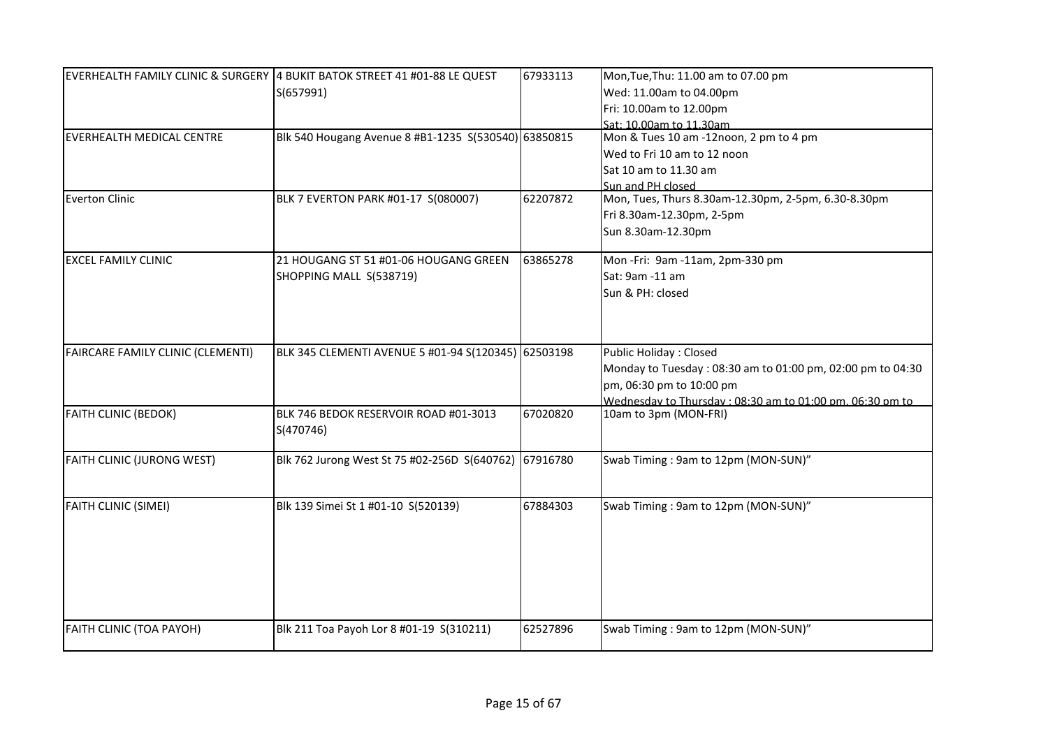| | | | |
|---|---|---|---|
| EVERHEALTH FAMILY CLINIC & SURGERY | 4 BUKIT BATOK STREET 41 #01-88 LE QUEST S(657991) | 67933113 | Mon,Tue,Thu: 11.00 am to 07.00 pm<br>Wed: 11.00am to 04.00pm<br>Fri: 10.00am to 12.00pm<br>Sat: 10.00am to 11.30am |
| EVERHEALTH MEDICAL CENTRE | Blk 540 Hougang Avenue 8 #B1-1235 S(530540) | 63850815 | Mon & Tues 10 am -12noon, 2 pm to 4 pm<br>Wed to Fri 10 am to 12 noon<br>Sat 10 am to 11.30 am<br>Sun and PH closed |
| Everton Clinic | BLK 7 EVERTON PARK #01-17 S(080007) | 62207872 | Mon, Tues, Thurs 8.30am-12.30pm, 2-5pm, 6.30-8.30pm<br>Fri 8.30am-12.30pm, 2-5pm<br>Sun 8.30am-12.30pm |
| EXCEL FAMILY CLINIC | 21 HOUGANG ST 51 #01-06 HOUGANG GREEN SHOPPING MALL S(538719) | 63865278 | Mon -Fri: 9am -11am, 2pm-330 pm<br>Sat: 9am -11 am<br>Sun & PH: closed |
| FAIRCARE FAMILY CLINIC (CLEMENTI) | BLK 345 CLEMENTI AVENUE 5 #01-94 S(120345) | 62503198 | Public Holiday : Closed<br>Monday to Tuesday : 08:30 am to 01:00 pm, 02:00 pm to 04:30 pm, 06:30 pm to 10:00 pm<br>Wednesday to Thursday : 08:30 am to 01:00 pm, 06:30 pm to |
| FAITH CLINIC (BEDOK) | BLK 746 BEDOK RESERVOIR ROAD #01-3013 S(470746) | 67020820 | 10am to 3pm (MON-FRI) |
| FAITH CLINIC (JURONG WEST) | Blk 762 Jurong West St 75 #02-256D S(640762) | 67916780 | Swab Timing : 9am to 12pm (MON-SUN)" |
| FAITH CLINIC (SIMEI) | Blk 139 Simei St 1 #01-10 S(520139) | 67884303 | Swab Timing : 9am to 12pm (MON-SUN)" |
| FAITH CLINIC (TOA PAYOH) | Blk 211 Toa Payoh Lor 8 #01-19 S(310211) | 62527896 | Swab Timing : 9am to 12pm (MON-SUN)" |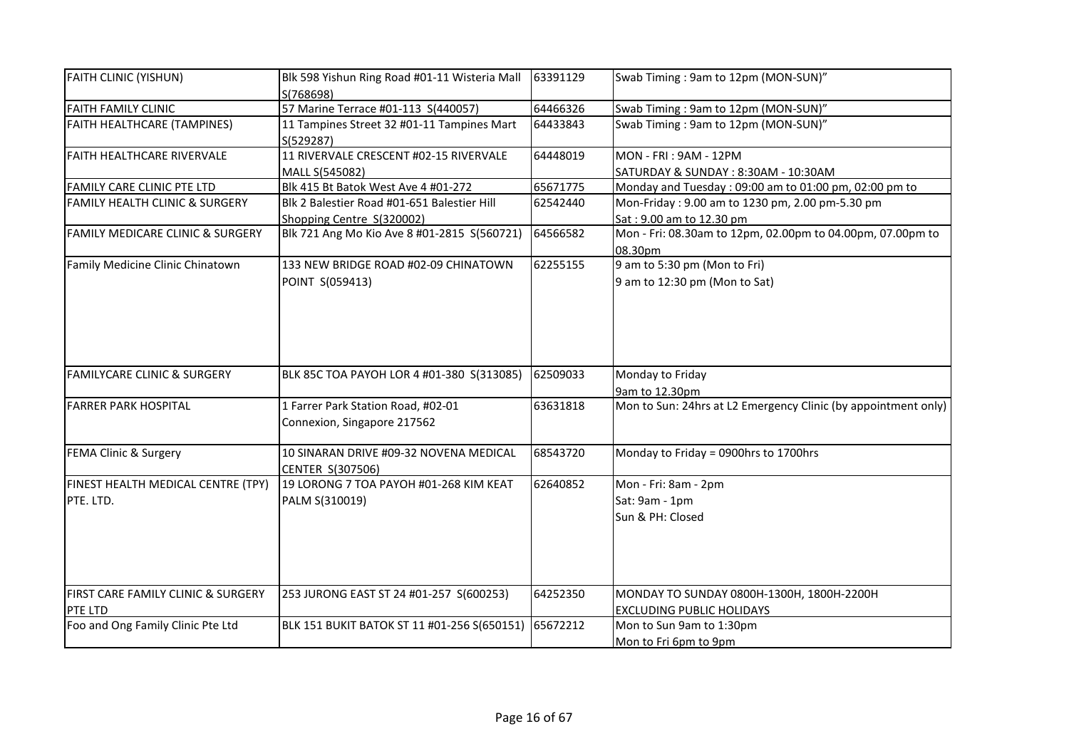| FAITH CLINIC (YISHUN) | Blk 598 Yishun Ring Road #01-11 Wisteria Mall S(768698) | 63391129 | Swab Timing : 9am to 12pm (MON-SUN)" |
|---|---|---|---|
| FAITH FAMILY CLINIC | 57 Marine Terrace #01-113 S(440057) | 64466326 | Swab Timing : 9am to 12pm (MON-SUN)" |
| FAITH HEALTHCARE (TAMPINES) | 11 Tampines Street 32 #01-11 Tampines Mart S(529287) | 64433843 | Swab Timing : 9am to 12pm (MON-SUN)" |
| FAITH HEALTHCARE RIVERVALE | 11 RIVERVALE CRESCENT #02-15 RIVERVALE MALL S(545082) | 64448019 | MON - FRI : 9AM - 12PM<br>SATURDAY & SUNDAY : 8:30AM - 10:30AM |
| FAMILY CARE CLINIC PTE LTD | Blk 415 Bt Batok West Ave 4 #01-272 | 65671775 | Monday and Tuesday : 09:00 am to 01:00 pm, 02:00 pm to |
| FAMILY HEALTH CLINIC & SURGERY | Blk 2 Balestier Road #01-651 Balestier Hill Shopping Centre S(320002) | 62542440 | Mon-Friday : 9.00 am to 1230 pm, 2.00 pm-5.30 pm<br>Sat : 9.00 am to 12.30 pm |
| FAMILY MEDICARE CLINIC & SURGERY | Blk 721 Ang Mo Kio Ave 8 #01-2815 S(560721) | 64566582 | Mon - Fri: 08.30am to 12pm, 02.00pm to 04.00pm, 07.00pm to 08.30pm |
| Family Medicine Clinic Chinatown | 133 NEW BRIDGE ROAD #02-09 CHINATOWN POINT S(059413) | 62255155 | 9 am to 5:30 pm (Mon to Fri)<br>9 am to 12:30 pm (Mon to Sat) |
| FAMILYCARE CLINIC & SURGERY | BLK 85C TOA PAYOH LOR 4 #01-380 S(313085) | 62509033 | Monday to Friday<br>9am to 12.30pm |
| FARRER PARK HOSPITAL | 1 Farrer Park Station Road, #02-01 Connexion, Singapore 217562 | 63631818 | Mon to Sun: 24hrs at L2 Emergency Clinic (by appointment only) |
| FEMA Clinic & Surgery | 10 SINARAN DRIVE #09-32 NOVENA MEDICAL CENTER S(307506) | 68543720 | Monday to Friday = 0900hrs to 1700hrs |
| FINEST HEALTH MEDICAL CENTRE (TPY) PTE. LTD. | 19 LORONG 7 TOA PAYOH #01-268 KIM KEAT PALM S(310019) | 62640852 | Mon - Fri: 8am - 2pm<br>Sat: 9am - 1pm<br>Sun & PH: Closed |
| FIRST CARE FAMILY CLINIC & SURGERY PTE LTD | 253 JURONG EAST ST 24 #01-257 S(600253) | 64252350 | MONDAY TO SUNDAY 0800H-1300H, 1800H-2200H<br>EXCLUDING PUBLIC HOLIDAYS |
| Foo and Ong Family Clinic Pte Ltd | BLK 151 BUKIT BATOK ST 11 #01-256 S(650151) | 65672212 | Mon to Sun 9am to 1:30pm<br>Mon to Fri 6pm to 9pm |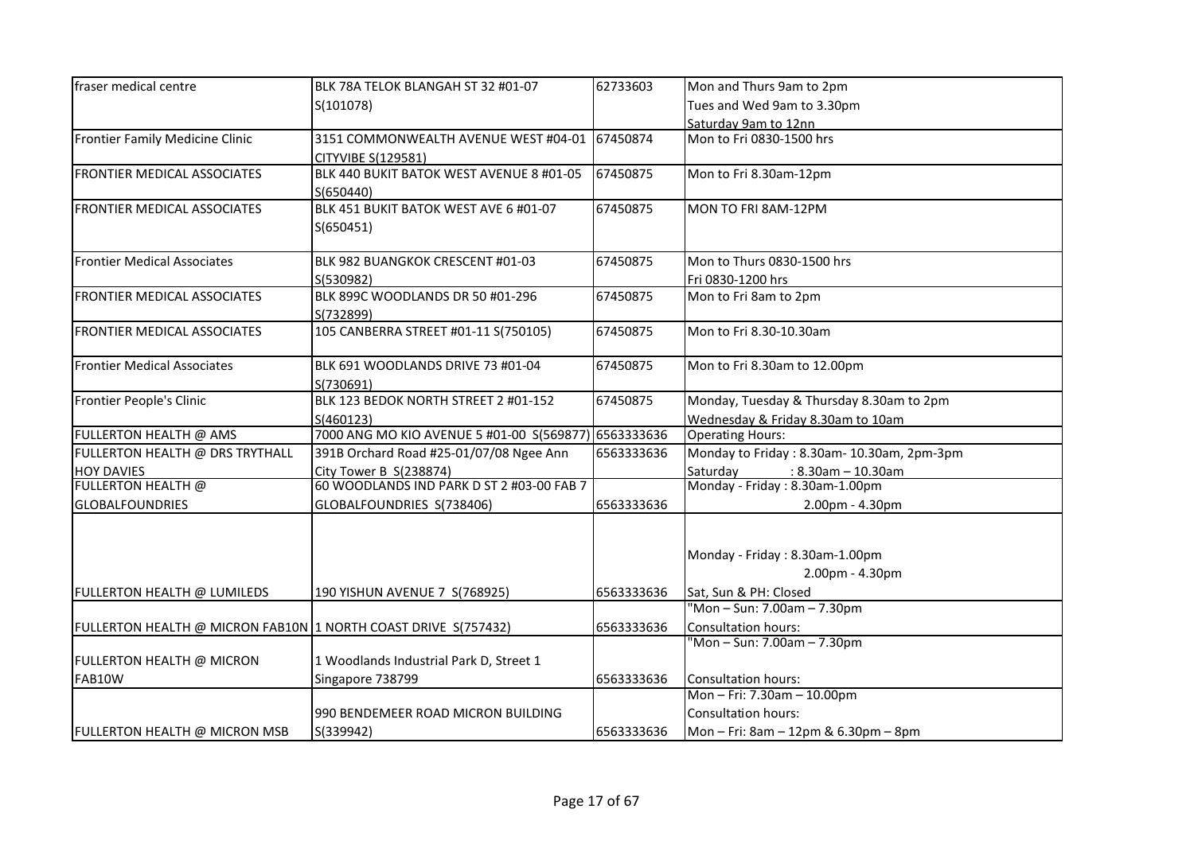| | | | |
|---|---|---|---|
| fraser medical centre | BLK 78A TELOK BLANGAH ST 32 #01-07 S(101078) | 62733603 | Mon and Thurs 9am to 2pm<br>Tues and Wed 9am to 3.30pm<br>Saturday 9am to 12nn |
| Frontier Family Medicine Clinic | 3151 COMMONWEALTH AVENUE WEST #04-01 CITYVIBE S(129581) | 67450874 | Mon to Fri 0830-1500 hrs |
| FRONTIER MEDICAL ASSOCIATES | BLK 440 BUKIT BATOK WEST AVENUE 8 #01-05 S(650440) | 67450875 | Mon to Fri 8.30am-12pm |
| FRONTIER MEDICAL ASSOCIATES | BLK 451 BUKIT BATOK WEST AVE 6 #01-07 S(650451) | 67450875 | MON TO FRI 8AM-12PM |
| Frontier Medical Associates | BLK 982 BUANGKOK CRESCENT #01-03 S(530982) | 67450875 | Mon to Thurs 0830-1500 hrs<br>Fri 0830-1200 hrs |
| FRONTIER MEDICAL ASSOCIATES | BLK 899C WOODLANDS DR 50 #01-296 S(732899) | 67450875 | Mon to Fri 8am to 2pm |
| FRONTIER MEDICAL ASSOCIATES | 105 CANBERRA STREET #01-11 S(750105) | 67450875 | Mon to Fri 8.30-10.30am |
| Frontier Medical Associates | BLK 691 WOODLANDS DRIVE 73 #01-04 S(730691) | 67450875 | Mon to Fri 8.30am to 12.00pm |
| Frontier People's Clinic | BLK 123 BEDOK NORTH STREET 2 #01-152 S(460123) | 67450875 | Monday, Tuesday & Thursday 8.30am to 2pm<br>Wednesday & Friday 8.30am to 10am |
| FULLERTON HEALTH @ AMS | 7000 ANG MO KIO AVENUE 5 #01-00 S(569877) | 6563333636 | Operating Hours: |
| FULLERTON HEALTH @ DRS TRYTHALL HOY DAVIES | 391B Orchard Road #25-01/07/08 Ngee Ann City Tower B S(238874) | 6563333636 | Monday to Friday : 8.30am- 10.30am, 2pm-3pm<br>Saturday : 8.30am – 10.30am |
| FULLERTON HEALTH @ GLOBALFOUNDRIES | 60 WOODLANDS IND PARK D ST 2 #03-00 FAB 7 GLOBALFOUNDRIES S(738406) | 6563333636 | Monday - Friday : 8.30am-1.00pm<br>2.00pm - 4.30pm |
| FULLERTON HEALTH @ LUMILEDS | 190 YISHUN AVENUE 7 S(768925) | 6563333636 | Monday - Friday : 8.30am-1.00pm<br>2.00pm - 4.30pm<br>Sat, Sun & PH: Closed |
| FULLERTON HEALTH @ MICRON FAB10N | 1 NORTH COAST DRIVE S(757432) | 6563333636 | "Mon – Sun: 7.00am – 7.30pm<br>Consultation hours: |
| FULLERTON HEALTH @ MICRON FAB10W | 1 Woodlands Industrial Park D, Street 1 Singapore 738799 | 6563333636 | "Mon – Sun: 7.00am – 7.30pm<br>Consultation hours: |
| FULLERTON HEALTH @ MICRON MSB | 990 BENDEMEER ROAD MICRON BUILDING S(339942) | 6563333636 | Mon – Fri: 7.30am – 10.00pm<br>Consultation hours:<br>Mon – Fri: 8am – 12pm & 6.30pm – 8pm |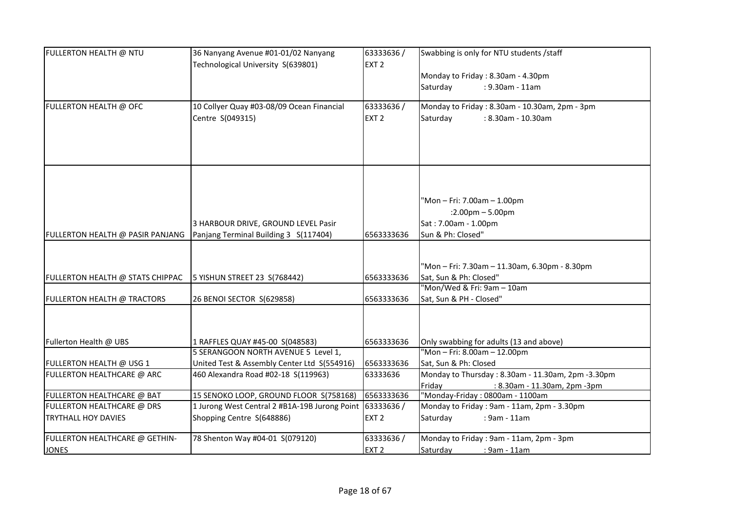| | | | |
|---|---|---|---|
| FULLERTON HEALTH @ NTU | 36 Nanyang Avenue #01-01/02 Nanyang Technological University S(639801) | 63333636 / EXT 2 | Swabbing is only for NTU students /staff<br><br>Monday to Friday : 8.30am - 4.30pm<br>Saturday : 9.30am - 11am |
| FULLERTON HEALTH @ OFC | 10 Collyer Quay #03-08/09 Ocean Financial Centre S(049315) | 63333636 / EXT 2 | Monday to Friday : 8.30am - 10.30am, 2pm - 3pm<br>Saturday : 8.30am - 10.30am |
| FULLERTON HEALTH @ PASIR PANJANG | 3 HARBOUR DRIVE, GROUND LEVEL Pasir Panjang Terminal Building 3 S(117404) | 6563333636 | "Mon – Fri: 7.00am – 1.00pm<br>:2.00pm – 5.00pm<br>Sat : 7.00am - 1.00pm<br>Sun & Ph: Closed" |
| FULLERTON HEALTH @ STATS CHIPPAC | 5 YISHUN STREET 23 S(768442) | 6563333636 | "Mon – Fri: 7.30am – 11.30am, 6.30pm - 8.30pm<br>Sat, Sun & Ph: Closed" |
| FULLERTON HEALTH @ TRACTORS | 26 BENOI SECTOR S(629858) | 6563333636 | "Mon/Wed & Fri: 9am – 10am<br>Sat, Sun & PH - Closed" |
| Fullerton Health @ UBS | 1 RAFFLES QUAY #45-00 S(048583) | 6563333636 | Only swabbing for adults (13 and above) |
| FULLERTON HEALTH @ USG 1 | 5 SERANGOON NORTH AVENUE 5 Level 1, United Test & Assembly Center Ltd S(554916) | 6563333636 | "Mon – Fri: 8.00am – 12.00pm<br>Sat, Sun & Ph: Closed |
| FULLERTON HEALTHCARE @ ARC | 460 Alexandra Road #02-18 S(119963) | 63333636 | Monday to Thursday : 8.30am - 11.30am, 2pm -3.30pm<br>Friday : 8.30am - 11.30am, 2pm -3pm |
| FULLERTON HEALTHCARE @ BAT | 15 SENOKO LOOP, GROUND FLOOR S(758168) | 6563333636 | "Monday-Friday : 0800am - 1100am |
| FULLERTON HEALTHCARE @ DRS TRYTHALL HOY DAVIES | 1 Jurong West Central 2 #B1A-19B Jurong Point Shopping Centre S(648886) | 63333636 / EXT 2 | Monday to Friday : 9am - 11am, 2pm - 3.30pm<br>Saturday : 9am - 11am |
| FULLERTON HEALTHCARE @ GETHIN-JONES | 78 Shenton Way #04-01 S(079120) | 63333636 / EXT 2 | Monday to Friday : 9am - 11am, 2pm - 3pm<br>Saturday : 9am - 11am |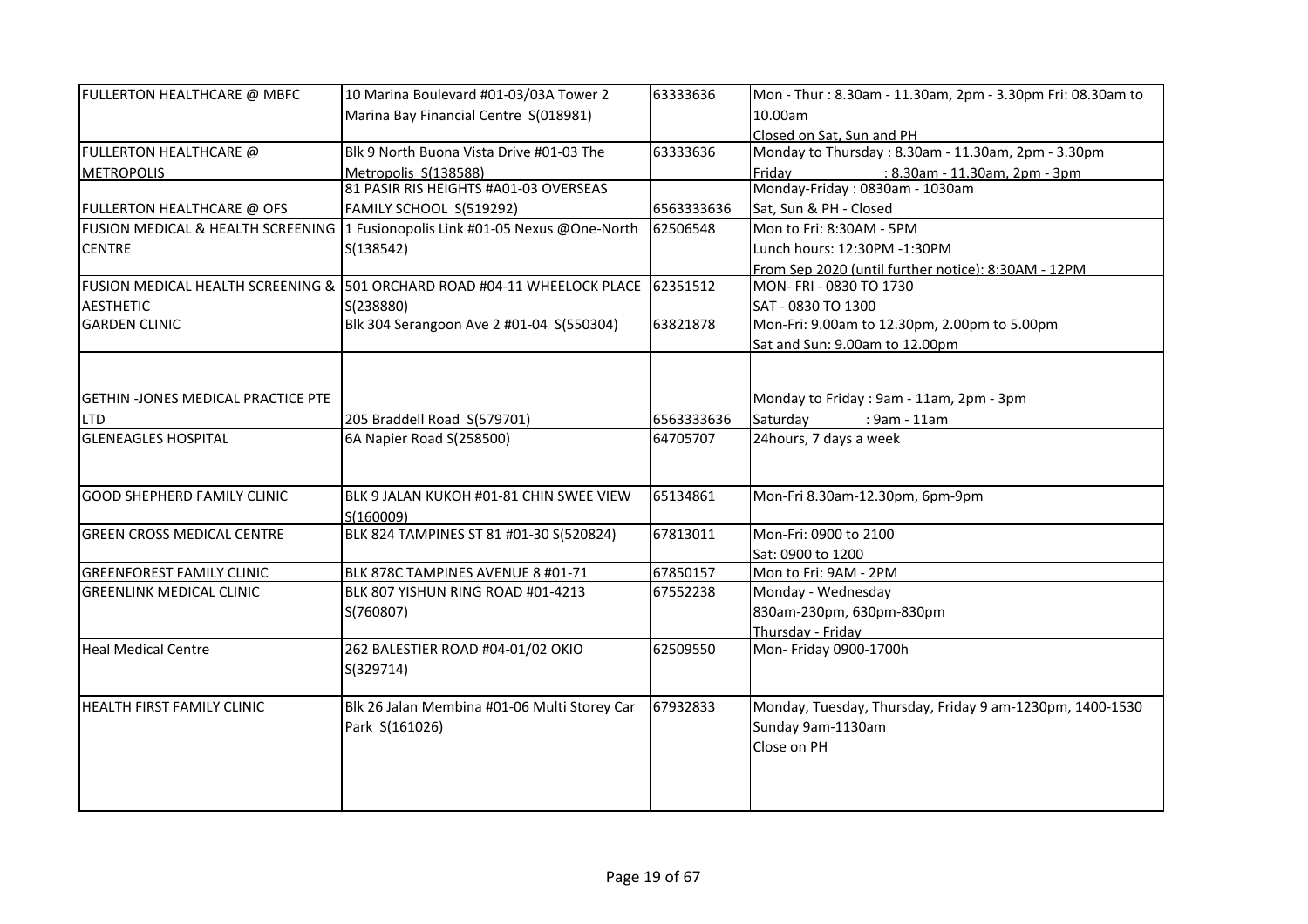| | | | |
|---|---|---|---|
| FULLERTON HEALTHCARE @ MBFC | 10 Marina Boulevard #01-03/03A Tower 2 Marina Bay Financial Centre S(018981) | 63333636 | Mon - Thur : 8.30am - 11.30am, 2pm - 3.30pm Fri: 08.30am to 10.00am<br>Closed on Sat, Sun and PH |
| FULLERTON HEALTHCARE @ METROPOLIS | Blk 9 North Buona Vista Drive #01-03 The Metropolis S(138588) | 63333636 | Monday to Thursday : 8.30am - 11.30am, 2pm - 3.30pm<br>Friday : 8.30am - 11.30am, 2pm - 3pm |
| FULLERTON HEALTHCARE @ OFS | 81 PASIR RIS HEIGHTS #A01-03 OVERSEAS FAMILY SCHOOL S(519292) | 6563333636 | Monday-Friday : 0830am - 1030am<br>Sat, Sun & PH - Closed |
| FUSION MEDICAL & HEALTH SCREENING CENTRE | 1 Fusionopolis Link #01-05 Nexus @One-North S(138542) | 62506548 | Mon to Fri: 8:30AM - 5PM<br>Lunch hours: 12:30PM -1:30PM<br>From Sep 2020 (until further notice): 8:30AM - 12PM |
| FUSION MEDICAL HEALTH SCREENING & AESTHETIC | 501 ORCHARD ROAD #04-11 WHEELOCK PLACE S(238880) | 62351512 | MON- FRI - 0830 TO 1730<br>SAT - 0830 TO 1300 |
| GARDEN CLINIC | Blk 304 Serangoon Ave 2 #01-04 S(550304) | 63821878 | Mon-Fri: 9.00am to 12.30pm, 2.00pm to 5.00pm<br>Sat and Sun: 9.00am to 12.00pm |
| GETHIN -JONES MEDICAL PRACTICE PTE LTD | 205 Braddell Road S(579701) | 6563333636 | Monday to Friday : 9am - 11am, 2pm - 3pm<br>Saturday : 9am - 11am |
| GLENEAGLES HOSPITAL | 6A Napier Road S(258500) | 64705707 | 24hours, 7 days a week |
| GOOD SHEPHERD FAMILY CLINIC | BLK 9 JALAN KUKOH #01-81 CHIN SWEE VIEW S(160009) | 65134861 | Mon-Fri 8.30am-12.30pm, 6pm-9pm |
| GREEN CROSS MEDICAL CENTRE | BLK 824 TAMPINES ST 81 #01-30 S(520824) | 67813011 | Mon-Fri: 0900 to 2100<br>Sat: 0900 to 1200 |
| GREENFOREST FAMILY CLINIC | BLK 878C TAMPINES AVENUE 8 #01-71 | 67850157 | Mon to Fri: 9AM - 2PM |
| GREENLINK MEDICAL CLINIC | BLK 807 YISHUN RING ROAD #01-4213 S(760807) | 67552238 | Monday - Wednesday<br>830am-230pm, 630pm-830pm<br>Thursday - Friday |
| Heal Medical Centre | 262 BALESTIER ROAD #04-01/02 OKIO S(329714) | 62509550 | Mon- Friday 0900-1700h |
| HEALTH FIRST FAMILY CLINIC | Blk 26 Jalan Membina #01-06 Multi Storey Car Park S(161026) | 67932833 | Monday, Tuesday, Thursday, Friday 9 am-1230pm, 1400-1530<br>Sunday 9am-1130am<br>Close on PH |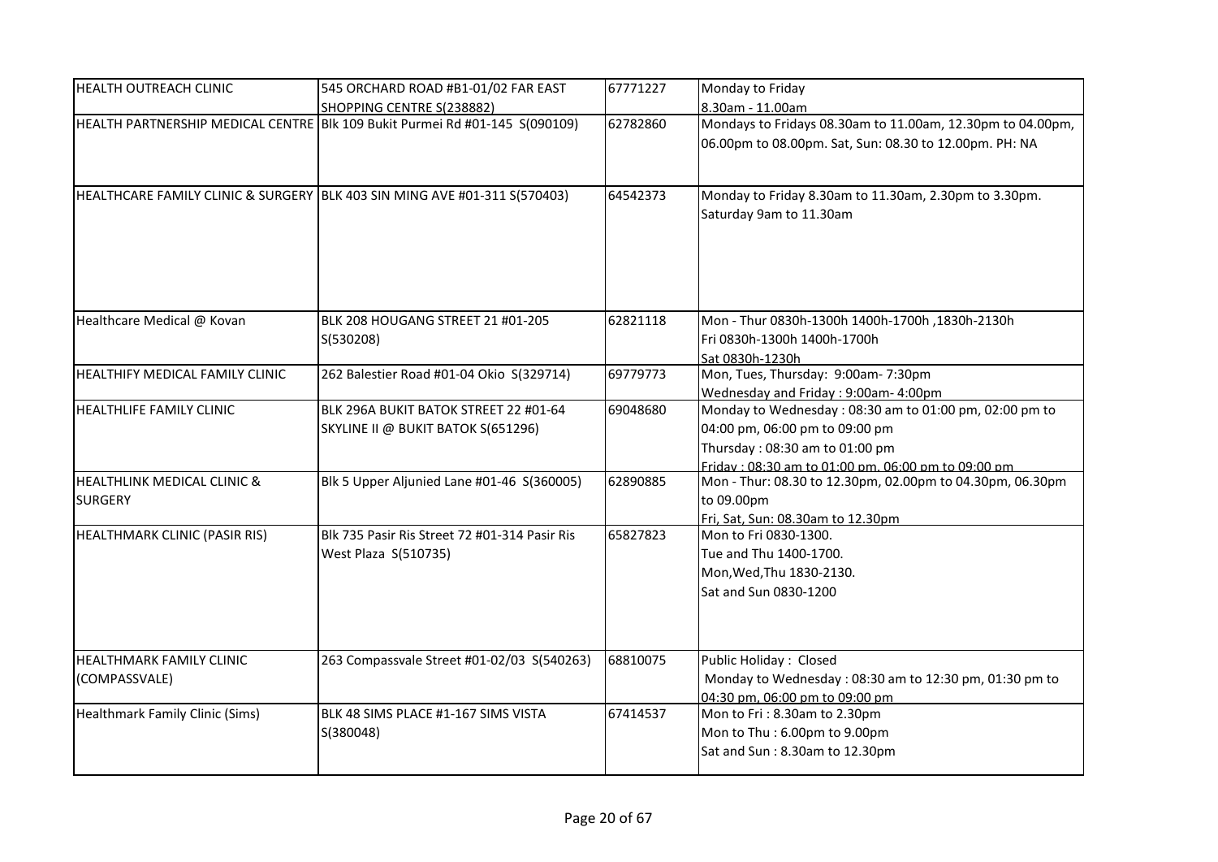| | | | |
|---|---|---|---|
| HEALTH OUTREACH CLINIC | 545 ORCHARD ROAD #B1-01/02 FAR EAST SHOPPING CENTRE S(238882) | 67771227 | Monday to Friday<br>8.30am - 11.00am |
| HEALTH PARTNERSHIP MEDICAL CENTRE | Blk 109 Bukit Purmei Rd #01-145 S(090109) | 62782860 | Mondays to Fridays 08.30am to 11.00am, 12.30pm to 04.00pm, 06.00pm to 08.00pm. Sat, Sun: 08.30 to 12.00pm. PH: NA |
| HEALTHCARE FAMILY CLINIC & SURGERY | BLK 403 SIN MING AVE #01-311 S(570403) | 64542373 | Monday to Friday 8.30am to 11.30am, 2.30pm to 3.30pm.<br>Saturday 9am to 11.30am |
| Healthcare Medical @ Kovan | BLK 208 HOUGANG STREET 21 #01-205 S(530208) | 62821118 | Mon - Thur 0830h-1300h 1400h-1700h ,1830h-2130h<br>Fri 0830h-1300h 1400h-1700h<br>Sat 0830h-1230h |
| HEALTHIFY MEDICAL FAMILY CLINIC | 262 Balestier Road #01-04 Okio S(329714) | 69779773 | Mon, Tues, Thursday: 9:00am- 7:30pm<br>Wednesday and Friday : 9:00am- 4:00pm |
| HEALTHLIFE FAMILY CLINIC | BLK 296A BUKIT BATOK STREET 22 #01-64 SKYLINE II @ BUKIT BATOK S(651296) | 69048680 | Monday to Wednesday : 08:30 am to 01:00 pm, 02:00 pm to 04:00 pm, 06:00 pm to 09:00 pm<br>Thursday : 08:30 am to 01:00 pm<br>Friday : 08:30 am to 01:00 pm, 06:00 pm to 09:00 pm |
| HEALTHLINK MEDICAL CLINIC & SURGERY | Blk 5 Upper Aljunied Lane #01-46 S(360005) | 62890885 | Mon - Thur: 08.30 to 12.30pm, 02.00pm to 04.30pm, 06.30pm to 09.00pm<br>Fri, Sat, Sun: 08.30am to 12.30pm |
| HEALTHMARK CLINIC (PASIR RIS) | Blk 735 Pasir Ris Street 72 #01-314 Pasir Ris West Plaza S(510735) | 65827823 | Mon to Fri 0830-1300.<br>Tue and Thu 1400-1700.<br>Mon,Wed,Thu 1830-2130.<br>Sat and Sun 0830-1200 |
| HEALTHMARK FAMILY CLINIC (COMPASSVALE) | 263 Compassvale Street #01-02/03 S(540263) | 68810075 | Public Holiday : Closed<br>Monday to Wednesday : 08:30 am to 12:30 pm, 01:30 pm to 04:30 pm, 06:00 pm to 09:00 pm |
| Healthmark Family Clinic (Sims) | BLK 48 SIMS PLACE #1-167 SIMS VISTA S(380048) | 67414537 | Mon to Fri : 8.30am to 2.30pm<br>Mon to Thu : 6.00pm to 9.00pm<br>Sat and Sun : 8.30am to 12.30pm |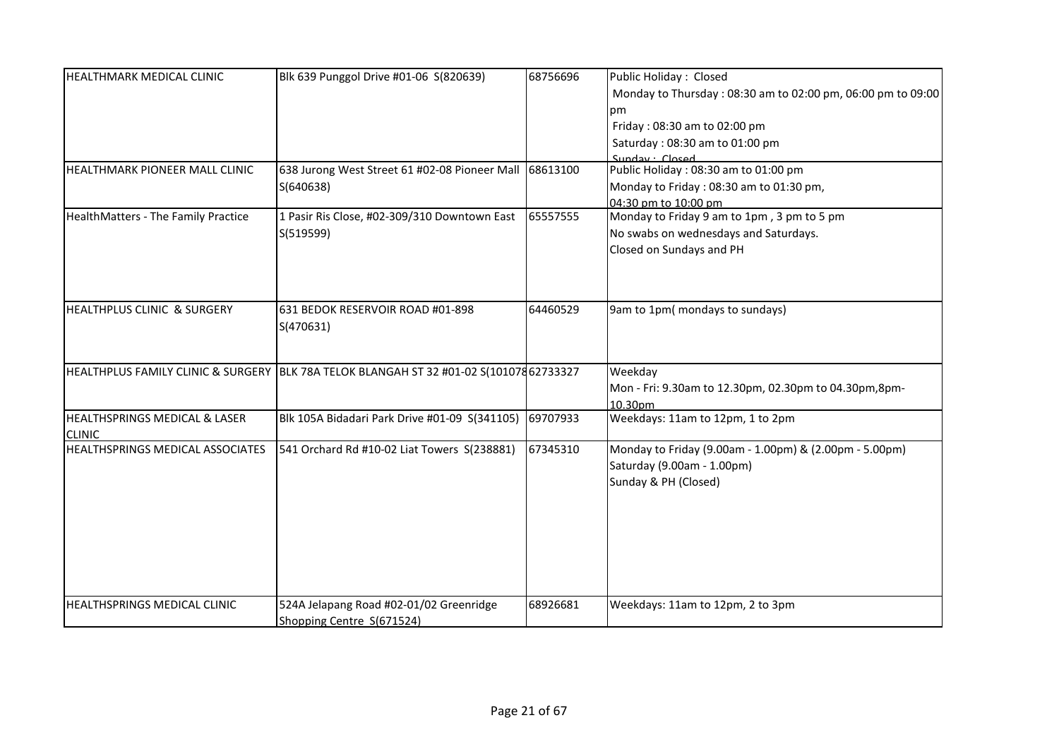| HEALTHMARK MEDICAL CLINIC | Blk 639 Punggol Drive #01-06 S(820639) | 68756696 | Public Holiday : Closed<br>Monday to Thursday : 08:30 am to 02:00 pm, 06:00 pm to 09:00 pm<br>Friday : 08:30 am to 02:00 pm<br>Saturday : 08:30 am to 01:00 pm<br>Sunday : Closed |
|---|---|---|---|
| HEALTHMARK PIONEER MALL CLINIC | 638 Jurong West Street 61 #02-08 Pioneer Mall S(640638) | 68613100 | Public Holiday : 08:30 am to 01:00 pm<br>Monday to Friday : 08:30 am to 01:30 pm,<br>04:30 pm to 10:00 pm |
| HealthMatters - The Family Practice | 1 Pasir Ris Close, #02-309/310 Downtown East S(519599) | 65557555 | Monday to Friday 9 am to 1pm , 3 pm to 5 pm<br>No swabs on wednesdays and Saturdays.<br>Closed on Sundays and PH |
| HEALTHPLUS CLINIC & SURGERY | 631 BEDOK RESERVOIR ROAD #01-898 S(470631) | 64460529 | 9am to 1pm( mondays to sundays) |
| HEALTHPLUS FAMILY CLINIC & SURGERY | BLK 78A TELOK BLANGAH ST 32 #01-02 S(101078 | 62733327 | Weekday<br>Mon - Fri: 9.30am to 12.30pm, 02.30pm to 04.30pm,8pm-10.30pm |
| HEALTHSPRINGS MEDICAL & LASER CLINIC | Blk 105A Bidadari Park Drive #01-09 S(341105) | 69707933 | Weekdays: 11am to 12pm, 1 to 2pm |
| HEALTHSPRINGS MEDICAL ASSOCIATES | 541 Orchard Rd #10-02 Liat Towers S(238881) | 67345310 | Monday to Friday (9.00am - 1.00pm) & (2.00pm - 5.00pm)<br>Saturday (9.00am - 1.00pm)<br>Sunday & PH (Closed) |
| HEALTHSPRINGS MEDICAL CLINIC | 524A Jelapang Road #02-01/02 Greenridge Shopping Centre S(671524) | 68926681 | Weekdays: 11am to 12pm, 2 to 3pm |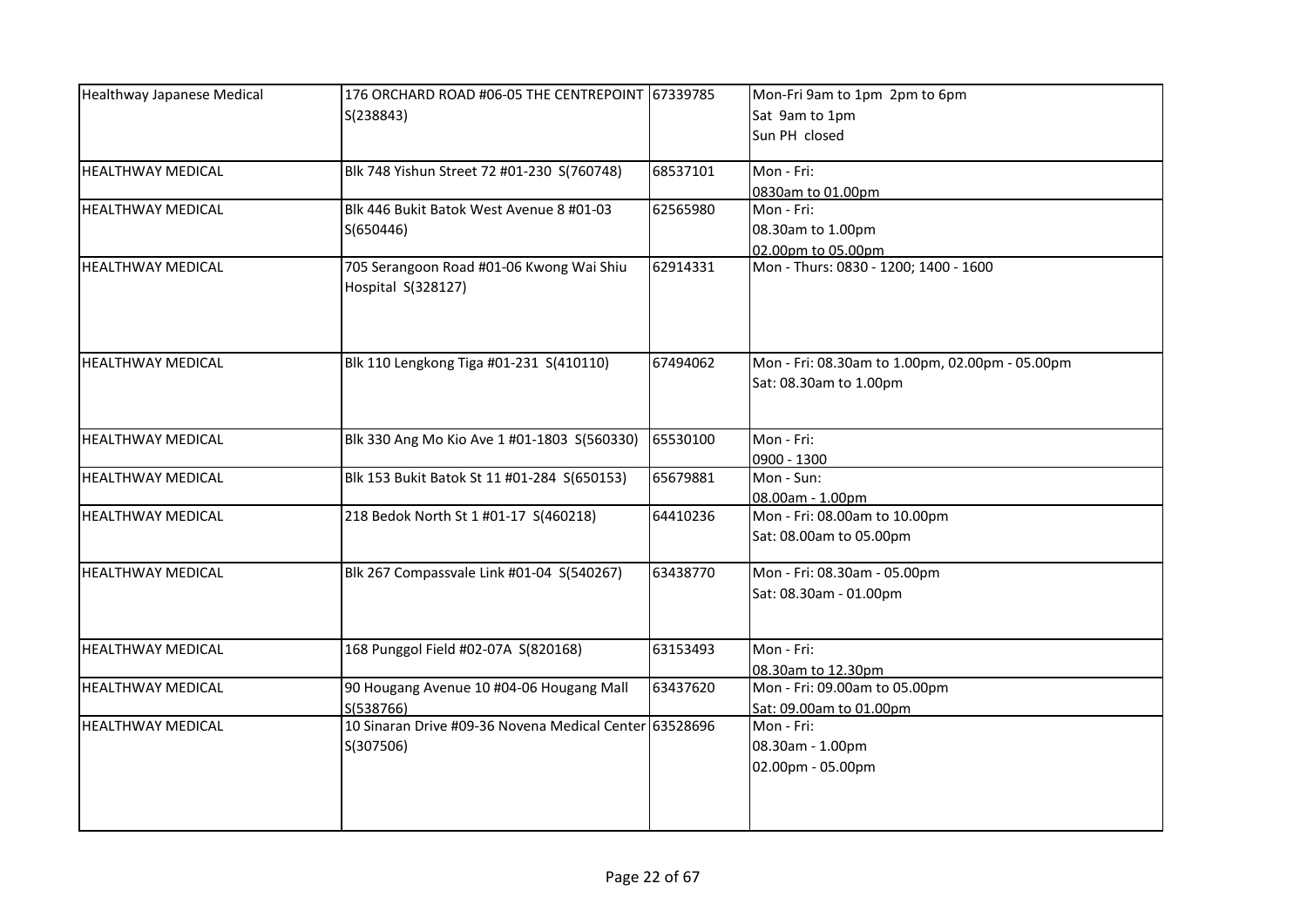| Healthway Japanese Medical | 176 ORCHARD ROAD #06-05 THE CENTREPOINT S(238843) | 67339785 | Mon-Fri 9am to 1pm 2pm to 6pm<br>Sat 9am to 1pm<br>Sun PH closed |
|---|---|---|---|
| HEALTHWAY MEDICAL | Blk 748 Yishun Street 72 #01-230 S(760748) | 68537101 | Mon - Fri:<br>0830am to 01.00pm |
| HEALTHWAY MEDICAL | Blk 446 Bukit Batok West Avenue 8 #01-03 S(650446) | 62565980 | Mon - Fri:<br>08.30am to 1.00pm<br>02.00pm to 05.00pm |
| HEALTHWAY MEDICAL | 705 Serangoon Road #01-06 Kwong Wai Shiu Hospital S(328127) | 62914331 | Mon - Thurs: 0830 - 1200; 1400 - 1600 |
| HEALTHWAY MEDICAL | Blk 110 Lengkong Tiga #01-231 S(410110) | 67494062 | Mon - Fri: 08.30am to 1.00pm, 02.00pm - 05.00pm<br>Sat: 08.30am to 1.00pm |
| HEALTHWAY MEDICAL | Blk 330 Ang Mo Kio Ave 1 #01-1803 S(560330) | 65530100 | Mon - Fri:<br>0900 - 1300 |
| HEALTHWAY MEDICAL | Blk 153 Bukit Batok St 11 #01-284 S(650153) | 65679881 | Mon - Sun:<br>08.00am - 1.00pm |
| HEALTHWAY MEDICAL | 218 Bedok North St 1 #01-17 S(460218) | 64410236 | Mon - Fri: 08.00am to 10.00pm<br>Sat: 08.00am to 05.00pm |
| HEALTHWAY MEDICAL | Blk 267 Compassvale Link #01-04 S(540267) | 63438770 | Mon - Fri: 08.30am - 05.00pm<br>Sat: 08.30am - 01.00pm |
| HEALTHWAY MEDICAL | 168 Punggol Field #02-07A S(820168) | 63153493 | Mon - Fri:<br>08.30am to 12.30pm |
| HEALTHWAY MEDICAL | 90 Hougang Avenue 10 #04-06 Hougang Mall S(538766) | 63437620 | Mon - Fri: 09.00am to 05.00pm<br>Sat: 09.00am to 01.00pm |
| HEALTHWAY MEDICAL | 10 Sinaran Drive #09-36 Novena Medical Center S(307506) | 63528696 | Mon - Fri:<br>08.30am - 1.00pm<br>02.00pm - 05.00pm |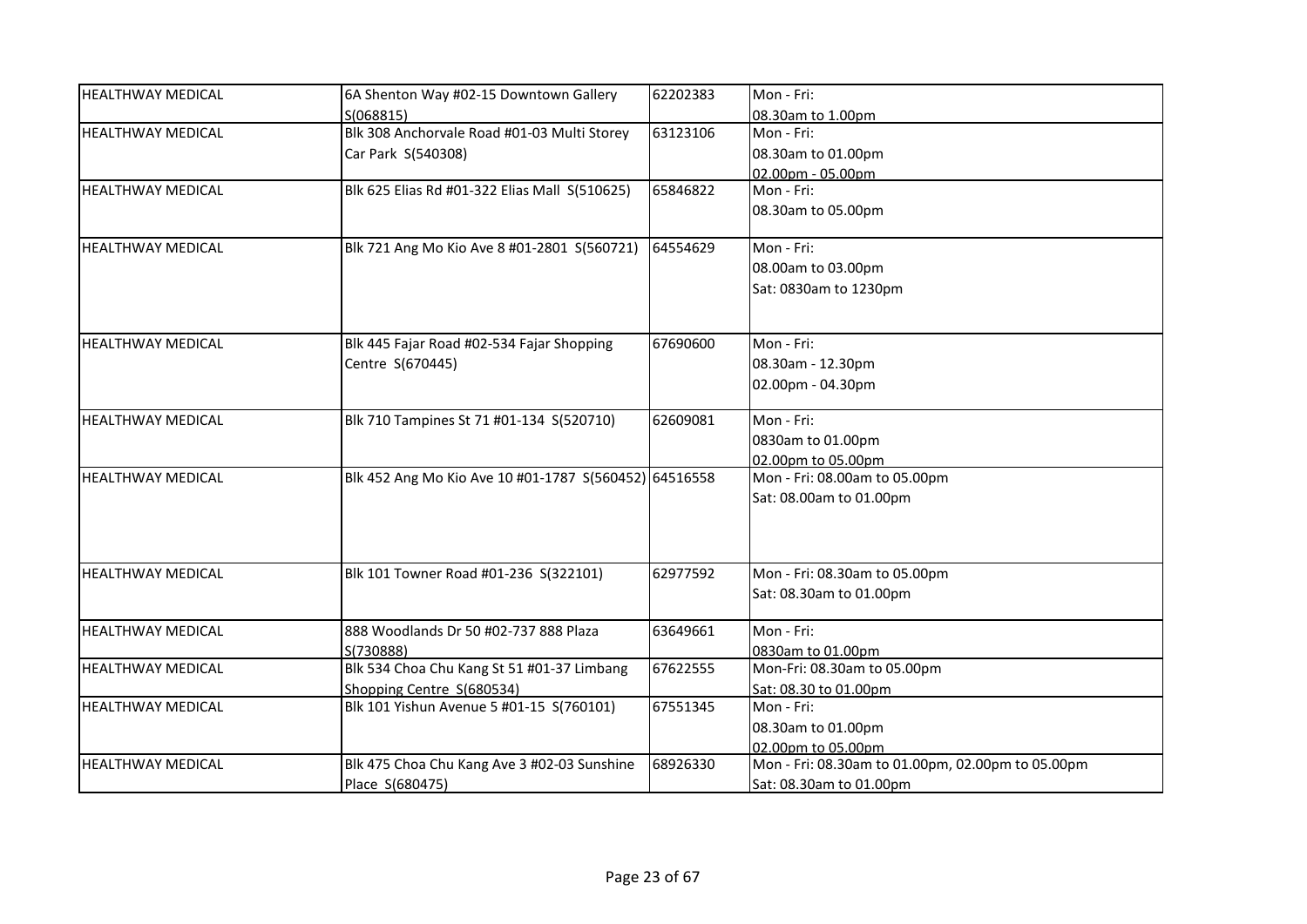| | | | |
|---|---|---|---|
| HEALTHWAY MEDICAL | 6A Shenton Way #02-15 Downtown Gallery S(068815) | 62202383 | Mon - Fri:<br>08.30am to 1.00pm |
| HEALTHWAY MEDICAL | Blk 308 Anchorvale Road #01-03 Multi Storey Car Park S(540308) | 63123106 | Mon - Fri:<br>08.30am to 01.00pm<br>02.00pm - 05.00pm |
| HEALTHWAY MEDICAL | Blk 625 Elias Rd #01-322 Elias Mall S(510625) | 65846822 | Mon - Fri:<br>08.30am to 05.00pm |
| HEALTHWAY MEDICAL | Blk 721 Ang Mo Kio Ave 8 #01-2801 S(560721) | 64554629 | Mon - Fri:<br>08.00am to 03.00pm<br>Sat: 0830am to 1230pm |
| HEALTHWAY MEDICAL | Blk 445 Fajar Road #02-534 Fajar Shopping Centre S(670445) | 67690600 | Mon - Fri:<br>08.30am - 12.30pm<br>02.00pm - 04.30pm |
| HEALTHWAY MEDICAL | Blk 710 Tampines St 71 #01-134 S(520710) | 62609081 | Mon - Fri:<br>0830am to 01.00pm<br>02.00pm to 05.00pm |
| HEALTHWAY MEDICAL | Blk 452 Ang Mo Kio Ave 10 #01-1787 S(560452) | 64516558 | Mon - Fri: 08.00am to 05.00pm<br>Sat: 08.00am to 01.00pm |
| HEALTHWAY MEDICAL | Blk 101 Towner Road #01-236 S(322101) | 62977592 | Mon - Fri: 08.30am to 05.00pm<br>Sat: 08.30am to 01.00pm |
| HEALTHWAY MEDICAL | 888 Woodlands Dr 50 #02-737 888 Plaza S(730888) | 63649661 | Mon - Fri:<br>0830am to 01.00pm |
| HEALTHWAY MEDICAL | Blk 534 Choa Chu Kang St 51 #01-37 Limbang Shopping Centre S(680534) | 67622555 | Mon-Fri: 08.30am to 05.00pm<br>Sat: 08.30 to 01.00pm |
| HEALTHWAY MEDICAL | Blk 101 Yishun Avenue 5 #01-15 S(760101) | 67551345 | Mon - Fri:<br>08.30am to 01.00pm<br>02.00pm to 05.00pm |
| HEALTHWAY MEDICAL | Blk 475 Choa Chu Kang Ave 3 #02-03 Sunshine Place S(680475) | 68926330 | Mon - Fri: 08.30am to 01.00pm, 02.00pm to 05.00pm<br>Sat: 08.30am to 01.00pm |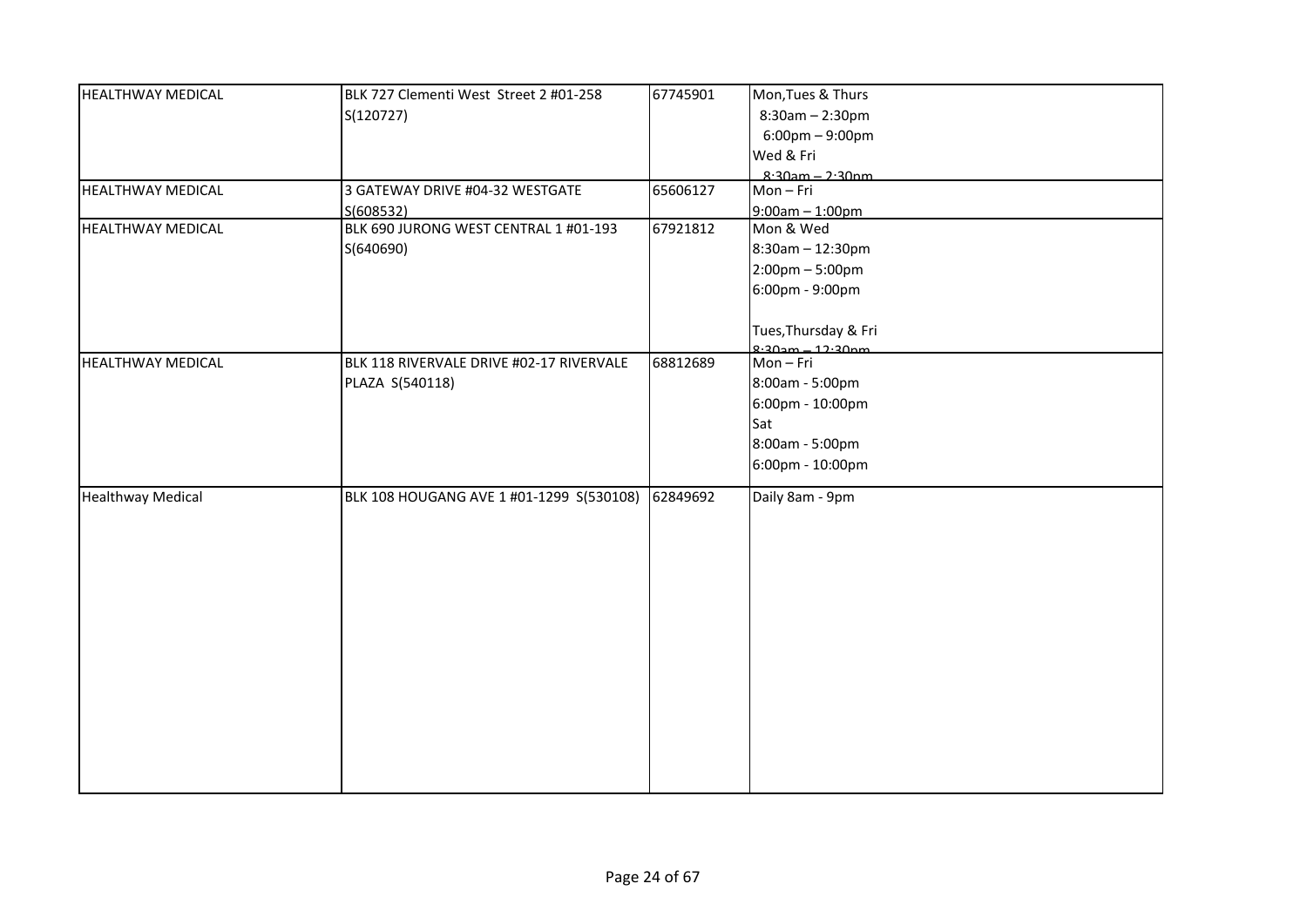| | | | |
|---|---|---|---|
| HEALTHWAY MEDICAL | BLK 727 Clementi West Street 2 #01-258 S(120727) | 67745901 | Mon,Tues & Thurs<br>8:30am – 2:30pm<br>6:00pm – 9:00pm<br>Wed & Fri<br>8:30am – 2:30pm |
| HEALTHWAY MEDICAL | 3 GATEWAY DRIVE #04-32 WESTGATE S(608532) | 65606127 | Mon – Fri<br>9:00am – 1:00pm |
| HEALTHWAY MEDICAL | BLK 690 JURONG WEST CENTRAL 1 #01-193 S(640690) | 67921812 | Mon & Wed<br>8:30am – 12:30pm<br>2:00pm – 5:00pm<br>6:00pm - 9:00pm<br><br>Tues,Thursday & Fri<br>8:30am – 12:30pm |
| HEALTHWAY MEDICAL | BLK 118 RIVERVALE DRIVE #02-17 RIVERVALE PLAZA S(540118) | 68812689 | Mon – Fri<br>8:00am - 5:00pm<br>6:00pm - 10:00pm<br>Sat<br>8:00am - 5:00pm<br>6:00pm - 10:00pm |
| Healthway Medical | BLK 108 HOUGANG AVE 1 #01-1299 S(530108) | 62849692 | Daily 8am - 9pm |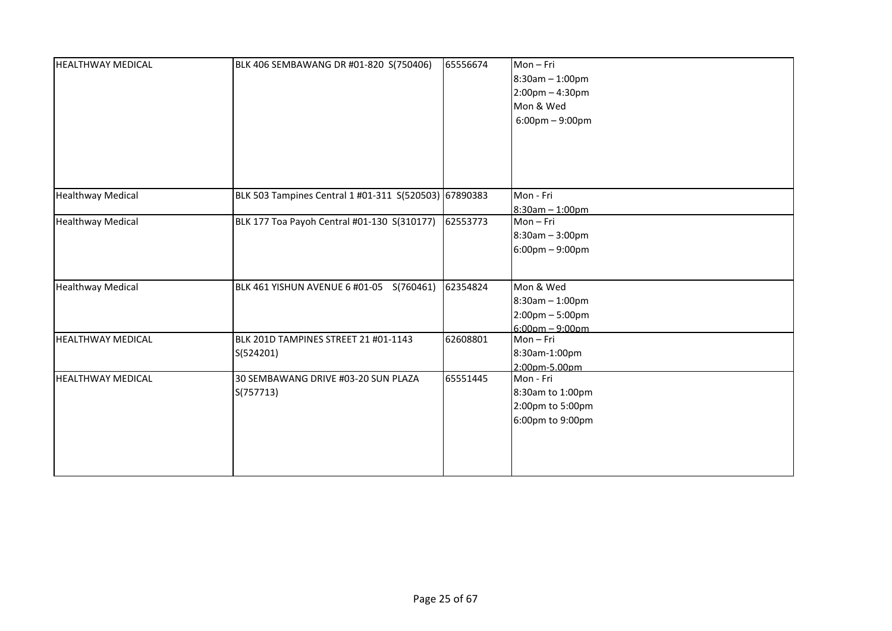| | | | |
|---|---|---|---|
| HEALTHWAY MEDICAL | BLK 406 SEMBAWANG DR #01-820 S(750406) | 65556674 | Mon – Fri<br>8:30am – 1:00pm<br>2:00pm – 4:30pm<br>Mon & Wed<br>6:00pm – 9:00pm |
| Healthway Medical | BLK 503 Tampines Central 1 #01-311 S(520503) | 67890383 | Mon - Fri<br>8:30am – 1:00pm |
| Healthway Medical | BLK 177 Toa Payoh Central #01-130 S(310177) | 62553773 | Mon – Fri<br>8:30am – 3:00pm<br>6:00pm – 9:00pm |
| Healthway Medical | BLK 461 YISHUN AVENUE 6 #01-05 S(760461) | 62354824 | Mon & Wed<br>8:30am – 1:00pm<br>2:00pm – 5:00pm<br>6:00pm – 9:00pm |
| HEALTHWAY MEDICAL | BLK 201D TAMPINES STREET 21 #01-1143 S(524201) | 62608801 | Mon – Fri<br>8:30am-1:00pm<br>2:00pm-5.00pm |
| HEALTHWAY MEDICAL | 30 SEMBAWANG DRIVE #03-20 SUN PLAZA S(757713) | 65551445 | Mon - Fri<br>8:30am to 1:00pm<br>2:00pm to 5:00pm<br>6:00pm to 9:00pm |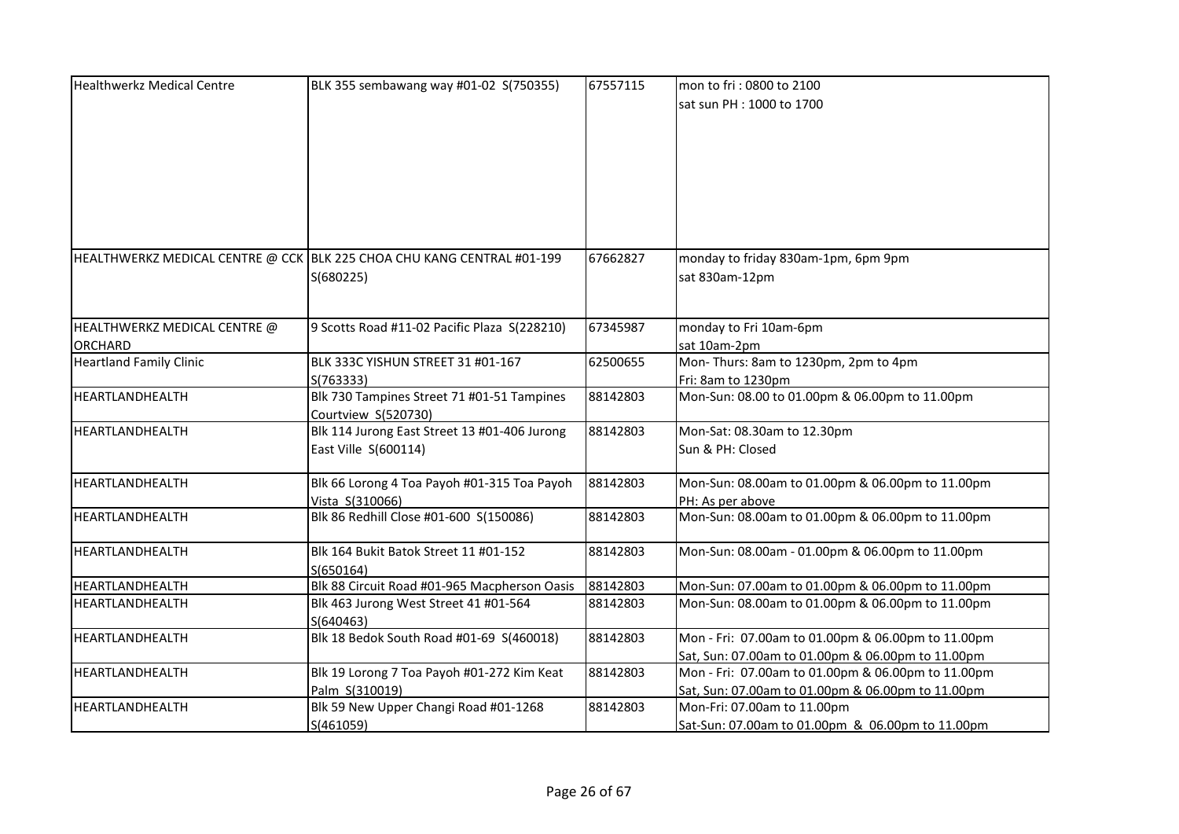| | | | |
|---|---|---|---|
| Healthwerkz Medical Centre | BLK 355 sembawang way #01-02 S(750355) | 67557115 | mon to fri : 0800 to 2100<br>sat sun PH : 1000 to 1700 |
| HEALTHWERKZ MEDICAL CENTRE @ CCK | BLK 225 CHOA CHU KANG CENTRAL #01-199 S(680225) | 67662827 | monday to friday 830am-1pm, 6pm 9pm<br>sat 830am-12pm |
| HEALTHWERKZ MEDICAL CENTRE @ ORCHARD | 9 Scotts Road #11-02 Pacific Plaza S(228210) | 67345987 | monday to Fri 10am-6pm<br>sat 10am-2pm |
| Heartland Family Clinic | BLK 333C YISHUN STREET 31 #01-167 S(763333) | 62500655 | Mon- Thurs: 8am to 1230pm, 2pm to 4pm<br>Fri: 8am to 1230pm |
| HEARTLANDHEALTH | Blk 730 Tampines Street 71 #01-51 Tampines Courtview S(520730) | 88142803 | Mon-Sun: 08.00 to 01.00pm & 06.00pm to 11.00pm |
| HEARTLANDHEALTH | Blk 114 Jurong East Street 13 #01-406 Jurong East Ville S(600114) | 88142803 | Mon-Sat: 08.30am to 12.30pm<br>Sun & PH: Closed |
| HEARTLANDHEALTH | Blk 66 Lorong 4 Toa Payoh #01-315 Toa Payoh Vista S(310066) | 88142803 | Mon-Sun: 08.00am to 01.00pm & 06.00pm to 11.00pm<br>PH: As per above |
| HEARTLANDHEALTH | Blk 86 Redhill Close #01-600 S(150086) | 88142803 | Mon-Sun: 08.00am to 01.00pm & 06.00pm to 11.00pm |
| HEARTLANDHEALTH | Blk 164 Bukit Batok Street 11 #01-152 S(650164) | 88142803 | Mon-Sun: 08.00am - 01.00pm & 06.00pm to 11.00pm |
| HEARTLANDHEALTH | Blk 88 Circuit Road #01-965 Macpherson Oasis | 88142803 | Mon-Sun: 07.00am to 01.00pm & 06.00pm to 11.00pm |
| HEARTLANDHEALTH | Blk 463 Jurong West Street 41 #01-564 S(640463) | 88142803 | Mon-Sun: 08.00am to 01.00pm & 06.00pm to 11.00pm |
| HEARTLANDHEALTH | Blk 18 Bedok South Road #01-69 S(460018) | 88142803 | Mon - Fri: 07.00am to 01.00pm & 06.00pm to 11.00pm<br>Sat, Sun: 07.00am to 01.00pm & 06.00pm to 11.00pm |
| HEARTLANDHEALTH | Blk 19 Lorong 7 Toa Payoh #01-272 Kim Keat Palm S(310019) | 88142803 | Mon - Fri: 07.00am to 01.00pm & 06.00pm to 11.00pm<br>Sat, Sun: 07.00am to 01.00pm & 06.00pm to 11.00pm |
| HEARTLANDHEALTH | Blk 59 New Upper Changi Road #01-1268 S(461059) | 88142803 | Mon-Fri: 07.00am to 11.00pm<br>Sat-Sun: 07.00am to 01.00pm & 06.00pm to 11.00pm |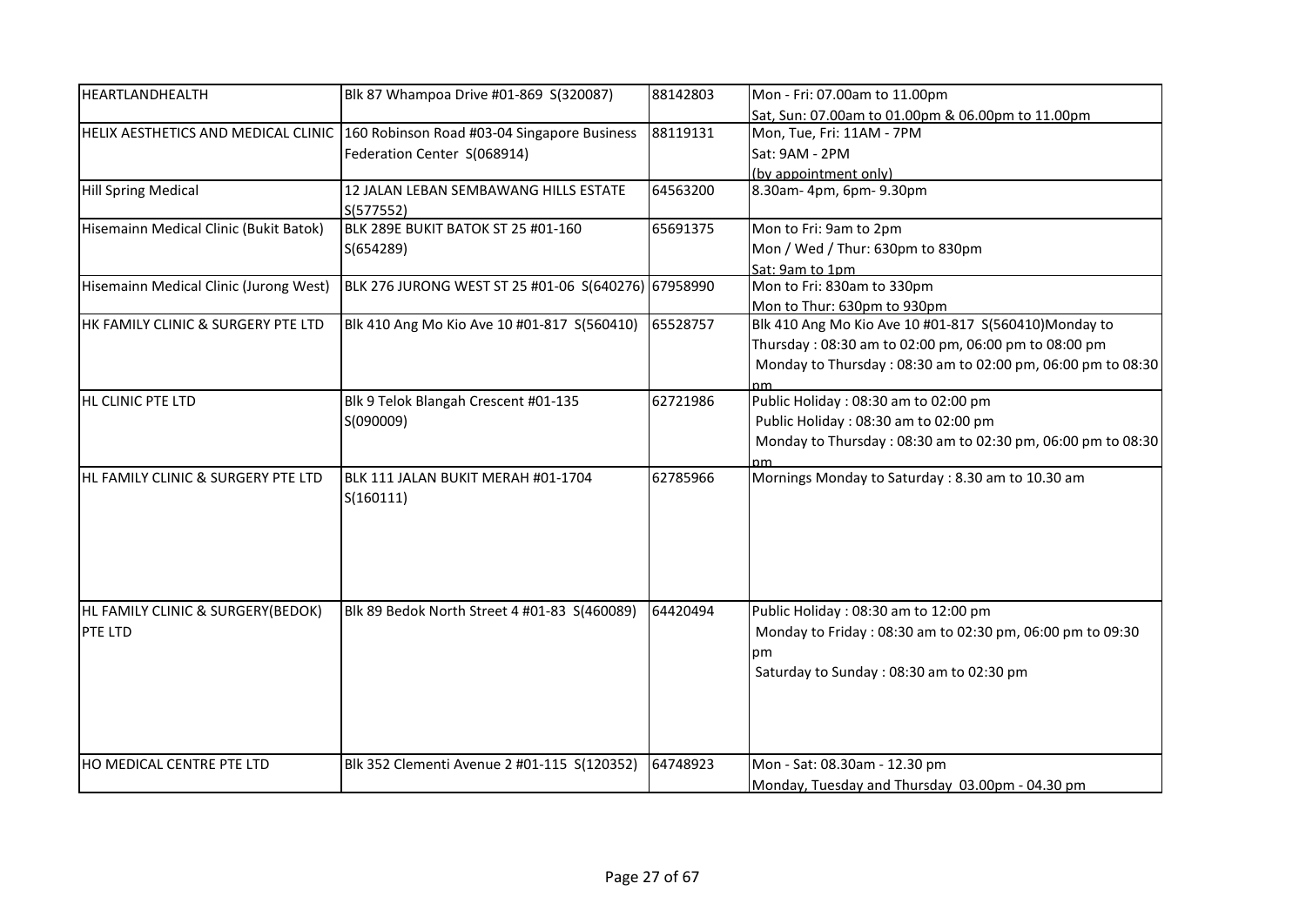| HEARTLANDHEALTH | Blk 87 Whampoa Drive #01-869 S(320087) | 88142803 | Mon - Fri: 07.00am to 11.00pm<br>Sat, Sun: 07.00am to 01.00pm & 06.00pm to 11.00pm |
|---|---|---|---|
| HELIX AESTHETICS AND MEDICAL CLINIC | 160 Robinson Road #03-04 Singapore Business Federation Center S(068914) | 88119131 | Mon, Tue, Fri: 11AM - 7PM<br>Sat: 9AM - 2PM<br>(by appointment only) |
| Hill Spring Medical | 12 JALAN LEBAN SEMBAWANG HILLS ESTATE S(577552) | 64563200 | 8.30am- 4pm, 6pm- 9.30pm |
| Hisemainn Medical Clinic (Bukit Batok) | BLK 289E BUKIT BATOK ST 25 #01-160 S(654289) | 65691375 | Mon to Fri: 9am to 2pm<br>Mon / Wed / Thur: 630pm to 830pm<br>Sat: 9am to 1pm |
| Hisemainn Medical Clinic (Jurong West) | BLK 276 JURONG WEST ST 25 #01-06 S(640276) | 67958990 | Mon to Fri: 830am to 330pm<br>Mon to Thur: 630pm to 930pm |
| HK FAMILY CLINIC & SURGERY PTE LTD | Blk 410 Ang Mo Kio Ave 10 #01-817 S(560410) | 65528757 | Blk 410 Ang Mo Kio Ave 10 #01-817 S(560410)Monday to Thursday : 08:30 am to 02:00 pm, 06:00 pm to 08:00 pm<br>Monday to Thursday : 08:30 am to 02:00 pm, 06:00 pm to 08:30 pm |
| HL CLINIC PTE LTD | Blk 9 Telok Blangah Crescent #01-135 S(090009) | 62721986 | Public Holiday : 08:30 am to 02:00 pm<br>Public Holiday : 08:30 am to 02:00 pm<br>Monday to Thursday : 08:30 am to 02:30 pm, 06:00 pm to 08:30 pm |
| HL FAMILY CLINIC & SURGERY PTE LTD | BLK 111 JALAN BUKIT MERAH #01-1704 S(160111) | 62785966 | Mornings Monday to Saturday : 8.30 am to 10.30 am |
| HL FAMILY CLINIC & SURGERY(BEDOK) PTE LTD | Blk 89 Bedok North Street 4 #01-83 S(460089) | 64420494 | Public Holiday : 08:30 am to 12:00 pm<br>Monday to Friday : 08:30 am to 02:30 pm, 06:00 pm to 09:30 pm<br>Saturday to Sunday : 08:30 am to 02:30 pm |
| HO MEDICAL CENTRE PTE LTD | Blk 352 Clementi Avenue 2 #01-115 S(120352) | 64748923 | Mon - Sat: 08.30am - 12.30 pm<br>Monday, Tuesday and Thursday 03.00pm - 04.30 pm |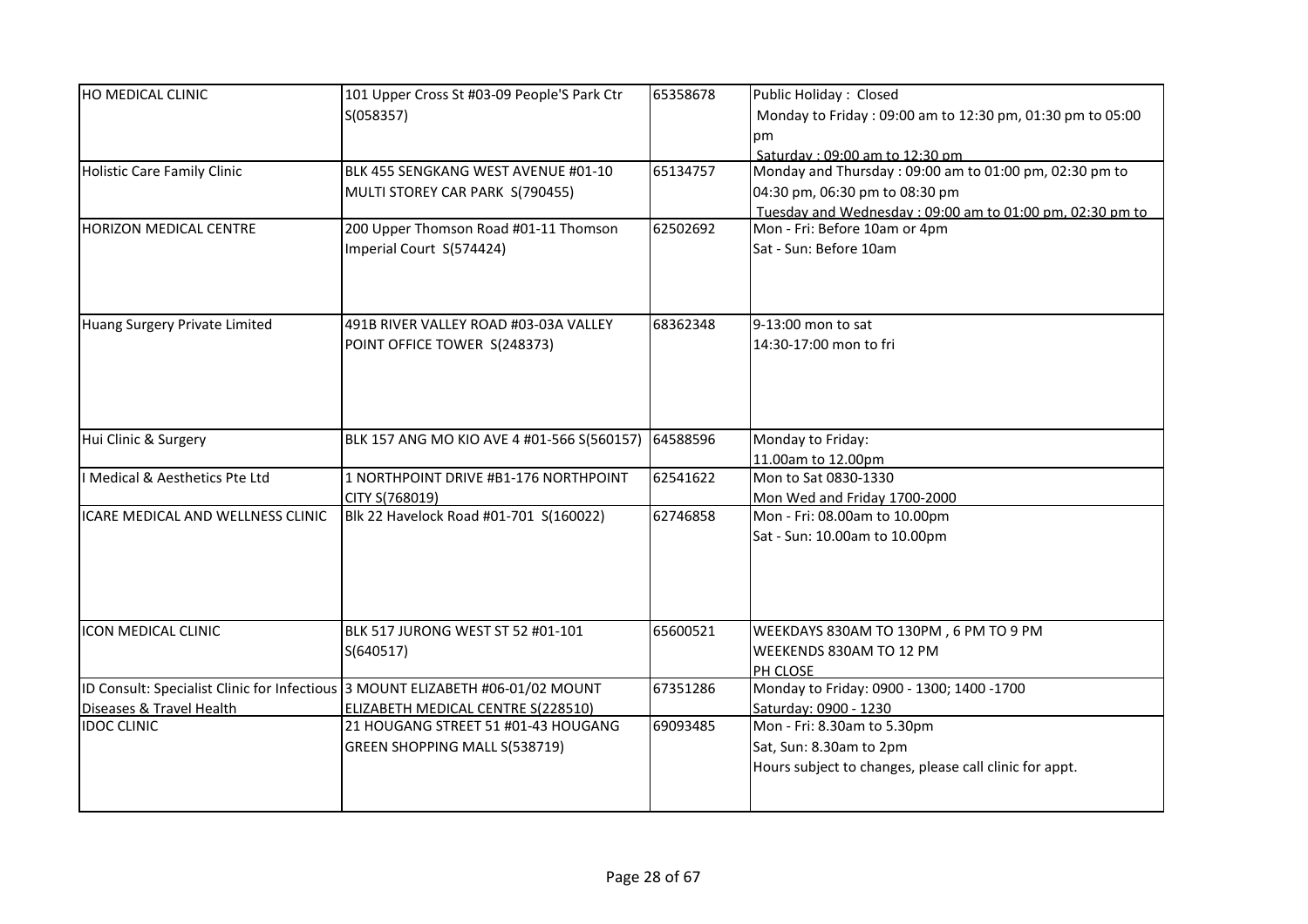| | | | |
|---|---|---|---|
| HO MEDICAL CLINIC | 101 Upper Cross St #03-09 People'S Park Ctr S(058357) | 65358678 | Public Holiday : Closed<br>Monday to Friday : 09:00 am to 12:30 pm, 01:30 pm to 05:00 pm<br>Saturday : 09:00 am to 12:30 pm |
| Holistic Care Family Clinic | BLK 455 SENGKANG WEST AVENUE #01-10 MULTI STOREY CAR PARK S(790455) | 65134757 | Monday and Thursday : 09:00 am to 01:00 pm, 02:30 pm to 04:30 pm, 06:30 pm to 08:30 pm<br>Tuesday and Wednesday : 09:00 am to 01:00 pm, 02:30 pm to |
| HORIZON MEDICAL CENTRE | 200 Upper Thomson Road #01-11 Thomson Imperial Court S(574424) | 62502692 | Mon - Fri: Before 10am or 4pm<br>Sat - Sun: Before 10am |
| Huang Surgery Private Limited | 491B RIVER VALLEY ROAD #03-03A VALLEY POINT OFFICE TOWER S(248373) | 68362348 | 9-13:00 mon to sat<br>14:30-17:00 mon to fri |
| Hui Clinic & Surgery | BLK 157 ANG MO KIO AVE 4 #01-566 S(560157) | 64588596 | Monday to Friday:<br>11.00am to 12.00pm |
| I Medical & Aesthetics Pte Ltd | 1 NORTHPOINT DRIVE #B1-176 NORTHPOINT CITY S(768019) | 62541622 | Mon to Sat 0830-1330<br>Mon Wed and Friday 1700-2000 |
| ICARE MEDICAL AND WELLNESS CLINIC | Blk 22 Havelock Road #01-701 S(160022) | 62746858 | Mon - Fri: 08.00am to 10.00pm<br>Sat - Sun: 10.00am to 10.00pm |
| ICON MEDICAL CLINIC | BLK 517 JURONG WEST ST 52 #01-101 S(640517) | 65600521 | WEEKDAYS 830AM TO 130PM , 6 PM TO 9 PM<br>WEEKENDS 830AM TO 12 PM<br>PH CLOSE |
| ID Consult: Specialist Clinic for Infectious Diseases & Travel Health | 3 MOUNT ELIZABETH #06-01/02 MOUNT ELIZABETH MEDICAL CENTRE S(228510) | 67351286 | Monday to Friday: 0900 - 1300; 1400 -1700<br>Saturday: 0900 - 1230 |
| IDOC CLINIC | 21 HOUGANG STREET 51 #01-43 HOUGANG GREEN SHOPPING MALL S(538719) | 69093485 | Mon - Fri: 8.30am to 5.30pm<br>Sat, Sun: 8.30am to 2pm<br>Hours subject to changes, please call clinic for appt. |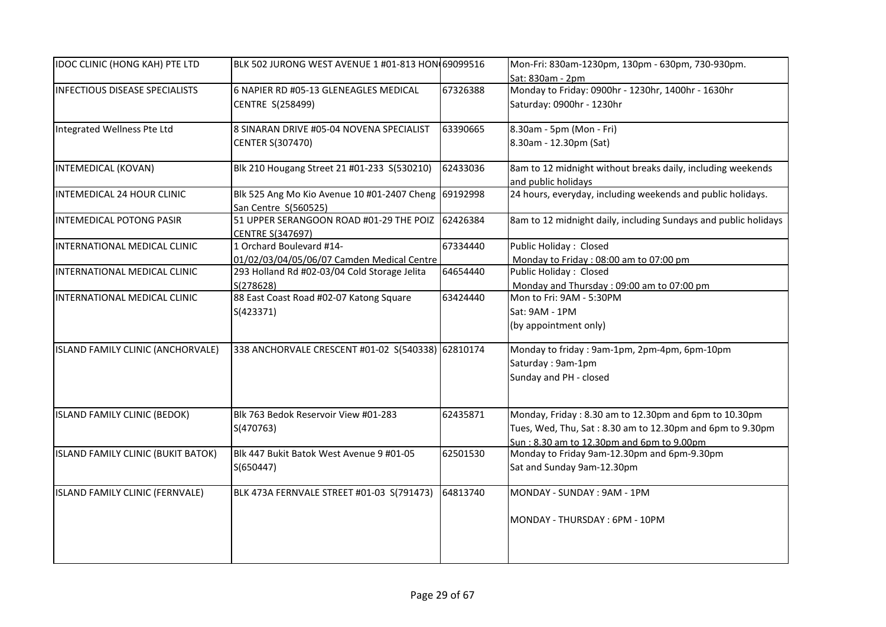| IDOC CLINIC (HONG KAH) PTE LTD | BLK 502 JURONG WEST AVENUE 1 #01-813 HON( | 69099516 | Mon-Fri: 830am-1230pm, 130pm - 630pm, 730-930pm.<br>Sat: 830am - 2pm |
|---|---|---|---|
| INFECTIOUS DISEASE SPECIALISTS | 6 NAPIER RD #05-13 GLENEAGLES MEDICAL CENTRE S(258499) | 67326388 | Monday to Friday: 0900hr - 1230hr, 1400hr - 1630hr<br>Saturday: 0900hr - 1230hr |
| Integrated Wellness Pte Ltd | 8 SINARAN DRIVE #05-04 NOVENA SPECIALIST CENTER S(307470) | 63390665 | 8.30am - 5pm (Mon - Fri)<br>8.30am - 12.30pm (Sat) |
| INTEMEDICAL (KOVAN) | Blk 210 Hougang Street 21 #01-233 S(530210) | 62433036 | 8am to 12 midnight without breaks daily, including weekends and public holidays |
| INTEMEDICAL 24 HOUR CLINIC | Blk 525 Ang Mo Kio Avenue 10 #01-2407 Cheng San Centre S(560525) | 69192998 | 24 hours, everyday, including weekends and public holidays. |
| INTEMEDICAL POTONG PASIR | 51 UPPER SERANGOON ROAD #01-29 THE POIZ CENTRE S(347697) | 62426384 | 8am to 12 midnight daily, including Sundays and public holidays |
| INTERNATIONAL MEDICAL CLINIC | 1 Orchard Boulevard #14-01/02/03/04/05/06/07 Camden Medical Centre | 67334440 | Public Holiday : Closed<br>Monday to Friday : 08:00 am to 07:00 pm |
| INTERNATIONAL MEDICAL CLINIC | 293 Holland Rd #02-03/04 Cold Storage Jelita S(278628) | 64654440 | Public Holiday : Closed<br>Monday and Thursday : 09:00 am to 07:00 pm |
| INTERNATIONAL MEDICAL CLINIC | 88 East Coast Road #02-07 Katong Square S(423371) | 63424440 | Mon to Fri: 9AM - 5:30PM<br>Sat: 9AM - 1PM<br>(by appointment only) |
| ISLAND FAMILY CLINIC (ANCHORVALE) | 338 ANCHORVALE CRESCENT #01-02 S(540338) | 62810174 | Monday to friday : 9am-1pm, 2pm-4pm, 6pm-10pm<br>Saturday : 9am-1pm<br>Sunday and PH - closed |
| ISLAND FAMILY CLINIC (BEDOK) | Blk 763 Bedok Reservoir View #01-283 S(470763) | 62435871 | Monday, Friday : 8.30 am to 12.30pm and 6pm to 10.30pm<br>Tues, Wed, Thu, Sat : 8.30 am to 12.30pm and 6pm to 9.30pm<br>Sun : 8.30 am to 12.30pm and 6pm to 9.00pm |
| ISLAND FAMILY CLINIC (BUKIT BATOK) | Blk 447 Bukit Batok West Avenue 9 #01-05 S(650447) | 62501530 | Monday to Friday 9am-12.30pm and 6pm-9.30pm<br>Sat and Sunday 9am-12.30pm |
| ISLAND FAMILY CLINIC (FERNVALE) | BLK 473A FERNVALE STREET #01-03 S(791473) | 64813740 | MONDAY - SUNDAY : 9AM - 1PM<br>MONDAY - THURSDAY : 6PM - 10PM |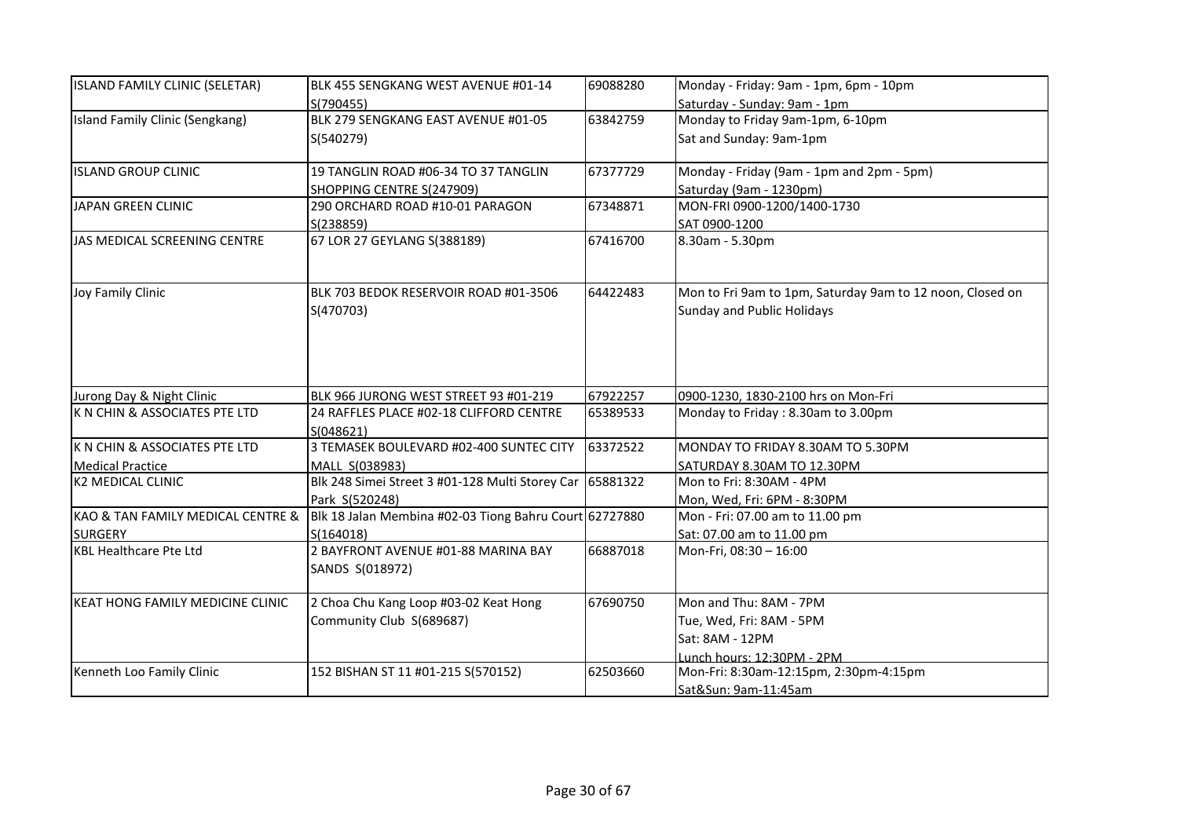| ISLAND FAMILY CLINIC (SELETAR) | BLK 455 SENGKANG WEST AVENUE #01-14 S(790455) | 69088280 | Monday - Friday: 9am - 1pm, 6pm - 10pm<br>Saturday - Sunday: 9am - 1pm |
|---|---|---|---|
| Island Family Clinic (Sengkang) | BLK 279 SENGKANG EAST AVENUE #01-05 S(540279) | 63842759 | Monday to Friday 9am-1pm, 6-10pm<br>Sat and Sunday: 9am-1pm |
| ISLAND GROUP CLINIC | 19 TANGLIN ROAD #06-34 TO 37 TANGLIN SHOPPING CENTRE S(247909) | 67377729 | Monday - Friday (9am - 1pm and 2pm - 5pm)<br>Saturday (9am - 1230pm) |
| JAPAN GREEN CLINIC | 290 ORCHARD ROAD #10-01 PARAGON S(238859) | 67348871 | MON-FRI 0900-1200/1400-1730<br>SAT 0900-1200 |
| JAS MEDICAL SCREENING CENTRE | 67 LOR 27 GEYLANG S(388189) | 67416700 | 8.30am - 5.30pm |
| Joy Family Clinic | BLK 703 BEDOK RESERVOIR ROAD #01-3506 S(470703) | 64422483 | Mon to Fri 9am to 1pm, Saturday 9am to 12 noon, Closed on Sunday and Public Holidays |
| Jurong Day & Night Clinic | BLK 966 JURONG WEST STREET 93 #01-219 | 67922257 | 0900-1230, 1830-2100 hrs on Mon-Fri |
| K N CHIN & ASSOCIATES PTE LTD | 24 RAFFLES PLACE #02-18 CLIFFORD CENTRE S(048621) | 65389533 | Monday to Friday : 8.30am to 3.00pm |
| K N CHIN & ASSOCIATES PTE LTD Medical Practice | 3 TEMASEK BOULEVARD #02-400 SUNTEC CITY MALL S(038983) | 63372522 | MONDAY TO FRIDAY 8.30AM TO 5.30PM<br>SATURDAY 8.30AM TO 12.30PM |
| K2 MEDICAL CLINIC | Blk 248 Simei Street 3 #01-128 Multi Storey Car Park S(520248) | 65881322 | Mon to Fri: 8:30AM - 4PM<br>Mon, Wed, Fri: 6PM - 8:30PM |
| KAO & TAN FAMILY MEDICAL CENTRE & SURGERY | Blk 18 Jalan Membina #02-03 Tiong Bahru Court S(164018) | 62727880 | Mon - Fri: 07.00 am to 11.00 pm<br>Sat: 07.00 am to 11.00 pm |
| KBL Healthcare Pte Ltd | 2 BAYFRONT AVENUE #01-88 MARINA BAY SANDS S(018972) | 66887018 | Mon-Fri, 08:30 – 16:00 |
| KEAT HONG FAMILY MEDICINE CLINIC | 2 Choa Chu Kang Loop #03-02 Keat Hong Community Club S(689687) | 67690750 | Mon and Thu: 8AM - 7PM<br>Tue, Wed, Fri: 8AM - 5PM<br>Sat: 8AM - 12PM<br>Lunch hours: 12:30PM - 2PM |
| Kenneth Loo Family Clinic | 152 BISHAN ST 11 #01-215 S(570152) | 62503660 | Mon-Fri: 8:30am-12:15pm, 2:30pm-4:15pm<br>Sat&Sun: 9am-11:45am |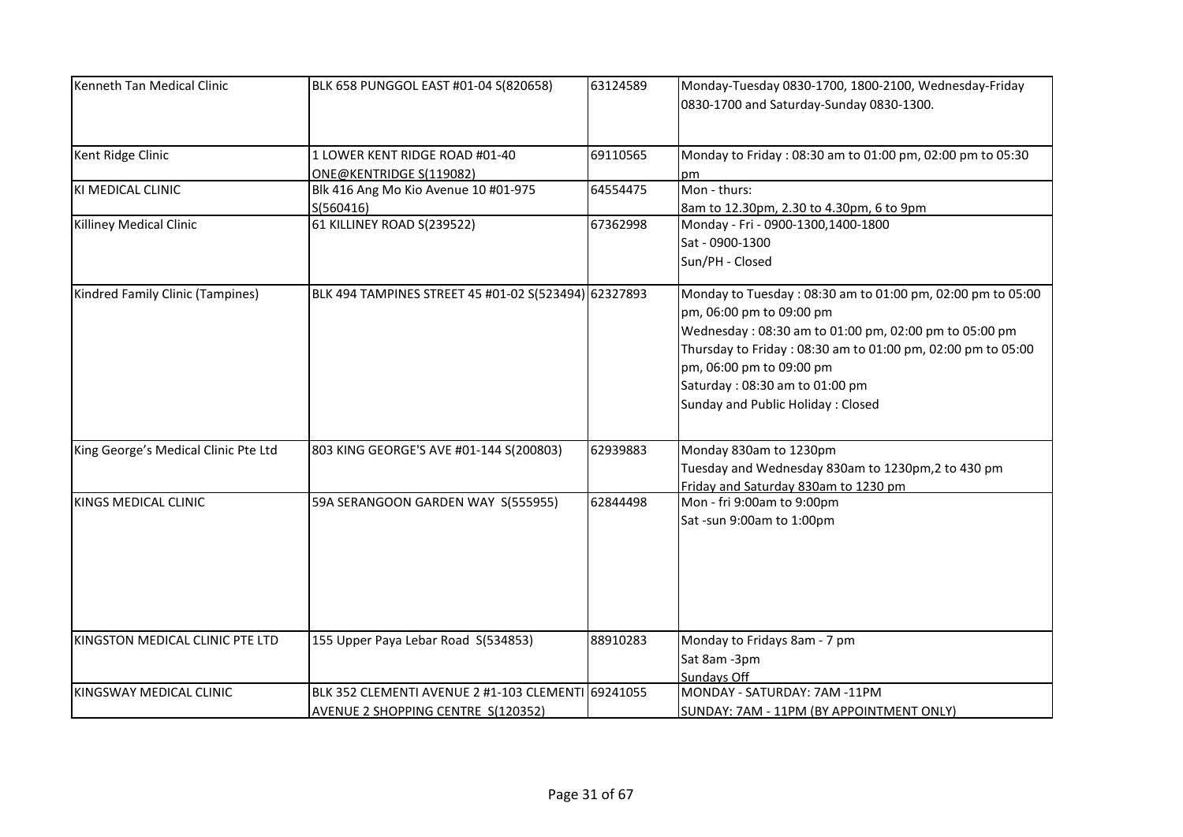| Kenneth Tan Medical Clinic | BLK 658 PUNGGOL EAST #01-04 S(820658) | 63124589 | Monday-Tuesday 0830-1700, 1800-2100, Wednesday-Friday 0830-1700 and Saturday-Sunday 0830-1300. |
|---|---|---|---|
| Kent Ridge Clinic | 1 LOWER KENT RIDGE ROAD #01-40 ONE@KENTRIDGE S(119082) | 69110565 | Monday to Friday : 08:30 am to 01:00 pm, 02:00 pm to 05:30 pm |
| KI MEDICAL CLINIC | Blk 416 Ang Mo Kio Avenue 10 #01-975 S(560416) | 64554475 | Mon - thurs:<br>8am to 12.30pm, 2.30 to 4.30pm, 6 to 9pm |
| Killiney Medical Clinic | 61 KILLINEY ROAD S(239522) | 67362998 | Monday - Fri - 0900-1300,1400-1800<br>Sat - 0900-1300<br>Sun/PH - Closed |
| Kindred Family Clinic (Tampines) | BLK 494 TAMPINES STREET 45 #01-02 S(523494) | 62327893 | Monday to Tuesday : 08:30 am to 01:00 pm, 02:00 pm to 05:00 pm, 06:00 pm to 09:00 pm<br>Wednesday : 08:30 am to 01:00 pm, 02:00 pm to 05:00 pm<br>Thursday to Friday : 08:30 am to 01:00 pm, 02:00 pm to 05:00 pm, 06:00 pm to 09:00 pm<br>Saturday : 08:30 am to 01:00 pm<br>Sunday and Public Holiday : Closed |
| King George's Medical Clinic Pte Ltd | 803 KING GEORGE'S AVE #01-144 S(200803) | 62939883 | Monday 830am to 1230pm<br>Tuesday and Wednesday 830am to 1230pm,2 to 430 pm<br>Friday and Saturday 830am to 1230 pm |
| KINGS MEDICAL CLINIC | 59A SERANGOON GARDEN WAY S(555955) | 62844498 | Mon - fri 9:00am to 9:00pm<br>Sat -sun 9:00am to 1:00pm |
| KINGSTON MEDICAL CLINIC PTE LTD | 155 Upper Paya Lebar Road S(534853) | 88910283 | Monday to Fridays 8am - 7 pm<br>Sat 8am -3pm<br>Sundays Off |
| KINGSWAY MEDICAL CLINIC | BLK 352 CLEMENTI AVENUE 2 #1-103 CLEMENTI AVENUE 2 SHOPPING CENTRE S(120352) | 69241055 | MONDAY - SATURDAY: 7AM -11PM<br>SUNDAY: 7AM - 11PM (BY APPOINTMENT ONLY) |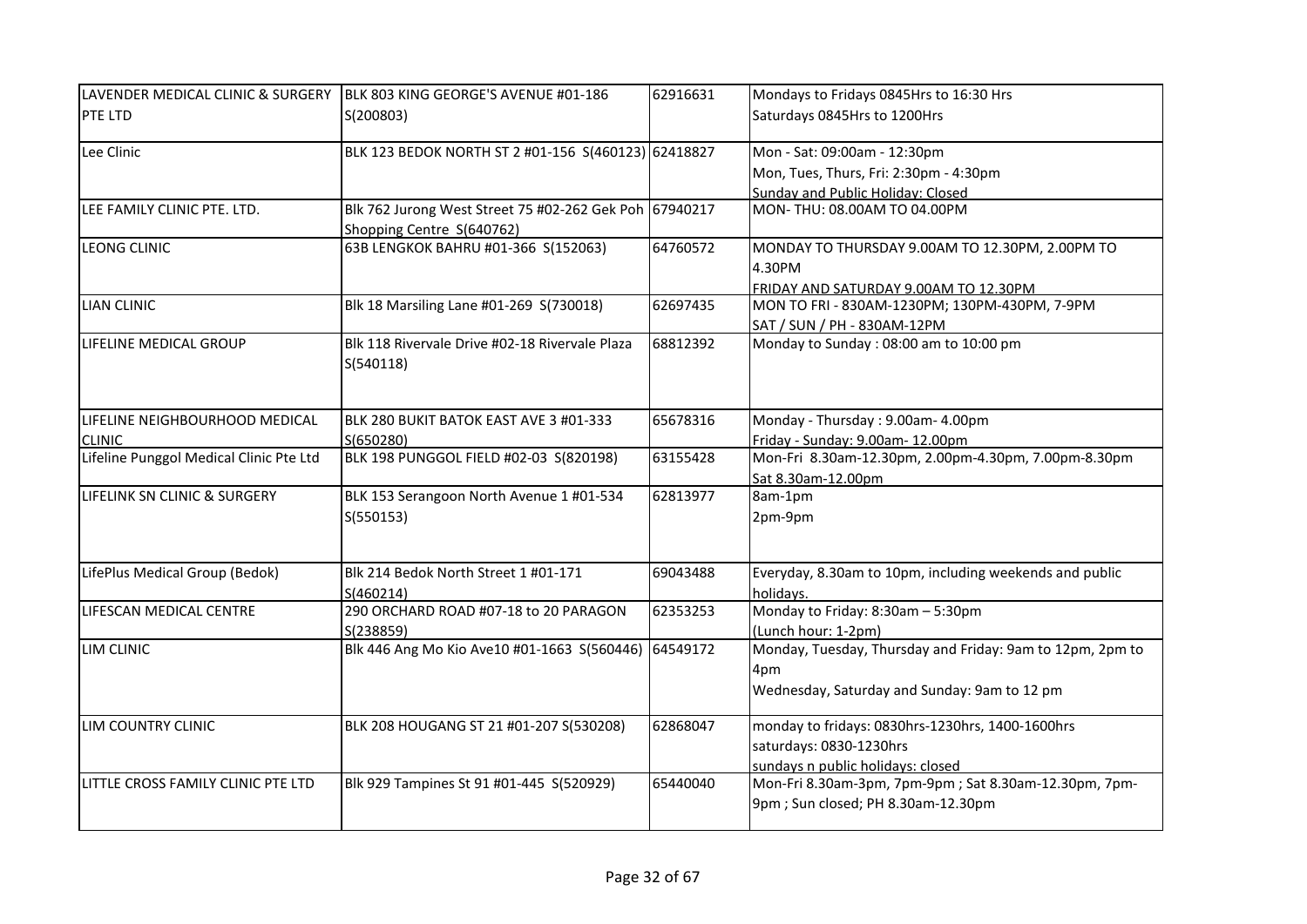| | | | |
|---|---|---|---|
| LAVENDER MEDICAL CLINIC & SURGERY PTE LTD | BLK 803 KING GEORGE'S AVENUE #01-186 S(200803) | 62916631 | Mondays to Fridays 0845Hrs to 16:30 Hrs<br>Saturdays 0845Hrs to 1200Hrs |
| Lee Clinic | BLK 123 BEDOK NORTH ST 2 #01-156 S(460123) | 62418827 | Mon - Sat: 09:00am - 12:30pm<br>Mon, Tues, Thurs, Fri: 2:30pm - 4:30pm<br>Sunday and Public Holiday: Closed |
| LEE FAMILY CLINIC PTE. LTD. | Blk 762 Jurong West Street 75 #02-262 Gek Poh Shopping Centre S(640762) | 67940217 | MON- THU: 08.00AM TO 04.00PM |
| LEONG CLINIC | 63B LENGKOK BAHRU #01-366 S(152063) | 64760572 | MONDAY TO THURSDAY 9.00AM TO 12.30PM, 2.00PM TO 4.30PM<br>FRIDAY AND SATURDAY 9.00AM TO 12.30PM |
| LIAN CLINIC | Blk 18 Marsiling Lane #01-269 S(730018) | 62697435 | MON TO FRI - 830AM-1230PM; 130PM-430PM, 7-9PM<br>SAT / SUN / PH - 830AM-12PM |
| LIFELINE MEDICAL GROUP | Blk 118 Rivervale Drive #02-18 Rivervale Plaza S(540118) | 68812392 | Monday to Sunday : 08:00 am to 10:00 pm |
| LIFELINE NEIGHBOURHOOD MEDICAL CLINIC | BLK 280 BUKIT BATOK EAST AVE 3 #01-333 S(650280) | 65678316 | Monday - Thursday : 9.00am- 4.00pm<br>Friday - Sunday: 9.00am- 12.00pm |
| Lifeline Punggol Medical Clinic Pte Ltd | BLK 198 PUNGGOL FIELD #02-03 S(820198) | 63155428 | Mon-Fri 8.30am-12.30pm, 2.00pm-4.30pm, 7.00pm-8.30pm<br>Sat 8.30am-12.00pm |
| LIFELINK SN CLINIC & SURGERY | BLK 153 Serangoon North Avenue 1 #01-534 S(550153) | 62813977 | 8am-1pm<br>2pm-9pm |
| LifePlus Medical Group (Bedok) | Blk 214 Bedok North Street 1 #01-171 S(460214) | 69043488 | Everyday, 8.30am to 10pm, including weekends and public holidays. |
| LIFESCAN MEDICAL CENTRE | 290 ORCHARD ROAD #07-18 to 20 PARAGON S(238859) | 62353253 | Monday to Friday: 8:30am – 5:30pm<br>(Lunch hour: 1-2pm) |
| LIM CLINIC | Blk 446 Ang Mo Kio Ave10 #01-1663 S(560446) | 64549172 | Monday, Tuesday, Thursday and Friday: 9am to 12pm, 2pm to 4pm<br>Wednesday, Saturday and Sunday: 9am to 12 pm |
| LIM COUNTRY CLINIC | BLK 208 HOUGANG ST 21 #01-207 S(530208) | 62868047 | monday to fridays: 0830hrs-1230hrs, 1400-1600hrs<br>saturdays: 0830-1230hrs<br>sundays n public holidays: closed |
| LITTLE CROSS FAMILY CLINIC PTE LTD | Blk 929 Tampines St 91 #01-445 S(520929) | 65440040 | Mon-Fri 8.30am-3pm, 7pm-9pm ; Sat 8.30am-12.30pm, 7pm-9pm ; Sun closed; PH 8.30am-12.30pm |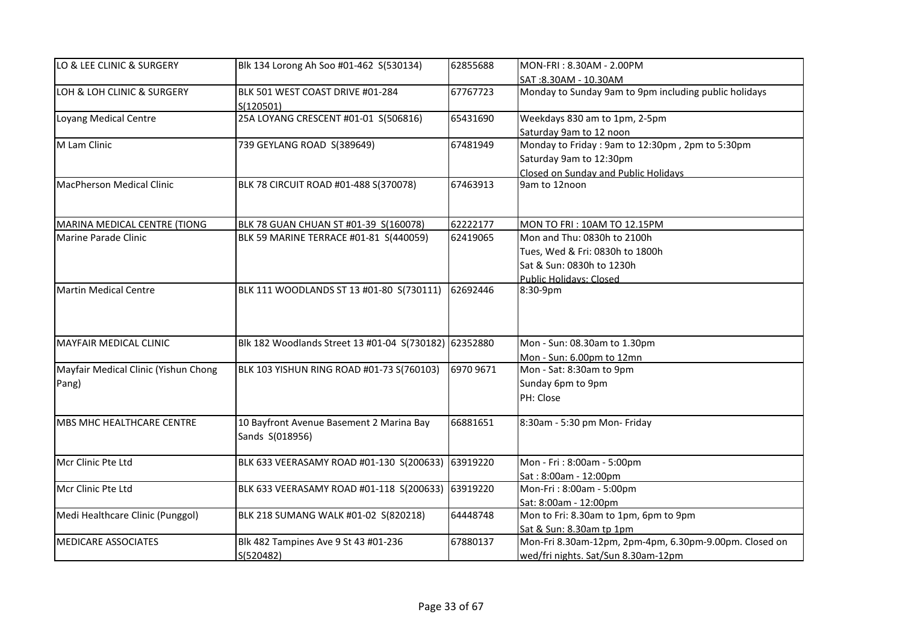| | | | |
|---|---|---|---|
| LO & LEE CLINIC & SURGERY | Blk 134 Lorong Ah Soo #01-462 S(530134) | 62855688 | MON-FRI : 8.30AM - 2.00PM<br>SAT :8.30AM - 10.30AM |
| LOH & LOH CLINIC & SURGERY | BLK 501 WEST COAST DRIVE #01-284 S(120501) | 67767723 | Monday to Sunday 9am to 9pm including public holidays |
| Loyang Medical Centre | 25A LOYANG CRESCENT #01-01 S(506816) | 65431690 | Weekdays 830 am to 1pm, 2-5pm<br>Saturday 9am to 12 noon |
| M Lam Clinic | 739 GEYLANG ROAD S(389649) | 67481949 | Monday to Friday : 9am to 12:30pm , 2pm to 5:30pm<br>Saturday 9am to 12:30pm<br>Closed on Sunday and Public Holidays |
| MacPherson Medical Clinic | BLK 78 CIRCUIT ROAD #01-488 S(370078) | 67463913 | 9am to 12noon |
| MARINA MEDICAL CENTRE (TIONG | BLK 78 GUAN CHUAN ST #01-39 S(160078) | 62222177 | MON TO FRI : 10AM TO 12.15PM |
| Marine Parade Clinic | BLK 59 MARINE TERRACE #01-81 S(440059) | 62419065 | Mon and Thu: 0830h to 2100h<br>Tues, Wed & Fri: 0830h to 1800h<br>Sat & Sun: 0830h to 1230h<br>Public Holidays: Closed |
| Martin Medical Centre | BLK 111 WOODLANDS ST 13 #01-80 S(730111) | 62692446 | 8:30-9pm |
| MAYFAIR MEDICAL CLINIC | Blk 182 Woodlands Street 13 #01-04 S(730182) | 62352880 | Mon - Sun: 08.30am to 1.30pm<br>Mon - Sun: 6.00pm to 12mn |
| Mayfair Medical Clinic (Yishun Chong Pang) | BLK 103 YISHUN RING ROAD #01-73 S(760103) | 6970 9671 | Mon - Sat: 8:30am to 9pm<br>Sunday 6pm to 9pm<br>PH: Close |
| MBS MHC HEALTHCARE CENTRE | 10 Bayfront Avenue Basement 2 Marina Bay Sands S(018956) | 66881651 | 8:30am - 5:30 pm Mon- Friday |
| Mcr Clinic Pte Ltd | BLK 633 VEERASAMY ROAD #01-130 S(200633) | 63919220 | Mon - Fri : 8:00am - 5:00pm<br>Sat : 8:00am - 12:00pm |
| Mcr Clinic Pte Ltd | BLK 633 VEERASAMY ROAD #01-118 S(200633) | 63919220 | Mon-Fri : 8:00am - 5:00pm<br>Sat: 8:00am - 12:00pm |
| Medi Healthcare Clinic (Punggol) | BLK 218 SUMANG WALK #01-02 S(820218) | 64448748 | Mon to Fri: 8.30am to 1pm, 6pm to 9pm<br>Sat & Sun: 8.30am tp 1pm |
| MEDICARE ASSOCIATES | Blk 482 Tampines Ave 9 St 43 #01-236 S(520482) | 67880137 | Mon-Fri 8.30am-12pm, 2pm-4pm, 6.30pm-9.00pm. Closed on wed/fri nights. Sat/Sun 8.30am-12pm |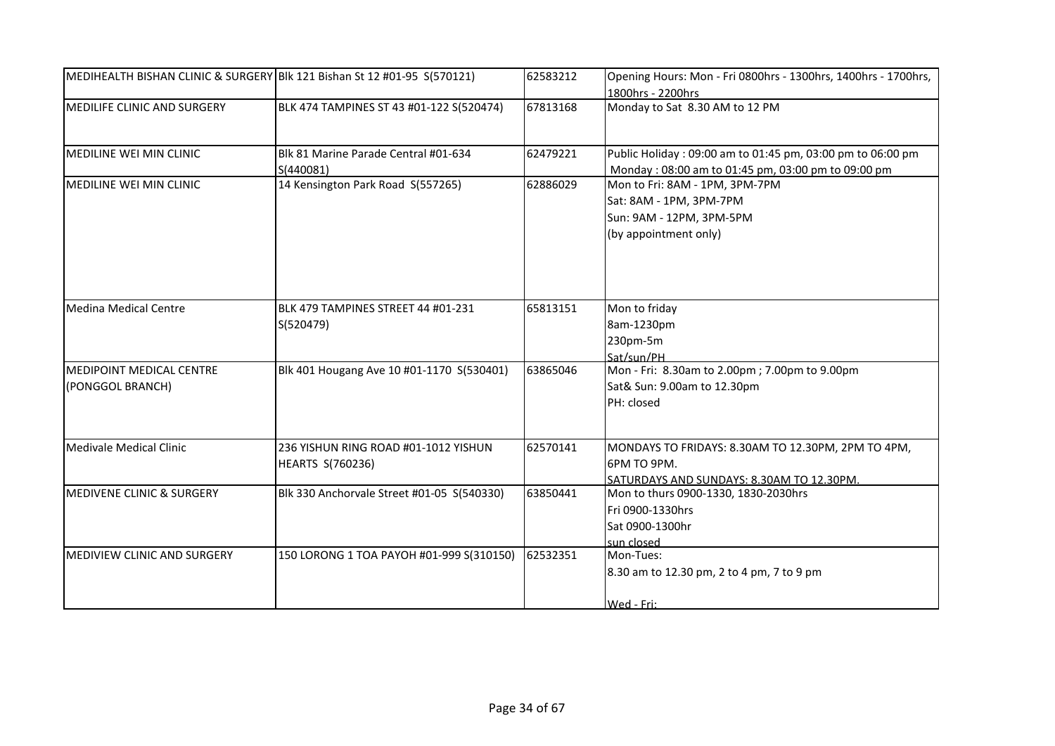| MEDIHEALTH BISHAN CLINIC & SURGERY | Blk 121 Bishan St 12 #01-95 S(570121) | 62583212 | Opening Hours: Mon - Fri 0800hrs - 1300hrs, 1400hrs - 1700hrs, 1800hrs - 2200hrs |
|---|---|---|---|
| MEDILIFE CLINIC AND SURGERY | BLK 474 TAMPINES ST 43 #01-122 S(520474) | 67813168 | Monday to Sat 8.30 AM to 12 PM |
| MEDILINE WEI MIN CLINIC | Blk 81 Marine Parade Central #01-634 S(440081) | 62479221 | Public Holiday : 09:00 am to 01:45 pm, 03:00 pm to 06:00 pm Monday : 08:00 am to 01:45 pm, 03:00 pm to 09:00 pm |
| MEDILINE WEI MIN CLINIC | 14 Kensington Park Road S(557265) | 62886029 | Mon to Fri: 8AM - 1PM, 3PM-7PM<br>Sat: 8AM - 1PM, 3PM-7PM<br>Sun: 9AM - 12PM, 3PM-5PM<br>(by appointment only) |
| Medina Medical Centre | BLK 479 TAMPINES STREET 44 #01-231 S(520479) | 65813151 | Mon to friday<br>8am-1230pm<br>230pm-5m<br>Sat/sun/PH |
| MEDIPOINT MEDICAL CENTRE (PONGGOL BRANCH) | Blk 401 Hougang Ave 10 #01-1170 S(530401) | 63865046 | Mon - Fri: 8.30am to 2.00pm ; 7.00pm to 9.00pm<br>Sat& Sun: 9.00am to 12.30pm<br>PH: closed |
| Medivale Medical Clinic | 236 YISHUN RING ROAD #01-1012 YISHUN HEARTS S(760236) | 62570141 | MONDAYS TO FRIDAYS: 8.30AM TO 12.30PM, 2PM TO 4PM, 6PM TO 9PM.<br>SATURDAYS AND SUNDAYS: 8.30AM TO 12.30PM. |
| MEDIVENE CLINIC & SURGERY | Blk 330 Anchorvale Street #01-05 S(540330) | 63850441 | Mon to thurs 0900-1330, 1830-2030hrs<br>Fri 0900-1330hrs<br>Sat 0900-1300hr<br>sun closed |
| MEDIVIEW CLINIC AND SURGERY | 150 LORONG 1 TOA PAYOH #01-999 S(310150) | 62532351 | Mon-Tues:<br>8.30 am to 12.30 pm, 2 to 4 pm, 7 to 9 pm<br><br>Wed - Fri: |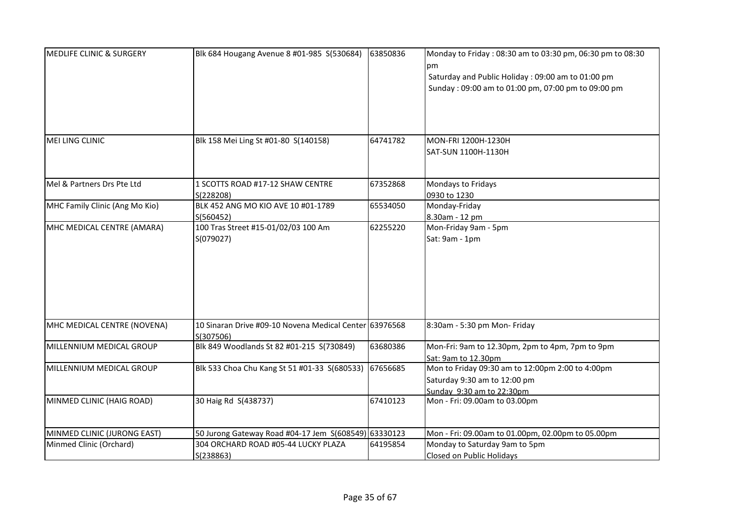| MEDLIFE CLINIC & SURGERY | Blk 684 Hougang Avenue 8 #01-985 S(530684) | 63850836 | Monday to Friday : 08:30 am to 03:30 pm, 06:30 pm to 08:30 pm<br>Saturday and Public Holiday : 09:00 am to 01:00 pm<br>Sunday : 09:00 am to 01:00 pm, 07:00 pm to 09:00 pm |
|---|---|---|---|
| MEI LING CLINIC | Blk 158 Mei Ling St #01-80 S(140158) | 64741782 | MON-FRI 1200H-1230H<br>SAT-SUN 1100H-1130H |
| Mel & Partners Drs Pte Ltd | 1 SCOTTS ROAD #17-12 SHAW CENTRE S(228208) | 67352868 | Mondays to Fridays<br>0930 to 1230 |
| MHC Family Clinic (Ang Mo Kio) | BLK 452 ANG MO KIO AVE 10 #01-1789 S(560452) | 65534050 | Monday-Friday<br>8.30am - 12 pm |
| MHC MEDICAL CENTRE (AMARA) | 100 Tras Street #15-01/02/03 100 Am S(079027) | 62255220 | Mon-Friday 9am - 5pm<br>Sat: 9am - 1pm |
| MHC MEDICAL CENTRE (NOVENA) | 10 Sinaran Drive #09-10 Novena Medical Center S(307506) | 63976568 | 8:30am - 5:30 pm Mon- Friday |
| MILLENNIUM MEDICAL GROUP | Blk 849 Woodlands St 82 #01-215 S(730849) | 63680386 | Mon-Fri: 9am to 12.30pm, 2pm to 4pm, 7pm to 9pm<br>Sat: 9am to 12.30pm |
| MILLENNIUM MEDICAL GROUP | Blk 533 Choa Chu Kang St 51 #01-33 S(680533) | 67656685 | Mon to Friday 09:30 am to 12:00pm 2:00 to 4:00pm<br>Saturday 9:30 am to 12:00 pm<br>Sunday 9:30 am to 22:30pm |
| MINMED CLINIC (HAIG ROAD) | 30 Haig Rd S(438737) | 67410123 | Mon - Fri: 09.00am to 03.00pm |
| MINMED CLINIC (JURONG EAST) | 50 Jurong Gateway Road #04-17 Jem S(608549) | 63330123 | Mon - Fri: 09.00am to 01.00pm, 02.00pm to 05.00pm |
| Minmed Clinic (Orchard) | 304 ORCHARD ROAD #05-44 LUCKY PLAZA S(238863) | 64195854 | Monday to Saturday 9am to 5pm<br>Closed on Public Holidays |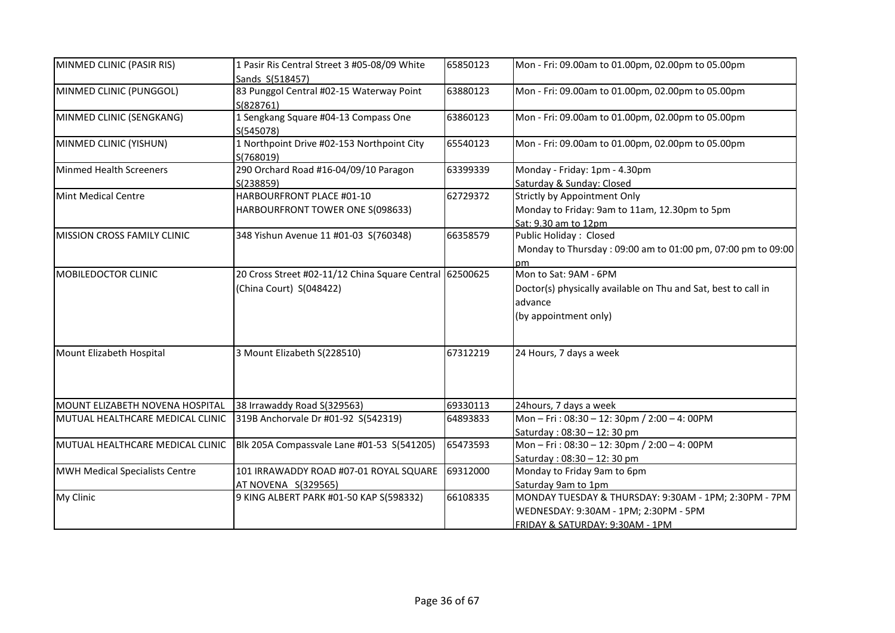| MINMED CLINIC (PASIR RIS) | 1 Pasir Ris Central Street 3 #05-08/09 White Sands S(518457) | 65850123 | Mon - Fri: 09.00am to 01.00pm, 02.00pm to 05.00pm |
|---|---|---|---|
| MINMED CLINIC (PUNGGOL) | 83 Punggol Central #02-15 Waterway Point S(828761) | 63880123 | Mon - Fri: 09.00am to 01.00pm, 02.00pm to 05.00pm |
| MINMED CLINIC (SENGKANG) | 1 Sengkang Square #04-13 Compass One S(545078) | 63860123 | Mon - Fri: 09.00am to 01.00pm, 02.00pm to 05.00pm |
| MINMED CLINIC (YISHUN) | 1 Northpoint Drive #02-153 Northpoint City S(768019) | 65540123 | Mon - Fri: 09.00am to 01.00pm, 02.00pm to 05.00pm |
| Minmed Health Screeners | 290 Orchard Road #16-04/09/10 Paragon S(238859) | 63399339 | Monday - Friday: 1pm - 4.30pm<br>Saturday & Sunday: Closed |
| Mint Medical Centre | HARBOURFRONT PLACE #01-10<br>HARBOURFRONT TOWER ONE S(098633) | 62729372 | Strictly by Appointment Only<br>Monday to Friday: 9am to 11am, 12.30pm to 5pm<br>Sat: 9.30 am to 12pm |
| MISSION CROSS FAMILY CLINIC | 348 Yishun Avenue 11 #01-03 S(760348) | 66358579 | Public Holiday : Closed<br>Monday to Thursday : 09:00 am to 01:00 pm, 07:00 pm to 09:00 pm |
| MOBILEDOCTOR CLINIC | 20 Cross Street #02-11/12 China Square Central (China Court) S(048422) | 62500625 | Mon to Sat: 9AM - 6PM<br>Doctor(s) physically available on Thu and Sat, best to call in advance<br>(by appointment only) |
| Mount Elizabeth Hospital | 3 Mount Elizabeth S(228510) | 67312219 | 24 Hours, 7 days a week |
| MOUNT ELIZABETH NOVENA HOSPITAL | 38 Irrawaddy Road S(329563) | 69330113 | 24hours, 7 days a week |
| MUTUAL HEALTHCARE MEDICAL CLINIC | 319B Anchorvale Dr #01-92 S(542319) | 64893833 | Mon – Fri : 08:30 – 12: 30pm / 2:00 – 4: 00PM<br>Saturday : 08:30 – 12: 30 pm |
| MUTUAL HEALTHCARE MEDICAL CLINIC | Blk 205A Compassvale Lane #01-53 S(541205) | 65473593 | Mon – Fri : 08:30 – 12: 30pm / 2:00 – 4: 00PM<br>Saturday : 08:30 – 12: 30 pm |
| MWH Medical Specialists Centre | 101 IRRAWADDY ROAD #07-01 ROYAL SQUARE AT NOVENA S(329565) | 69312000 | Monday to Friday 9am to 6pm<br>Saturday 9am to 1pm |
| My Clinic | 9 KING ALBERT PARK #01-50 KAP S(598332) | 66108335 | MONDAY TUESDAY & THURSDAY: 9:30AM - 1PM; 2:30PM - 7PM<br>WEDNESDAY: 9:30AM - 1PM; 2:30PM - 5PM<br>FRIDAY & SATURDAY: 9:30AM - 1PM |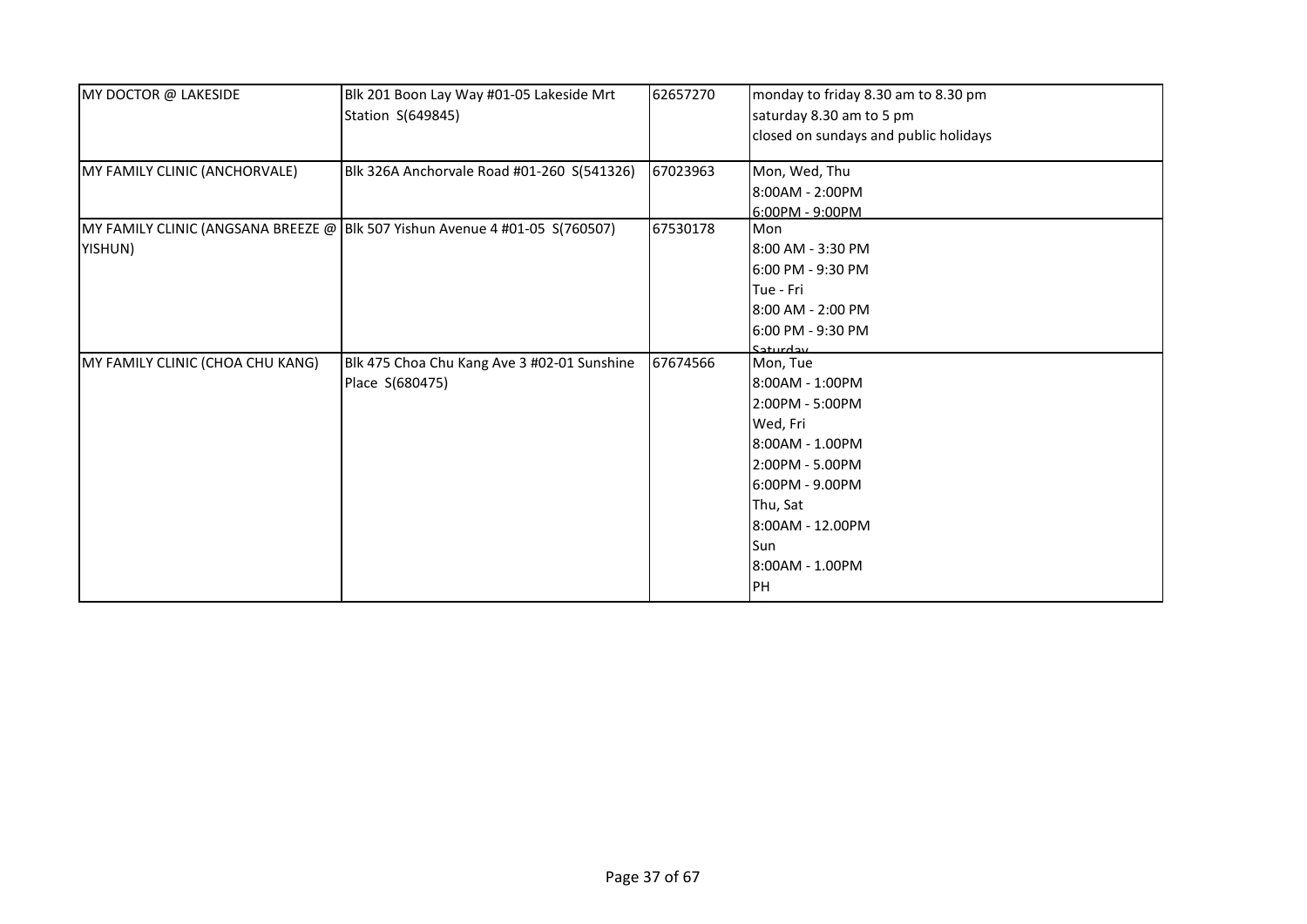| | | | |
|---|---|---|---|
| MY DOCTOR @ LAKESIDE | Blk 201 Boon Lay Way #01-05 Lakeside Mrt Station S(649845) | 62657270 | monday to friday 8.30 am to 8.30 pm<br>saturday 8.30 am to 5 pm<br>closed on sundays and public holidays |
| MY FAMILY CLINIC (ANCHORVALE) | Blk 326A Anchorvale Road #01-260 S(541326) | 67023963 | Mon, Wed, Thu<br>8:00AM - 2:00PM<br>6:00PM - 9:00PM |
| MY FAMILY CLINIC (ANGSANA BREEZE @ YISHUN) | Blk 507 Yishun Avenue 4 #01-05 S(760507) | 67530178 | Mon<br>8:00 AM - 3:30 PM<br>6:00 PM - 9:30 PM<br>Tue - Fri<br>8:00 AM - 2:00 PM<br>6:00 PM - 9:30 PM<br>Saturday |
| MY FAMILY CLINIC (CHOA CHU KANG) | Blk 475 Choa Chu Kang Ave 3 #02-01 Sunshine Place S(680475) | 67674566 | Mon, Tue<br>8:00AM - 1:00PM<br>2:00PM - 5:00PM<br>Wed, Fri<br>8:00AM - 1.00PM<br>2:00PM - 5.00PM<br>6:00PM - 9.00PM<br>Thu, Sat<br>8:00AM - 12.00PM<br>Sun<br>8:00AM - 1.00PM<br>PH |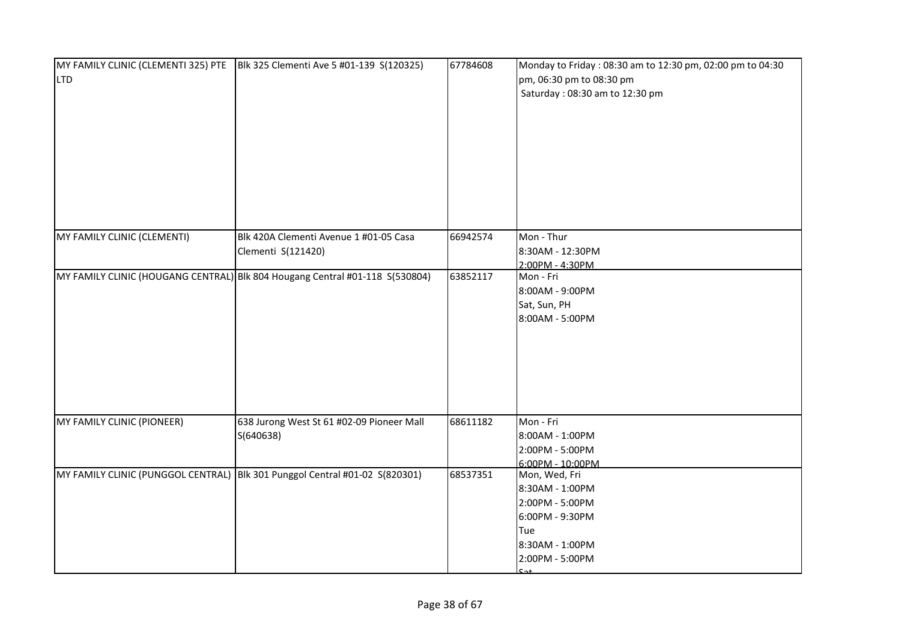| | | | |
|---|---|---|---|
| MY FAMILY CLINIC (CLEMENTI 325) PTE LTD | Blk 325 Clementi Ave 5 #01-139 S(120325) | 67784608 | Monday to Friday : 08:30 am to 12:30 pm, 02:00 pm to 04:30 pm, 06:30 pm to 08:30 pm<br>Saturday : 08:30 am to 12:30 pm |
| MY FAMILY CLINIC (CLEMENTI) | Blk 420A Clementi Avenue 1 #01-05 Casa Clementi S(121420) | 66942574 | Mon - Thur<br>8:30AM - 12:30PM<br>2:00PM - 4:30PM |
| MY FAMILY CLINIC (HOUGANG CENTRAL) | Blk 804 Hougang Central #01-118 S(530804) | 63852117 | Mon - Fri<br>8:00AM - 9:00PM<br>Sat, Sun, PH<br>8:00AM - 5:00PM |
| MY FAMILY CLINIC (PIONEER) | 638 Jurong West St 61 #02-09 Pioneer Mall S(640638) | 68611182 | Mon - Fri<br>8:00AM - 1:00PM<br>2:00PM - 5:00PM<br>6:00PM - 10:00PM |
| MY FAMILY CLINIC (PUNGGOL CENTRAL) | Blk 301 Punggol Central #01-02 S(820301) | 68537351 | Mon, Wed, Fri<br>8:30AM - 1:00PM<br>2:00PM - 5:00PM<br>6:00PM - 9:30PM<br>Tue<br>8:30AM - 1:00PM<br>2:00PM - 5:00PM<br>Sat |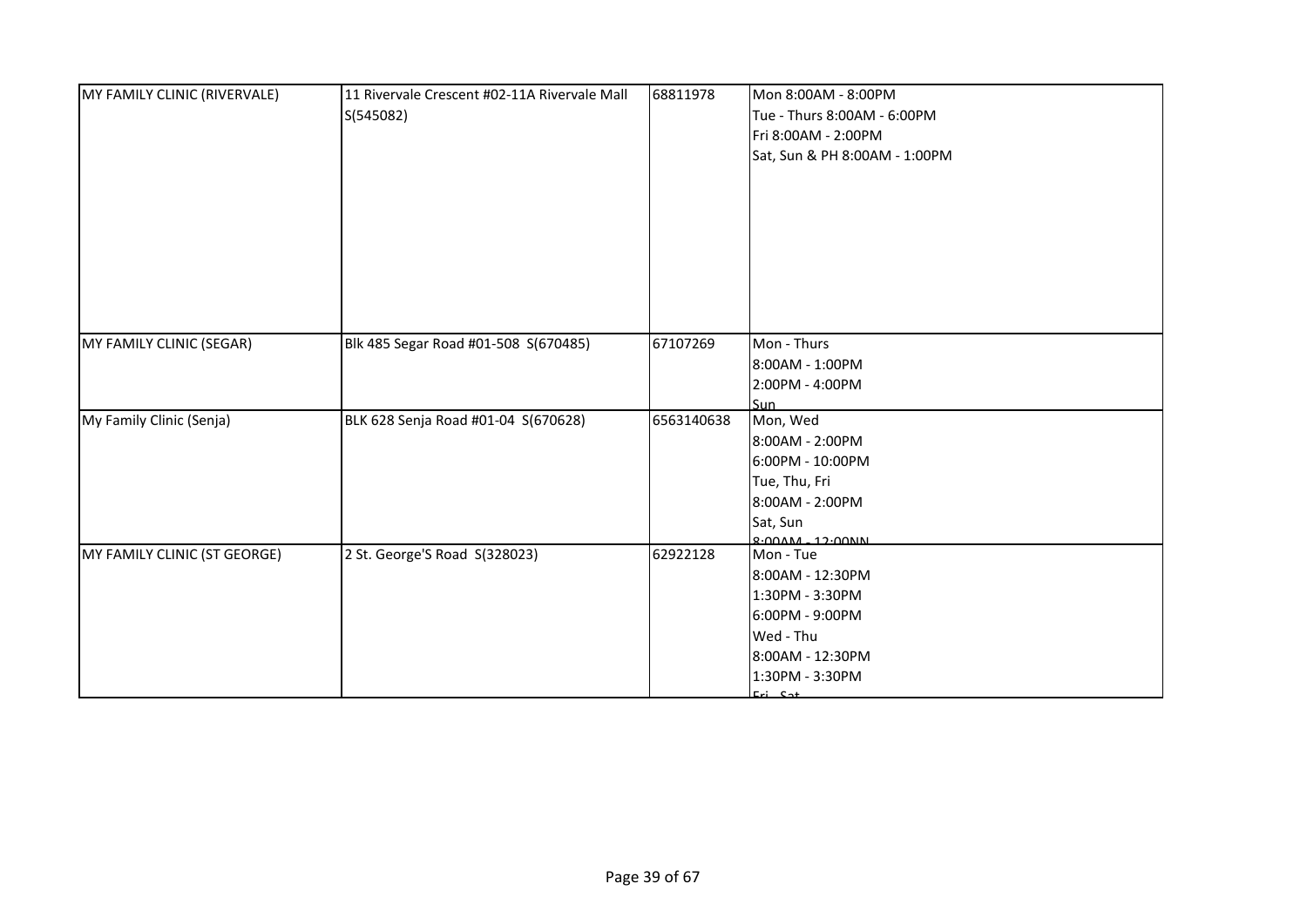| | | | |
|---|---|---|---|
| MY FAMILY CLINIC (RIVERVALE) | 11 Rivervale Crescent #02-11A Rivervale Mall S(545082) | 68811978 | Mon 8:00AM - 8:00PM<br>Tue - Thurs 8:00AM - 6:00PM<br>Fri 8:00AM - 2:00PM<br>Sat, Sun & PH 8:00AM - 1:00PM |
| MY FAMILY CLINIC (SEGAR) | Blk 485 Segar Road #01-508 S(670485) | 67107269 | Mon - Thurs<br>8:00AM - 1:00PM<br>2:00PM - 4:00PM<br>Sun |
| My Family Clinic (Senja) | BLK 628 Senja Road #01-04 S(670628) | 6563140638 | Mon, Wed<br>8:00AM - 2:00PM<br>6:00PM - 10:00PM<br>Tue, Thu, Fri<br>8:00AM - 2:00PM<br>Sat, Sun<br>8:00AM - 12:00NN |
| MY FAMILY CLINIC (ST GEORGE) | 2 St. George'S Road S(328023) | 62922128 | Mon - Tue<br>8:00AM - 12:30PM<br>1:30PM - 3:30PM<br>6:00PM - 9:00PM<br>Wed - Thu<br>8:00AM - 12:30PM<br>1:30PM - 3:30PM<br>Fri - Sat |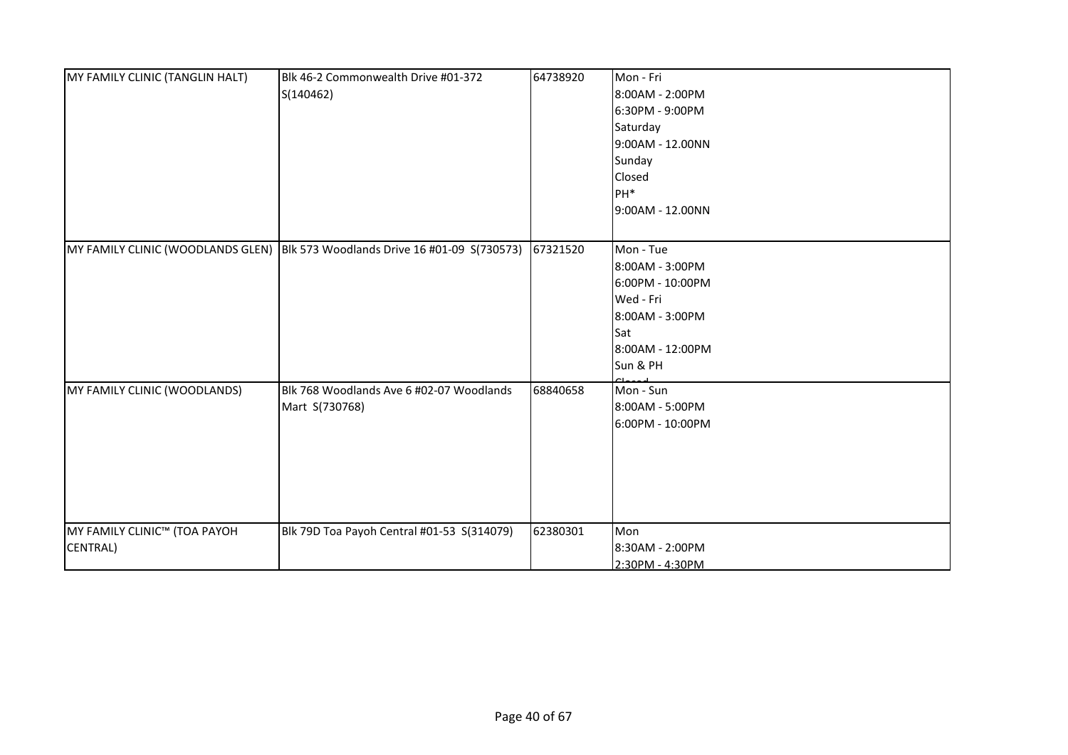| MY FAMILY CLINIC (TANGLIN HALT) | Blk 46-2 Commonwealth Drive #01-372 S(140462) | 64738920 | Mon - Fri<br>8:00AM - 2:00PM<br>6:30PM - 9:00PM<br>Saturday<br>9:00AM - 12.00NN<br>Sunday<br>Closed<br>PH*<br>9:00AM - 12.00NN |
|---|---|---|---|
| MY FAMILY CLINIC (WOODLANDS GLEN) | Blk 573 Woodlands Drive 16 #01-09 S(730573) | 67321520 | Mon - Tue<br>8:00AM - 3:00PM<br>6:00PM - 10:00PM<br>Wed - Fri<br>8:00AM - 3:00PM<br>Sat<br>8:00AM - 12:00PM<br>Sun & PH<br>Closed |
| MY FAMILY CLINIC (WOODLANDS) | Blk 768 Woodlands Ave 6 #02-07 Woodlands Mart S(730768) | 68840658 | Mon - Sun<br>8:00AM - 5:00PM<br>6:00PM - 10:00PM |
| MY FAMILY CLINIC™ (TOA PAYOH CENTRAL) | Blk 79D Toa Payoh Central #01-53 S(314079) | 62380301 | Mon<br>8:30AM - 2:00PM<br>2:30PM - 4:30PM |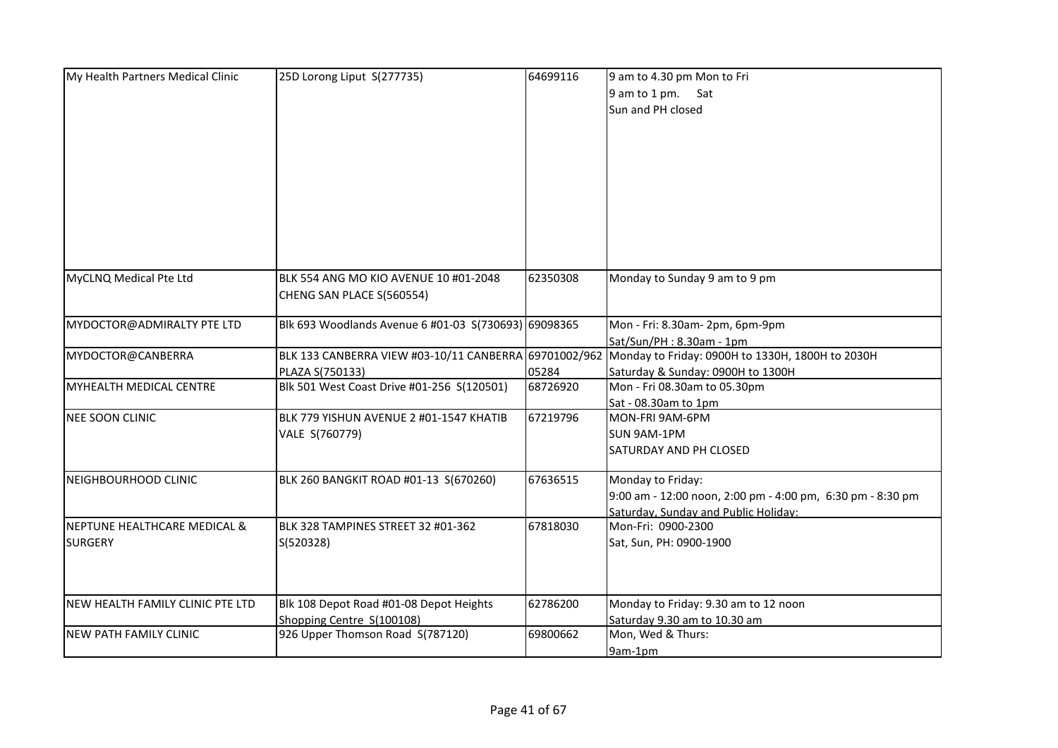| My Health Partners Medical Clinic | 25D Lorong Liput S(277735) | 64699116 | 9 am to 4.30 pm Mon to Fri<br>9 am to 1 pm. Sat<br>Sun and PH closed |
|---|---|---|---|
| MyCLNQ Medical Pte Ltd | BLK 554 ANG MO KIO AVENUE 10 #01-2048 CHENG SAN PLACE S(560554) | 62350308 | Monday to Sunday 9 am to 9 pm |
| MYDOCTOR@ADMIRALTY PTE LTD | Blk 693 Woodlands Avenue 6 #01-03 S(730693) | 69098365 | Mon - Fri: 8.30am- 2pm, 6pm-9pm<br>Sat/Sun/PH : 8.30am - 1pm |
| MYDOCTOR@CANBERRA | BLK 133 CANBERRA VIEW #03-10/11 CANBERRA PLAZA S(750133) | 69701002/96205284 | Monday to Friday: 0900H to 1330H, 1800H to 2030H<br>Saturday & Sunday: 0900H to 1300H |
| MYHEALTH MEDICAL CENTRE | Blk 501 West Coast Drive #01-256 S(120501) | 68726920 | Mon - Fri 08.30am to 05.30pm<br>Sat - 08.30am to 1pm |
| NEE SOON CLINIC | BLK 779 YISHUN AVENUE 2 #01-1547 KHATIB VALE S(760779) | 67219796 | MON-FRI 9AM-6PM<br>SUN 9AM-1PM<br>SATURDAY AND PH CLOSED |
| NEIGHBOURHOOD CLINIC | BLK 260 BANGKIT ROAD #01-13 S(670260) | 67636515 | Monday to Friday:<br>9:00 am - 12:00 noon, 2:00 pm - 4:00 pm, 6:30 pm - 8:30 pm<br>Saturday, Sunday and Public Holiday: |
| NEPTUNE HEALTHCARE MEDICAL & SURGERY | BLK 328 TAMPINES STREET 32 #01-362 S(520328) | 67818030 | Mon-Fri: 0900-2300<br>Sat, Sun, PH: 0900-1900 |
| NEW HEALTH FAMILY CLINIC PTE LTD | Blk 108 Depot Road #01-08 Depot Heights Shopping Centre S(100108) | 62786200 | Monday to Friday: 9.30 am to 12 noon<br>Saturday 9.30 am to 10.30 am |
| NEW PATH FAMILY CLINIC | 926 Upper Thomson Road S(787120) | 69800662 | Mon, Wed & Thurs:<br>9am-1pm |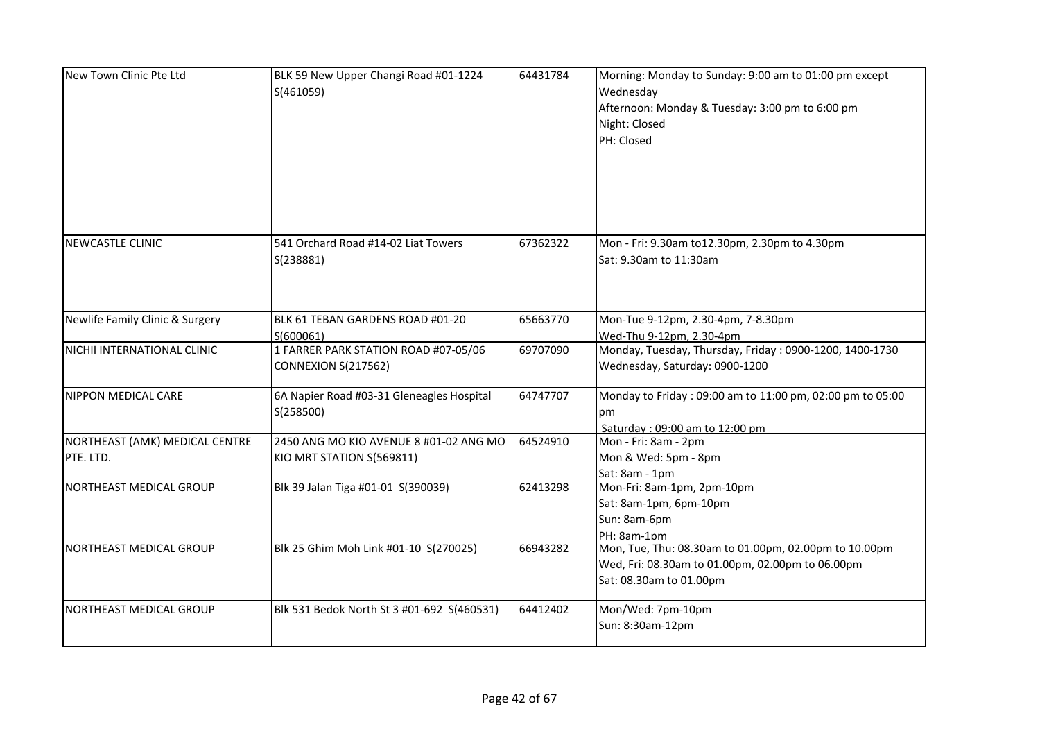| | | | |
|---|---|---|---|
| New Town Clinic Pte Ltd | BLK 59 New Upper Changi Road #01-1224 S(461059) | 64431784 | Morning: Monday to Sunday: 9:00 am to 01:00 pm except Wednesday<br>Afternoon: Monday & Tuesday: 3:00 pm to 6:00 pm<br>Night: Closed<br>PH: Closed |
| NEWCASTLE CLINIC | 541 Orchard Road #14-02 Liat Towers S(238881) | 67362322 | Mon - Fri: 9.30am to12.30pm, 2.30pm to 4.30pm<br>Sat: 9.30am to 11:30am |
| Newlife Family Clinic & Surgery | BLK 61 TEBAN GARDENS ROAD #01-20 S(600061) | 65663770 | Mon-Tue 9-12pm, 2.30-4pm, 7-8.30pm<br>Wed-Thu 9-12pm, 2.30-4pm |
| NICHII INTERNATIONAL CLINIC | 1 FARRER PARK STATION ROAD #07-05/06 CONNEXION S(217562) | 69707090 | Monday, Tuesday, Thursday, Friday : 0900-1200, 1400-1730<br>Wednesday, Saturday: 0900-1200 |
| NIPPON MEDICAL CARE | 6A Napier Road #03-31 Gleneagles Hospital S(258500) | 64747707 | Monday to Friday : 09:00 am to 11:00 pm, 02:00 pm to 05:00 pm<br>Saturday : 09:00 am to 12:00 pm |
| NORTHEAST (AMK) MEDICAL CENTRE PTE. LTD. | 2450 ANG MO KIO AVENUE 8 #01-02 ANG MO KIO MRT STATION S(569811) | 64524910 | Mon - Fri: 8am - 2pm<br>Mon & Wed: 5pm - 8pm<br>Sat: 8am - 1pm |
| NORTHEAST MEDICAL GROUP | Blk 39 Jalan Tiga #01-01 S(390039) | 62413298 | Mon-Fri: 8am-1pm, 2pm-10pm<br>Sat: 8am-1pm, 6pm-10pm<br>Sun: 8am-6pm<br>PH: 8am-1pm |
| NORTHEAST MEDICAL GROUP | Blk 25 Ghim Moh Link #01-10 S(270025) | 66943282 | Mon, Tue, Thu: 08.30am to 01.00pm, 02.00pm to 10.00pm<br>Wed, Fri: 08.30am to 01.00pm, 02.00pm to 06.00pm<br>Sat: 08.30am to 01.00pm |
| NORTHEAST MEDICAL GROUP | Blk 531 Bedok North St 3 #01-692 S(460531) | 64412402 | Mon/Wed: 7pm-10pm<br>Sun: 8:30am-12pm |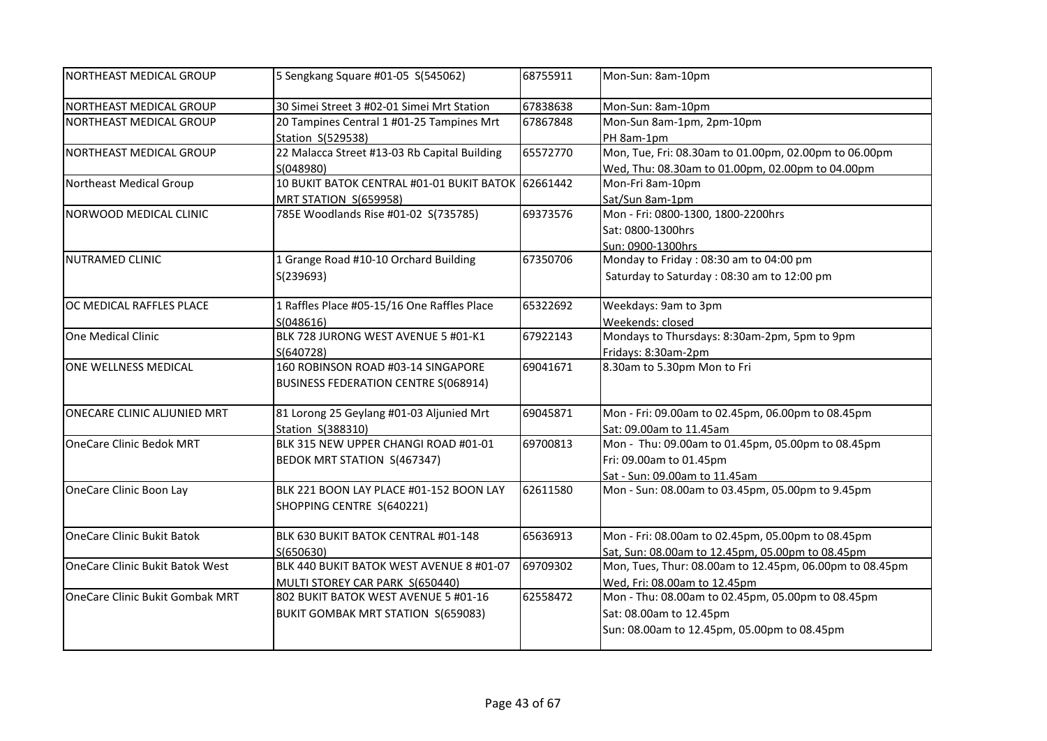| NORTHEAST MEDICAL GROUP | 5 Sengkang Square #01-05 S(545062) | 68755911 | Mon-Sun: 8am-10pm |
|---|---|---|---|
| NORTHEAST MEDICAL GROUP | 30 Simei Street 3 #02-01 Simei Mrt Station | 67838638 | Mon-Sun: 8am-10pm |
| NORTHEAST MEDICAL GROUP | 20 Tampines Central 1 #01-25 Tampines Mrt Station S(529538) | 67867848 | Mon-Sun 8am-1pm, 2pm-10pm<br>PH 8am-1pm |
| NORTHEAST MEDICAL GROUP | 22 Malacca Street #13-03 Rb Capital Building S(048980) | 65572770 | Mon, Tue, Fri: 08.30am to 01.00pm, 02.00pm to 06.00pm<br>Wed, Thu: 08.30am to 01.00pm, 02.00pm to 04.00pm |
| Northeast Medical Group | 10 BUKIT BATOK CENTRAL #01-01 BUKIT BATOK MRT STATION S(659958) | 62661442 | Mon-Fri 8am-10pm<br>Sat/Sun 8am-1pm |
| NORWOOD MEDICAL CLINIC | 785E Woodlands Rise #01-02 S(735785) | 69373576 | Mon - Fri: 0800-1300, 1800-2200hrs<br>Sat: 0800-1300hrs<br>Sun: 0900-1300hrs |
| NUTRAMED CLINIC | 1 Grange Road #10-10 Orchard Building S(239693) | 67350706 | Monday to Friday : 08:30 am to 04:00 pm<br>Saturday to Saturday : 08:30 am to 12:00 pm |
| OC MEDICAL RAFFLES PLACE | 1 Raffles Place #05-15/16 One Raffles Place S(048616) | 65322692 | Weekdays: 9am to 3pm<br>Weekends: closed |
| One Medical Clinic | BLK 728 JURONG WEST AVENUE 5 #01-K1 S(640728) | 67922143 | Mondays to Thursdays: 8:30am-2pm, 5pm to 9pm<br>Fridays: 8:30am-2pm |
| ONE WELLNESS MEDICAL | 160 ROBINSON ROAD #03-14 SINGAPORE BUSINESS FEDERATION CENTRE S(068914) | 69041671 | 8.30am to 5.30pm Mon to Fri |
| ONECARE CLINIC ALJUNIED MRT | 81 Lorong 25 Geylang #01-03 Aljunied Mrt Station S(388310) | 69045871 | Mon - Fri: 09.00am to 02.45pm, 06.00pm to 08.45pm<br>Sat: 09.00am to 11.45am |
| OneCare Clinic Bedok MRT | BLK 315 NEW UPPER CHANGI ROAD #01-01 BEDOK MRT STATION S(467347) | 69700813 | Mon - Thu: 09.00am to 01.45pm, 05.00pm to 08.45pm<br>Fri: 09.00am to 01.45pm<br>Sat - Sun: 09.00am to 11.45am |
| OneCare Clinic Boon Lay | BLK 221 BOON LAY PLACE #01-152 BOON LAY SHOPPING CENTRE S(640221) | 62611580 | Mon - Sun: 08.00am to 03.45pm, 05.00pm to 9.45pm |
| OneCare Clinic Bukit Batok | BLK 630 BUKIT BATOK CENTRAL #01-148 S(650630) | 65636913 | Mon - Fri: 08.00am to 02.45pm, 05.00pm to 08.45pm<br>Sat, Sun: 08.00am to 12.45pm, 05.00pm to 08.45pm |
| OneCare Clinic Bukit Batok West | BLK 440 BUKIT BATOK WEST AVENUE 8 #01-07 MULTI STOREY CAR PARK S(650440) | 69709302 | Mon, Tues, Thur: 08.00am to 12.45pm, 06.00pm to 08.45pm<br>Wed, Fri: 08.00am to 12.45pm |
| OneCare Clinic Bukit Gombak MRT | 802 BUKIT BATOK WEST AVENUE 5 #01-16 BUKIT GOMBAK MRT STATION S(659083) | 62558472 | Mon - Thu: 08.00am to 02.45pm, 05.00pm to 08.45pm<br>Sat: 08.00am to 12.45pm<br>Sun: 08.00am to 12.45pm, 05.00pm to 08.45pm |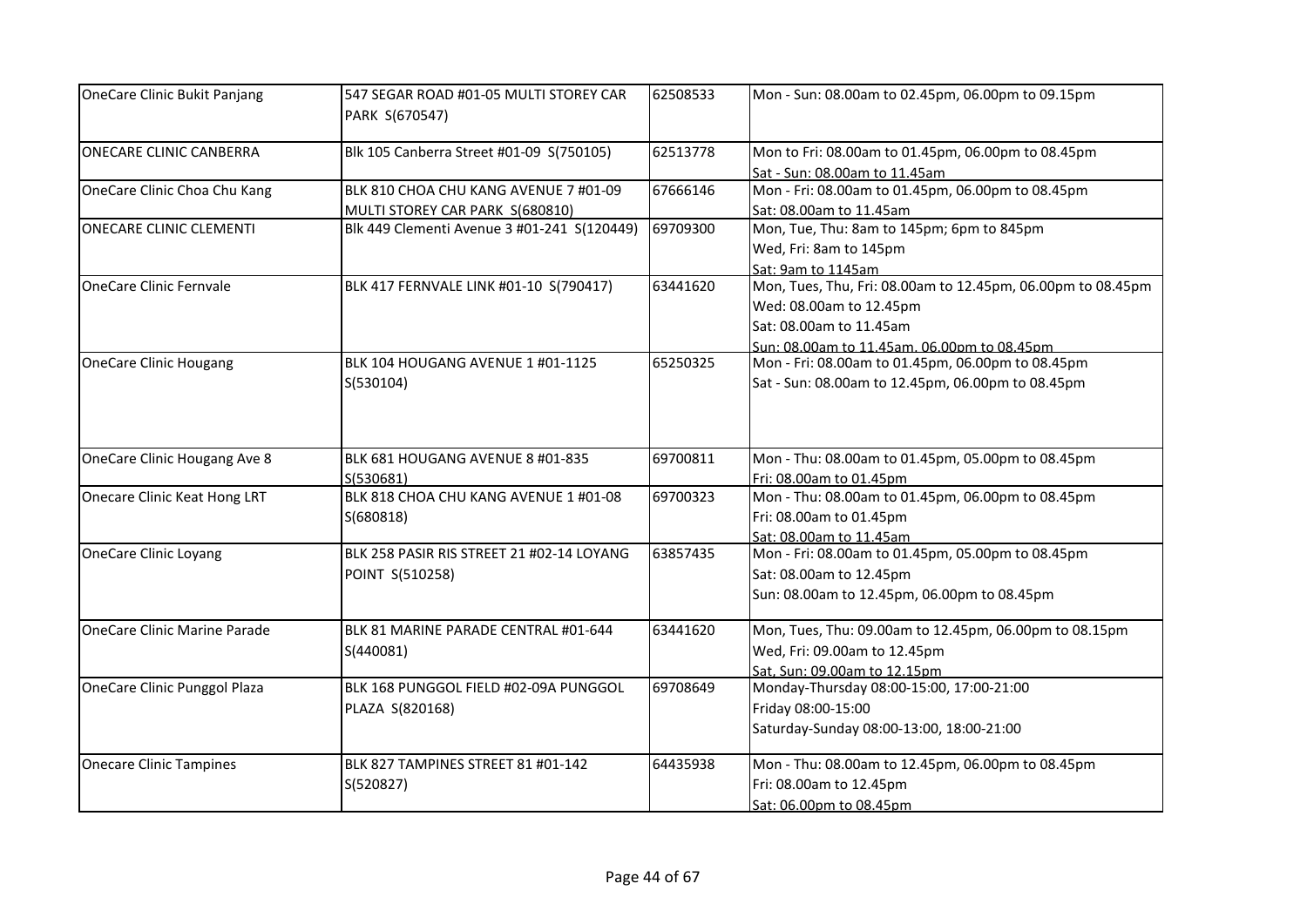| OneCare Clinic Bukit Panjang | 547 SEGAR ROAD #01-05 MULTI STOREY CAR PARK S(670547) | 62508533 | Mon - Sun: 08.00am to 02.45pm, 06.00pm to 09.15pm |
|---|---|---|---|
| ONECARE CLINIC CANBERRA | Blk 105 Canberra Street #01-09 S(750105) | 62513778 | Mon to Fri: 08.00am to 01.45pm, 06.00pm to 08.45pm<br>Sat - Sun: 08.00am to 11.45am |
| OneCare Clinic Choa Chu Kang | BLK 810 CHOA CHU KANG AVENUE 7 #01-09 MULTI STOREY CAR PARK S(680810) | 67666146 | Mon - Fri: 08.00am to 01.45pm, 06.00pm to 08.45pm<br>Sat: 08.00am to 11.45am |
| ONECARE CLINIC CLEMENTI | Blk 449 Clementi Avenue 3 #01-241 S(120449) | 69709300 | Mon, Tue, Thu: 8am to 145pm; 6pm to 845pm<br>Wed, Fri: 8am to 145pm<br>Sat: 9am to 1145am |
| OneCare Clinic Fernvale | BLK 417 FERNVALE LINK #01-10 S(790417) | 63441620 | Mon, Tues, Thu, Fri: 08.00am to 12.45pm, 06.00pm to 08.45pm<br>Wed: 08.00am to 12.45pm<br>Sat: 08.00am to 11.45am<br>Sun: 08.00am to 11.45am, 06.00pm to 08.45pm |
| OneCare Clinic Hougang | BLK 104 HOUGANG AVENUE 1 #01-1125 S(530104) | 65250325 | Mon - Fri: 08.00am to 01.45pm, 06.00pm to 08.45pm<br>Sat - Sun: 08.00am to 12.45pm, 06.00pm to 08.45pm |
| OneCare Clinic Hougang Ave 8 | BLK 681 HOUGANG AVENUE 8 #01-835 S(530681) | 69700811 | Mon - Thu: 08.00am to 01.45pm, 05.00pm to 08.45pm<br>Fri: 08.00am to 01.45pm |
| Onecare Clinic Keat Hong LRT | BLK 818 CHOA CHU KANG AVENUE 1 #01-08 S(680818) | 69700323 | Mon - Thu: 08.00am to 01.45pm, 06.00pm to 08.45pm<br>Fri: 08.00am to 01.45pm<br>Sat: 08.00am to 11.45am |
| OneCare Clinic Loyang | BLK 258 PASIR RIS STREET 21 #02-14 LOYANG POINT S(510258) | 63857435 | Mon - Fri: 08.00am to 01.45pm, 05.00pm to 08.45pm<br>Sat: 08.00am to 12.45pm<br>Sun: 08.00am to 12.45pm, 06.00pm to 08.45pm |
| OneCare Clinic Marine Parade | BLK 81 MARINE PARADE CENTRAL #01-644 S(440081) | 63441620 | Mon, Tues, Thu: 09.00am to 12.45pm, 06.00pm to 08.15pm<br>Wed, Fri: 09.00am to 12.45pm<br>Sat, Sun: 09.00am to 12.15pm |
| OneCare Clinic Punggol Plaza | BLK 168 PUNGGOL FIELD #02-09A PUNGGOL PLAZA S(820168) | 69708649 | Monday-Thursday 08:00-15:00, 17:00-21:00<br>Friday 08:00-15:00<br>Saturday-Sunday 08:00-13:00, 18:00-21:00 |
| Onecare Clinic Tampines | BLK 827 TAMPINES STREET 81 #01-142 S(520827) | 64435938 | Mon - Thu: 08.00am to 12.45pm, 06.00pm to 08.45pm<br>Fri: 08.00am to 12.45pm<br>Sat: 06.00pm to 08.45pm |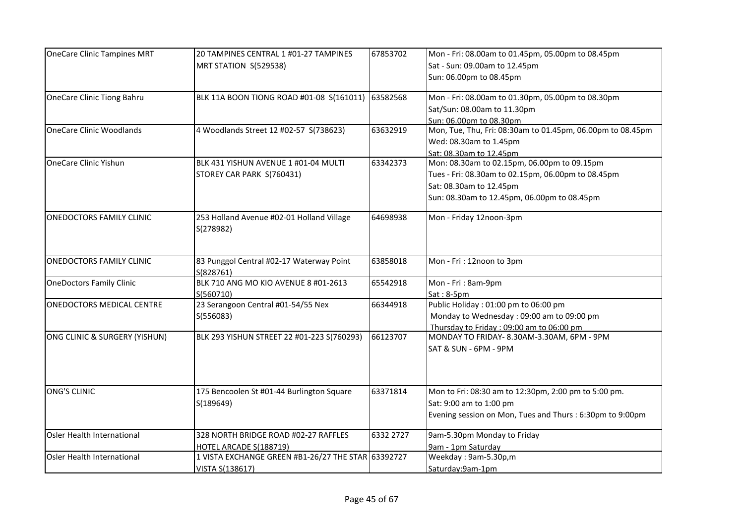| | | | |
|---|---|---|---|
| OneCare Clinic Tampines MRT | 20 TAMPINES CENTRAL 1 #01-27 TAMPINES MRT STATION S(529538) | 67853702 | Mon - Fri: 08.00am to 01.45pm, 05.00pm to 08.45pm<br>Sat - Sun: 09.00am to 12.45pm<br>Sun: 06.00pm to 08.45pm |
| OneCare Clinic Tiong Bahru | BLK 11A BOON TIONG ROAD #01-08 S(161011) | 63582568 | Mon - Fri: 08.00am to 01.30pm, 05.00pm to 08.30pm<br>Sat/Sun: 08.00am to 11.30pm<br>Sun: 06.00pm to 08.30pm |
| OneCare Clinic Woodlands | 4 Woodlands Street 12 #02-57 S(738623) | 63632919 | Mon, Tue, Thu, Fri: 08:30am to 01.45pm, 06.00pm to 08.45pm<br>Wed: 08.30am to 1.45pm<br>Sat: 08.30am to 12.45pm |
| OneCare Clinic Yishun | BLK 431 YISHUN AVENUE 1 #01-04 MULTI STOREY CAR PARK S(760431) | 63342373 | Mon: 08.30am to 02.15pm, 06.00pm to 09.15pm<br>Tues - Fri: 08.30am to 02.15pm, 06.00pm to 08.45pm<br>Sat: 08.30am to 12.45pm<br>Sun: 08.30am to 12.45pm, 06.00pm to 08.45pm |
| ONEDOCTORS FAMILY CLINIC | 253 Holland Avenue #02-01 Holland Village S(278982) | 64698938 | Mon - Friday 12noon-3pm |
| ONEDOCTORS FAMILY CLINIC | 83 Punggol Central #02-17 Waterway Point S(828761) | 63858018 | Mon - Fri : 12noon to 3pm |
| OneDoctors Family Clinic | BLK 710 ANG MO KIO AVENUE 8 #01-2613 S(560710) | 65542918 | Mon - Fri : 8am-9pm<br>Sat : 8-5pm |
| ONEDOCTORS MEDICAL CENTRE | 23 Serangoon Central #01-54/55 Nex S(556083) | 66344918 | Public Holiday : 01:00 pm to 06:00 pm<br>Monday to Wednesday : 09:00 am to 09:00 pm<br>Thursday to Friday : 09:00 am to 06:00 pm |
| ONG CLINIC & SURGERY (YISHUN) | BLK 293 YISHUN STREET 22 #01-223 S(760293) | 66123707 | MONDAY TO FRIDAY- 8.30AM-3.30AM, 6PM - 9PM<br>SAT & SUN - 6PM - 9PM |
| ONG'S CLINIC | 175 Bencoolen St #01-44 Burlington Square S(189649) | 63371814 | Mon to Fri: 08:30 am to 12:30pm, 2:00 pm to 5:00 pm.<br>Sat: 9:00 am to 1:00 pm<br>Evening session on Mon, Tues and Thurs : 6:30pm to 9:00pm |
| Osler Health International | 328 NORTH BRIDGE ROAD #02-27 RAFFLES HOTEL ARCADE S(188719) | 6332 2727 | 9am-5.30pm Monday to Friday<br>9am - 1pm Saturday |
| Osler Health International | 1 VISTA EXCHANGE GREEN #B1-26/27 THE STAR VISTA S(138617) | 63392727 | Weekday : 9am-5.30p,m<br>Saturday:9am-1pm |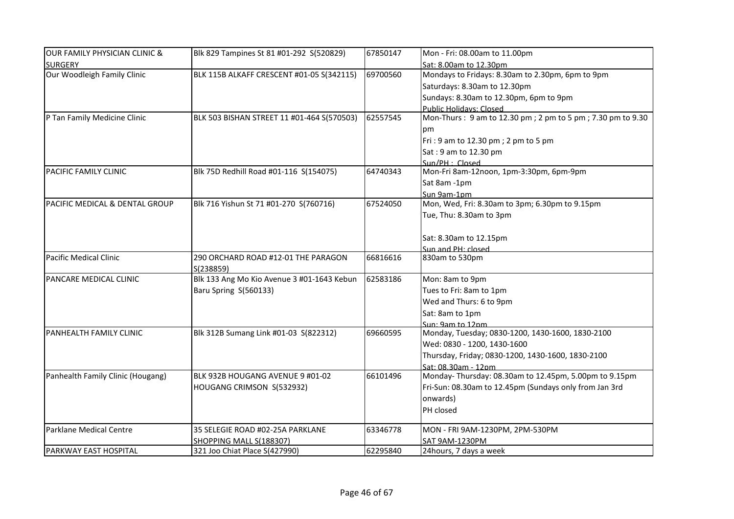| | | | |
|---|---|---|---|
| OUR FAMILY PHYSICIAN CLINIC & SURGERY | Blk 829 Tampines St 81 #01-292 S(520829) | 67850147 | Mon - Fri: 08.00am to 11.00pm<br>Sat: 8.00am to 12.30pm |
| Our Woodleigh Family Clinic | BLK 115B ALKAFF CRESCENT #01-05 S(342115) | 69700560 | Mondays to Fridays: 8.30am to 2.30pm, 6pm to 9pm<br>Saturdays: 8.30am to 12.30pm<br>Sundays: 8.30am to 12.30pm, 6pm to 9pm<br>Public Holidays: Closed |
| P Tan Family Medicine Clinic | BLK 503 BISHAN STREET 11 #01-464 S(570503) | 62557545 | Mon-Thurs : 9 am to 12.30 pm ; 2 pm to 5 pm ; 7.30 pm to 9.30 pm<br>Fri : 9 am to 12.30 pm ; 2 pm to 5 pm<br>Sat : 9 am to 12.30 pm<br>Sun/PH : Closed |
| PACIFIC FAMILY CLINIC | Blk 75D Redhill Road #01-116 S(154075) | 64740343 | Mon-Fri 8am-12noon, 1pm-3:30pm, 6pm-9pm<br>Sat 8am -1pm<br>Sun 9am-1pm |
| PACIFIC MEDICAL & DENTAL GROUP | Blk 716 Yishun St 71 #01-270 S(760716) | 67524050 | Mon, Wed, Fri: 8.30am to 3pm; 6.30pm to 9.15pm<br>Tue, Thu: 8.30am to 3pm<br><br>Sat: 8.30am to 12.15pm<br>Sun and PH: closed |
| Pacific Medical Clinic | 290 ORCHARD ROAD #12-01 THE PARAGON S(238859) | 66816616 | 830am to 530pm |
| PANCARE MEDICAL CLINIC | Blk 133 Ang Mo Kio Avenue 3 #01-1643 Kebun Baru Spring S(560133) | 62583186 | Mon: 8am to 9pm<br>Tues to Fri: 8am to 1pm<br>Wed and Thurs: 6 to 9pm<br>Sat: 8am to 1pm<br>Sun: 9am to 12pm |
| PANHEALTH FAMILY CLINIC | Blk 312B Sumang Link #01-03 S(822312) | 69660595 | Monday, Tuesday; 0830-1200, 1430-1600, 1830-2100<br>Wed: 0830 - 1200, 1430-1600<br>Thursday, Friday; 0830-1200, 1430-1600, 1830-2100<br>Sat: 08.30am - 12pm |
| Panhealth Family Clinic (Hougang) | BLK 932B HOUGANG AVENUE 9 #01-02 HOUGANG CRIMSON S(532932) | 66101496 | Monday- Thursday: 08.30am to 12.45pm, 5.00pm to 9.15pm<br>Fri-Sun: 08.30am to 12.45pm (Sundays only from Jan 3rd onwards)<br>PH closed |
| Parklane Medical Centre | 35 SELEGIE ROAD #02-25A PARKLANE SHOPPING MALL S(188307) | 63346778 | MON - FRI 9AM-1230PM, 2PM-530PM<br>SAT 9AM-1230PM |
| PARKWAY EAST HOSPITAL | 321 Joo Chiat Place S(427990) | 62295840 | 24hours, 7 days a week |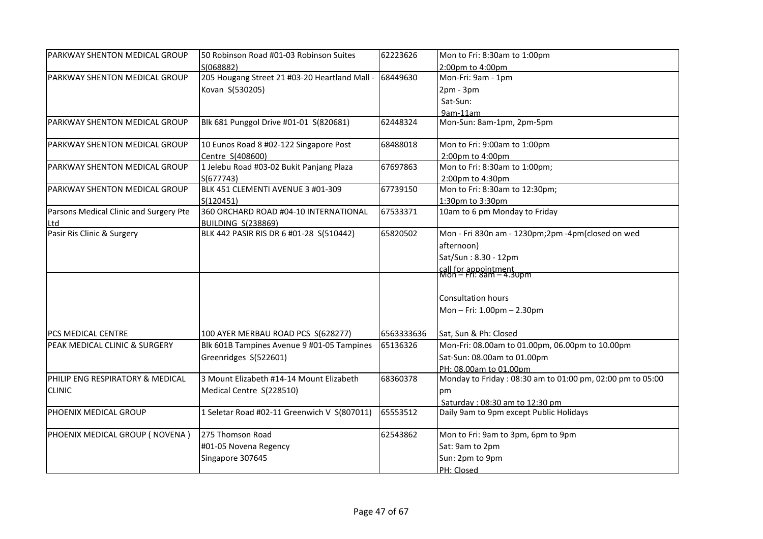| | | | |
|---|---|---|---|
| PARKWAY SHENTON MEDICAL GROUP | 50 Robinson Road #01-03 Robinson Suites S(068882) | 62223626 | Mon to Fri: 8:30am to 1:00pm 2:00pm to 4:00pm |
| PARKWAY SHENTON MEDICAL GROUP | 205 Hougang Street 21 #03-20 Heartland Mall - Kovan S(530205) | 68449630 | Mon-Fri: 9am - 1pm 2pm - 3pm Sat-Sun: 9am-11am |
| PARKWAY SHENTON MEDICAL GROUP | Blk 681 Punggol Drive #01-01 S(820681) | 62448324 | Mon-Sun: 8am-1pm, 2pm-5pm |
| PARKWAY SHENTON MEDICAL GROUP | 10 Eunos Road 8 #02-122 Singapore Post Centre S(408600) | 68488018 | Mon to Fri: 9:00am to 1:00pm 2:00pm to 4:00pm |
| PARKWAY SHENTON MEDICAL GROUP | 1 Jelebu Road #03-02 Bukit Panjang Plaza S(677743) | 67697863 | Mon to Fri: 8:30am to 1:00pm; 2:00pm to 4:30pm |
| PARKWAY SHENTON MEDICAL GROUP | BLK 451 CLEMENTI AVENUE 3 #01-309 S(120451) | 67739150 | Mon to Fri: 8:30am to 12:30pm; 1:30pm to 3:30pm |
| Parsons Medical Clinic and Surgery Pte Ltd | 360 ORCHARD ROAD #04-10 INTERNATIONAL BUILDING S(238869) | 67533371 | 10am to 6 pm Monday to Friday |
| Pasir Ris Clinic & Surgery | BLK 442 PASIR RIS DR 6 #01-28 S(510442) | 65820502 | Mon - Fri 830n am - 1230pm;2pm -4pm(closed on wed afternoon) Sat/Sun : 8.30 - 12pm call for appointment |
| PCS MEDICAL CENTRE | 100 AYER MERBAU ROAD PCS S(628277) | 6563333636 | Mon – Fri: 8am – 4.30pm Consultation hours Mon – Fri: 1.00pm – 2.30pm Sat, Sun & Ph: Closed |
| PEAK MEDICAL CLINIC & SURGERY | Blk 601B Tampines Avenue 9 #01-05 Tampines Greenridges S(522601) | 65136326 | Mon-Fri: 08.00am to 01.00pm, 06.00pm to 10.00pm Sat-Sun: 08.00am to 01.00pm PH: 08.00am to 01.00pm |
| PHILIP ENG RESPIRATORY & MEDICAL CLINIC | 3 Mount Elizabeth #14-14 Mount Elizabeth Medical Centre S(228510) | 68360378 | Monday to Friday : 08:30 am to 01:00 pm, 02:00 pm to 05:00 pm Saturday : 08:30 am to 12:30 pm |
| PHOENIX MEDICAL GROUP | 1 Seletar Road #02-11 Greenwich V S(807011) | 65553512 | Daily 9am to 9pm except Public Holidays |
| PHOENIX MEDICAL GROUP ( NOVENA ) | 275 Thomson Road #01-05 Novena Regency Singapore 307645 | 62543862 | Mon to Fri: 9am to 3pm, 6pm to 9pm Sat: 9am to 2pm Sun: 2pm to 9pm PH: Closed |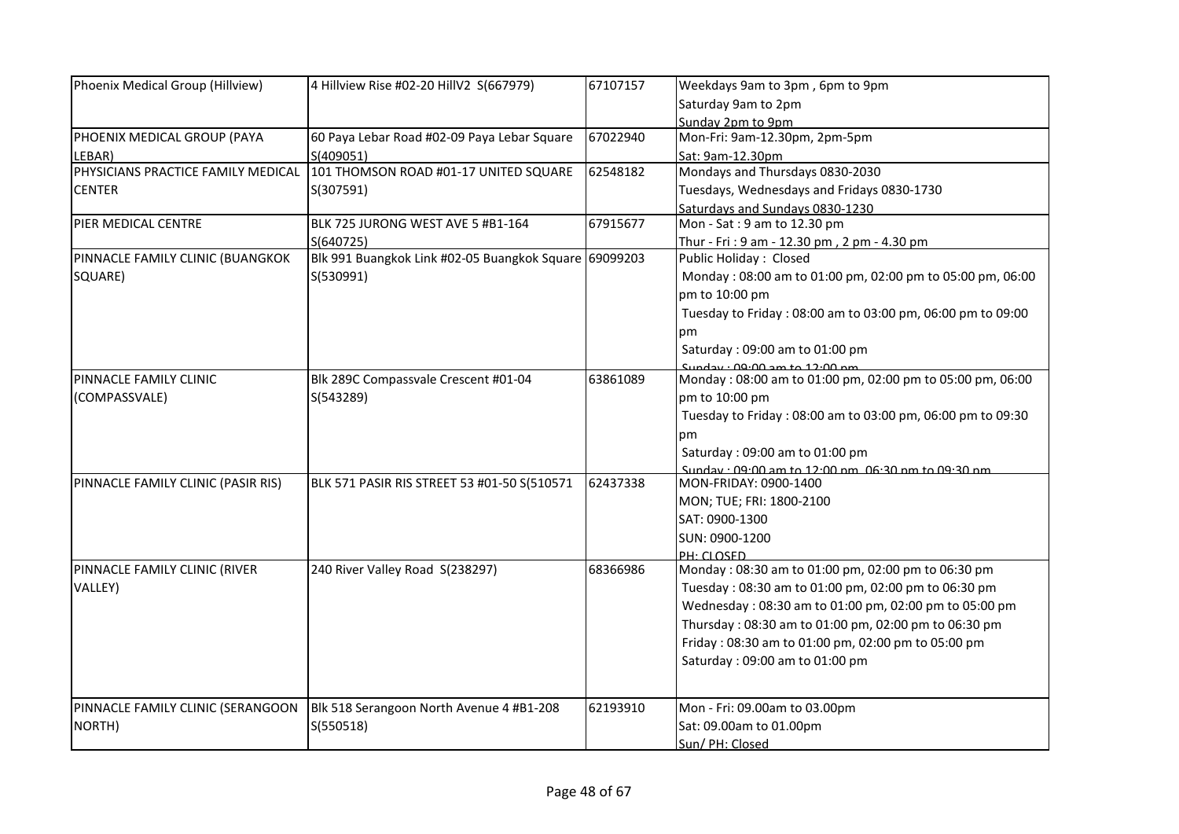| Phoenix Medical Group (Hillview) | 4 Hillview Rise #02-20 HillV2 S(667979) | 67107157 | Weekdays 9am to 3pm , 6pm to 9pm<br>Saturday 9am to 2pm<br>Sunday 2pm to 9pm |
|---|---|---|---|
| PHOENIX MEDICAL GROUP (PAYA LEBAR) | 60 Paya Lebar Road #02-09 Paya Lebar Square S(409051) | 67022940 | Mon-Fri: 9am-12.30pm, 2pm-5pm<br>Sat: 9am-12.30pm |
| PHYSICIANS PRACTICE FAMILY MEDICAL CENTER | 101 THOMSON ROAD #01-17 UNITED SQUARE S(307591) | 62548182 | Mondays and Thursdays 0830-2030<br>Tuesdays, Wednesdays and Fridays 0830-1730<br>Saturdays and Sundays 0830-1230 |
| PIER MEDICAL CENTRE | BLK 725 JURONG WEST AVE 5 #B1-164 S(640725) | 67915677 | Mon - Sat : 9 am to 12.30 pm<br>Thur - Fri : 9 am - 12.30 pm , 2 pm - 4.30 pm |
| PINNACLE FAMILY CLINIC (BUANGKOK SQUARE) | Blk 991 Buangkok Link #02-05 Buangkok Square S(530991) | 69099203 | Public Holiday : Closed<br>Monday : 08:00 am to 01:00 pm, 02:00 pm to 05:00 pm, 06:00 pm to 10:00 pm<br>Tuesday to Friday : 08:00 am to 03:00 pm, 06:00 pm to 09:00 pm<br>Saturday : 09:00 am to 01:00 pm<br>Sunday : 09:00 am to 12:00 pm |
| PINNACLE FAMILY CLINIC (COMPASSVALE) | Blk 289C Compassvale Crescent #01-04 S(543289) | 63861089 | Monday : 08:00 am to 01:00 pm, 02:00 pm to 05:00 pm, 06:00 pm to 10:00 pm<br>Tuesday to Friday : 08:00 am to 03:00 pm, 06:00 pm to 09:30 pm<br>Saturday : 09:00 am to 01:00 pm<br>Sunday : 09:00 am to 12:00 pm, 06:30 pm to 09:30 pm |
| PINNACLE FAMILY CLINIC (PASIR RIS) | BLK 571 PASIR RIS STREET 53 #01-50 S(510571 | 62437338 | MON-FRIDAY: 0900-1400<br>MON; TUE; FRI: 1800-2100<br>SAT: 0900-1300<br>SUN: 0900-1200<br>PH: CLOSED |
| PINNACLE FAMILY CLINIC (RIVER VALLEY) | 240 River Valley Road S(238297) | 68366986 | Monday : 08:30 am to 01:00 pm, 02:00 pm to 06:30 pm<br>Tuesday : 08:30 am to 01:00 pm, 02:00 pm to 06:30 pm<br>Wednesday : 08:30 am to 01:00 pm, 02:00 pm to 05:00 pm<br>Thursday : 08:30 am to 01:00 pm, 02:00 pm to 06:30 pm<br>Friday : 08:30 am to 01:00 pm, 02:00 pm to 05:00 pm<br>Saturday : 09:00 am to 01:00 pm |
| PINNACLE FAMILY CLINIC (SERANGOON NORTH) | Blk 518 Serangoon North Avenue 4 #B1-208 S(550518) | 62193910 | Mon - Fri: 09.00am to 03.00pm<br>Sat: 09.00am to 01.00pm<br>Sun/ PH: Closed |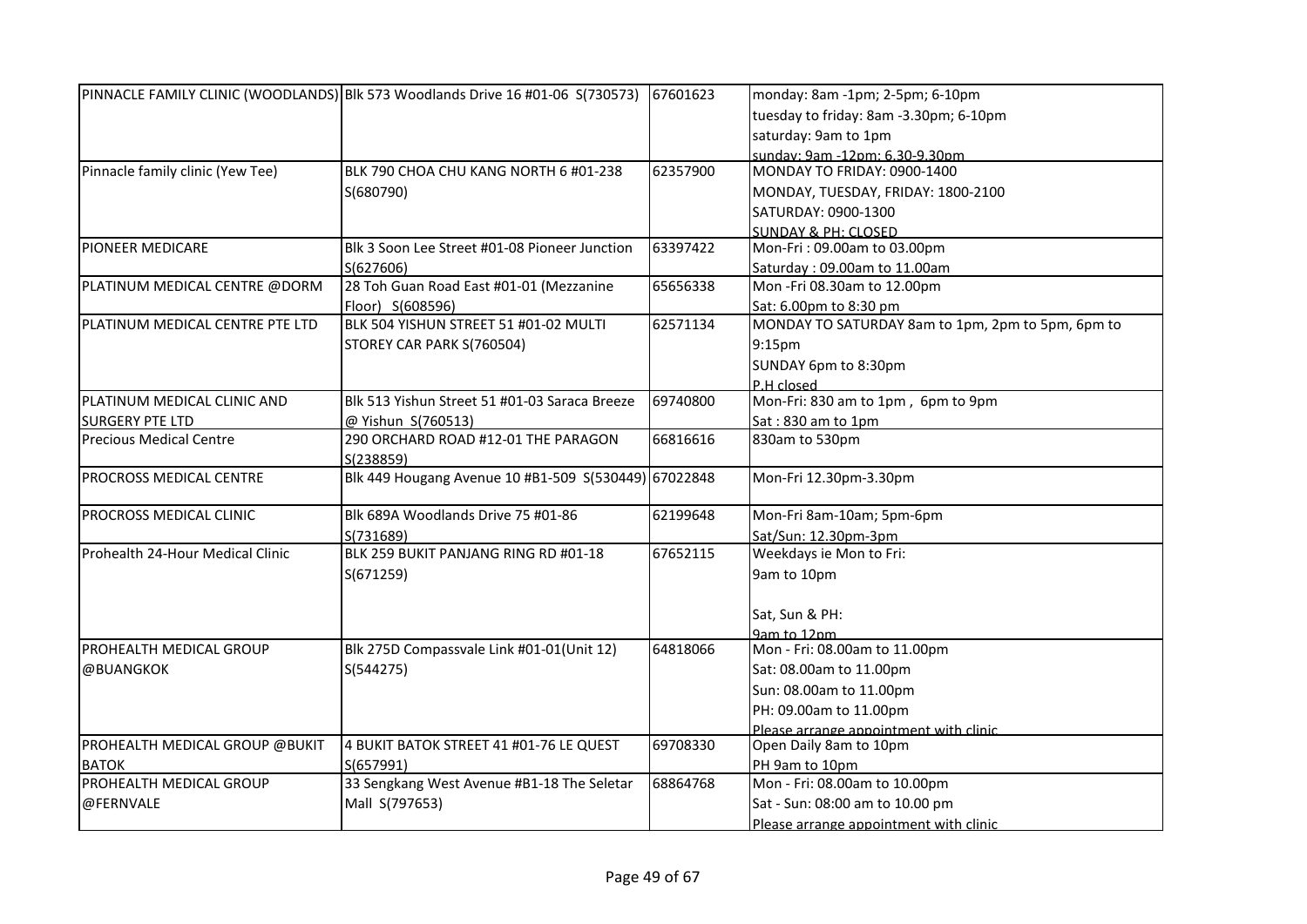| | | | |
|---|---|---|---|
| PINNACLE FAMILY CLINIC (WOODLANDS) | Blk 573 Woodlands Drive 16 #01-06 S(730573) | 67601623 | monday: 8am -1pm; 2-5pm; 6-10pm<br>tuesday to friday: 8am -3.30pm; 6-10pm<br>saturday: 9am to 1pm<br>sunday: 9am -12pm; 6.30-9.30pm |
| Pinnacle family clinic (Yew Tee) | BLK 790 CHOA CHU KANG NORTH 6 #01-238 S(680790) | 62357900 | MONDAY TO FRIDAY: 0900-1400<br>MONDAY, TUESDAY, FRIDAY: 1800-2100<br>SATURDAY: 0900-1300<br>SUNDAY & PH: CLOSED |
| PIONEER MEDICARE | Blk 3 Soon Lee Street #01-08 Pioneer Junction S(627606) | 63397422 | Mon-Fri : 09.00am to 03.00pm<br>Saturday : 09.00am to 11.00am |
| PLATINUM MEDICAL CENTRE @DORM | 28 Toh Guan Road East #01-01 (Mezzanine Floor) S(608596) | 65656338 | Mon -Fri 08.30am to 12.00pm<br>Sat: 6.00pm to 8:30 pm |
| PLATINUM MEDICAL CENTRE PTE LTD | BLK 504 YISHUN STREET 51 #01-02 MULTI STOREY CAR PARK S(760504) | 62571134 | MONDAY TO SATURDAY 8am to 1pm, 2pm to 5pm, 6pm to 9:15pm<br>SUNDAY 6pm to 8:30pm<br>P.H closed |
| PLATINUM MEDICAL CLINIC AND SURGERY PTE LTD | Blk 513 Yishun Street 51 #01-03 Saraca Breeze @ Yishun S(760513) | 69740800 | Mon-Fri: 830 am to 1pm , 6pm to 9pm<br>Sat : 830 am to 1pm |
| Precious Medical Centre | 290 ORCHARD ROAD #12-01 THE PARAGON S(238859) | 66816616 | 830am to 530pm |
| PROCROSS MEDICAL CENTRE | Blk 449 Hougang Avenue 10 #B1-509 S(530449) | 67022848 | Mon-Fri 12.30pm-3.30pm |
| PROCROSS MEDICAL CLINIC | Blk 689A Woodlands Drive 75 #01-86 S(731689) | 62199648 | Mon-Fri 8am-10am; 5pm-6pm<br>Sat/Sun: 12.30pm-3pm |
| Prohealth 24-Hour Medical Clinic | BLK 259 BUKIT PANJANG RING RD #01-18 S(671259) | 67652115 | Weekdays ie Mon to Fri:<br>9am to 10pm<br><br>Sat, Sun & PH:<br>9am to 12pm |
| PROHEALTH MEDICAL GROUP @BUANGKOK | Blk 275D Compassvale Link #01-01(Unit 12) S(544275) | 64818066 | Mon - Fri: 08.00am to 11.00pm<br>Sat: 08.00am to 11.00pm<br>Sun: 08.00am to 11.00pm<br>PH: 09.00am to 11.00pm<br>Please arrange appointment with clinic |
| PROHEALTH MEDICAL GROUP @BUKIT BATOK | 4 BUKIT BATOK STREET 41 #01-76 LE QUEST S(657991) | 69708330 | Open Daily 8am to 10pm<br>PH 9am to 10pm |
| PROHEALTH MEDICAL GROUP @FERNVALE | 33 Sengkang West Avenue #B1-18 The Seletar Mall S(797653) | 68864768 | Mon - Fri: 08.00am to 10.00pm<br>Sat - Sun: 08:00 am to 10.00 pm<br>Please arrange appointment with clinic |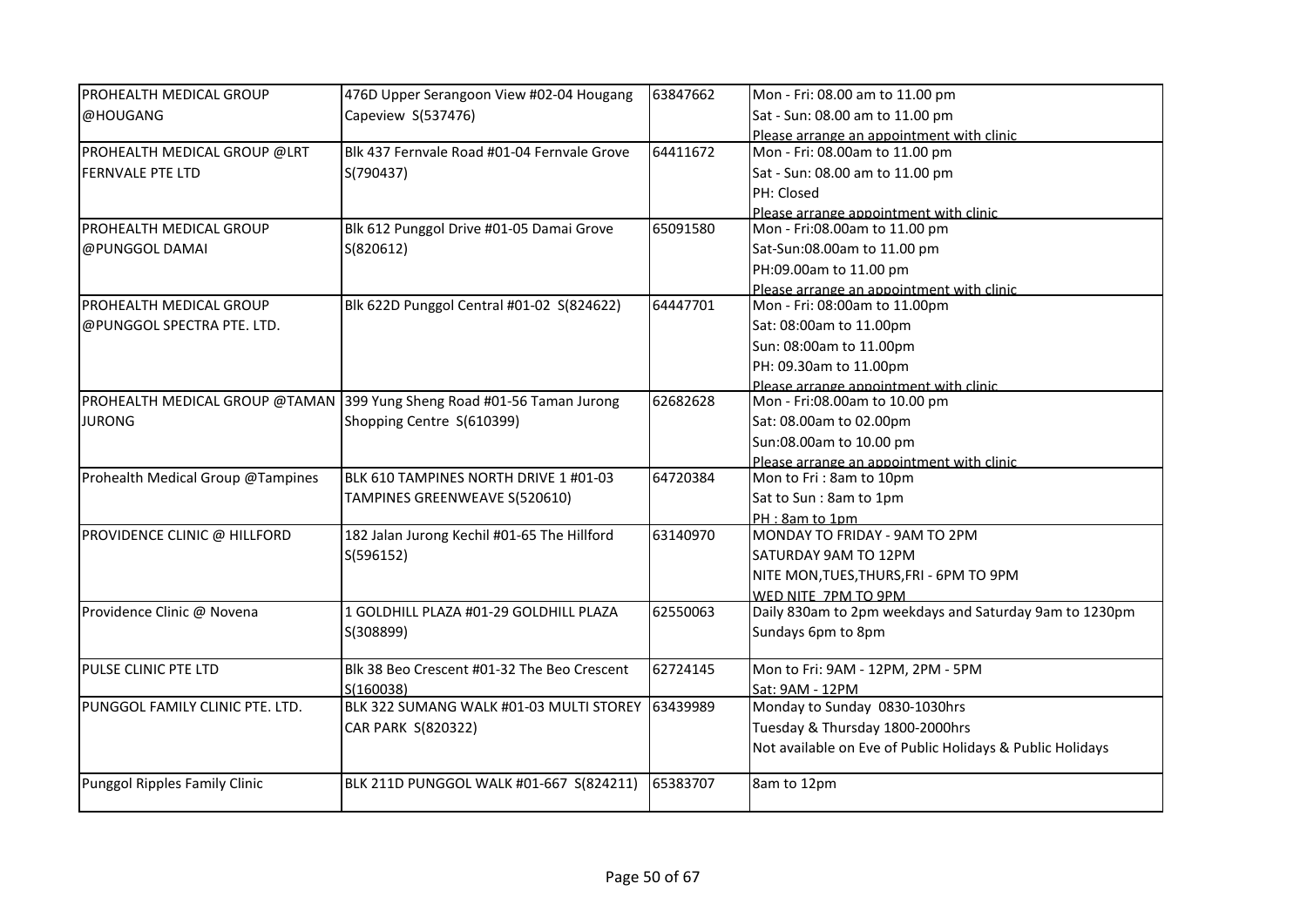| | | | |
|---|---|---|---|
| PROHEALTH MEDICAL GROUP @HOUGANG | 476D Upper Serangoon View #02-04 Hougang Capeview S(537476) | 63847662 | Mon - Fri: 08.00 am to 11.00 pm<br>Sat - Sun: 08.00 am to 11.00 pm<br>Please arrange an appointment with clinic |
| PROHEALTH MEDICAL GROUP @LRT FERNVALE PTE LTD | Blk 437 Fernvale Road #01-04 Fernvale Grove S(790437) | 64411672 | Mon - Fri: 08.00am to 11.00 pm<br>Sat - Sun: 08.00 am to 11.00 pm<br>PH: Closed<br>Please arrange appointment with clinic |
| PROHEALTH MEDICAL GROUP @PUNGGOL DAMAI | Blk 612 Punggol Drive #01-05 Damai Grove S(820612) | 65091580 | Mon - Fri:08.00am to 11.00 pm<br>Sat-Sun:08.00am to 11.00 pm<br>PH:09.00am to 11.00 pm<br>Please arrange an appointment with clinic |
| PROHEALTH MEDICAL GROUP @PUNGGOL SPECTRA PTE. LTD. | Blk 622D Punggol Central #01-02 S(824622) | 64447701 | Mon - Fri: 08:00am to 11.00pm<br>Sat: 08:00am to 11.00pm<br>Sun: 08:00am to 11.00pm<br>PH: 09.30am to 11.00pm<br>Please arrange appointment with clinic |
| PROHEALTH MEDICAL GROUP @TAMAN JURONG | 399 Yung Sheng Road #01-56 Taman Jurong Shopping Centre S(610399) | 62682628 | Mon - Fri:08.00am to 10.00 pm<br>Sat: 08.00am to 02.00pm<br>Sun:08.00am to 10.00 pm<br>Please arrange an appointment with clinic |
| Prohealth Medical Group @Tampines | BLK 610 TAMPINES NORTH DRIVE 1 #01-03 TAMPINES GREENWEAVE S(520610) | 64720384 | Mon to Fri : 8am to 10pm<br>Sat to Sun : 8am to 1pm<br>PH : 8am to 1pm |
| PROVIDENCE CLINIC @ HILLFORD | 182 Jalan Jurong Kechil #01-65 The Hillford S(596152) | 63140970 | MONDAY TO FRIDAY - 9AM TO 2PM<br>SATURDAY 9AM TO 12PM<br>NITE MON,TUES,THURS,FRI - 6PM TO 9PM<br>WED NITE 7PM TO 9PM |
| Providence Clinic @ Novena | 1 GOLDHILL PLAZA #01-29 GOLDHILL PLAZA S(308899) | 62550063 | Daily 830am to 2pm weekdays and Saturday 9am to 1230pm<br>Sundays 6pm to 8pm |
| PULSE CLINIC PTE LTD | Blk 38 Beo Crescent #01-32 The Beo Crescent S(160038) | 62724145 | Mon to Fri: 9AM - 12PM, 2PM - 5PM<br>Sat: 9AM - 12PM |
| PUNGGOL FAMILY CLINIC PTE. LTD. | BLK 322 SUMANG WALK #01-03 MULTI STOREY CAR PARK S(820322) | 63439989 | Monday to Sunday 0830-1030hrs<br>Tuesday & Thursday 1800-2000hrs<br>Not available on Eve of Public Holidays & Public Holidays |
| Punggol Ripples Family Clinic | BLK 211D PUNGGOL WALK #01-667 S(824211) | 65383707 | 8am to 12pm |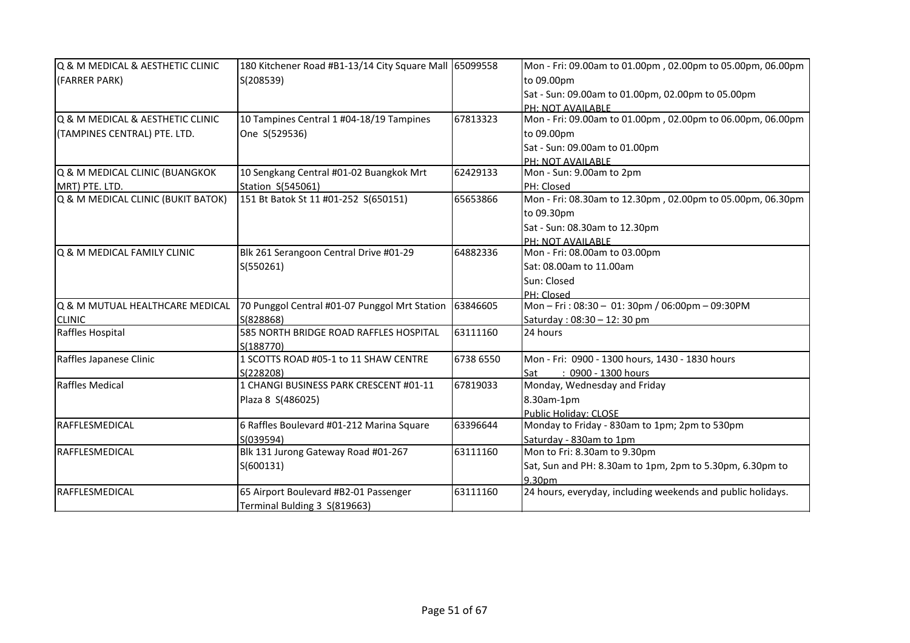| | | | |
|---|---|---|---|
| Q & M MEDICAL & AESTHETIC CLINIC (FARRER PARK) | 180 Kitchener Road #B1-13/14 City Square Mall S(208539) | 65099558 | Mon - Fri: 09.00am to 01.00pm , 02.00pm to 05.00pm, 06.00pm to 09.00pm<br>Sat - Sun: 09.00am to 01.00pm, 02.00pm to 05.00pm<br>PH: NOT AVAILABLE |
| Q & M MEDICAL & AESTHETIC CLINIC (TAMPINES CENTRAL) PTE. LTD. | 10 Tampines Central 1 #04-18/19 Tampines One S(529536) | 67813323 | Mon - Fri: 09.00am to 01.00pm , 02.00pm to 06.00pm, 06.00pm to 09.00pm<br>Sat - Sun: 09.00am to 01.00pm<br>PH: NOT AVAILABLE |
| Q & M MEDICAL CLINIC (BUANGKOK MRT) PTE. LTD. | 10 Sengkang Central #01-02 Buangkok Mrt Station S(545061) | 62429133 | Mon - Sun: 9.00am to 2pm<br>PH: Closed |
| Q & M MEDICAL CLINIC (BUKIT BATOK) | 151 Bt Batok St 11 #01-252 S(650151) | 65653866 | Mon - Fri: 08.30am to 12.30pm , 02.00pm to 05.00pm, 06.30pm to 09.30pm<br>Sat - Sun: 08.30am to 12.30pm<br>PH: NOT AVAILABLE |
| Q & M MEDICAL FAMILY CLINIC | Blk 261 Serangoon Central Drive #01-29 S(550261) | 64882336 | Mon - Fri: 08.00am to 03.00pm<br>Sat: 08.00am to 11.00am<br>Sun: Closed<br>PH: Closed |
| Q & M MUTUAL HEALTHCARE MEDICAL CLINIC | 70 Punggol Central #01-07 Punggol Mrt Station S(828868) | 63846605 | Mon – Fri : 08:30 – 01: 30pm / 06:00pm – 09:30PM<br>Saturday : 08:30 – 12: 30 pm |
| Raffles Hospital | 585 NORTH BRIDGE ROAD RAFFLES HOSPITAL S(188770) | 63111160 | 24 hours |
| Raffles Japanese Clinic | 1 SCOTTS ROAD #05-1 to 11 SHAW CENTRE S(228208) | 6738 6550 | Mon - Fri: 0900 - 1300 hours, 1430 - 1830 hours<br>Sat : 0900 - 1300 hours |
| Raffles Medical | 1 CHANGI BUSINESS PARK CRESCENT #01-11 Plaza 8 S(486025) | 67819033 | Monday, Wednesday and Friday<br>8.30am-1pm<br>Public Holiday: CLOSE |
| RAFFLESMEDICAL | 6 Raffles Boulevard #01-212 Marina Square S(039594) | 63396644 | Monday to Friday - 830am to 1pm; 2pm to 530pm<br>Saturday - 830am to 1pm |
| RAFFLESMEDICAL | Blk 131 Jurong Gateway Road #01-267 S(600131) | 63111160 | Mon to Fri: 8.30am to 9.30pm<br>Sat, Sun and PH: 8.30am to 1pm, 2pm to 5.30pm, 6.30pm to 9.30pm |
| RAFFLESMEDICAL | 65 Airport Boulevard #B2-01 Passenger Terminal Bulding 3 S(819663) | 63111160 | 24 hours, everyday, including weekends and public holidays. |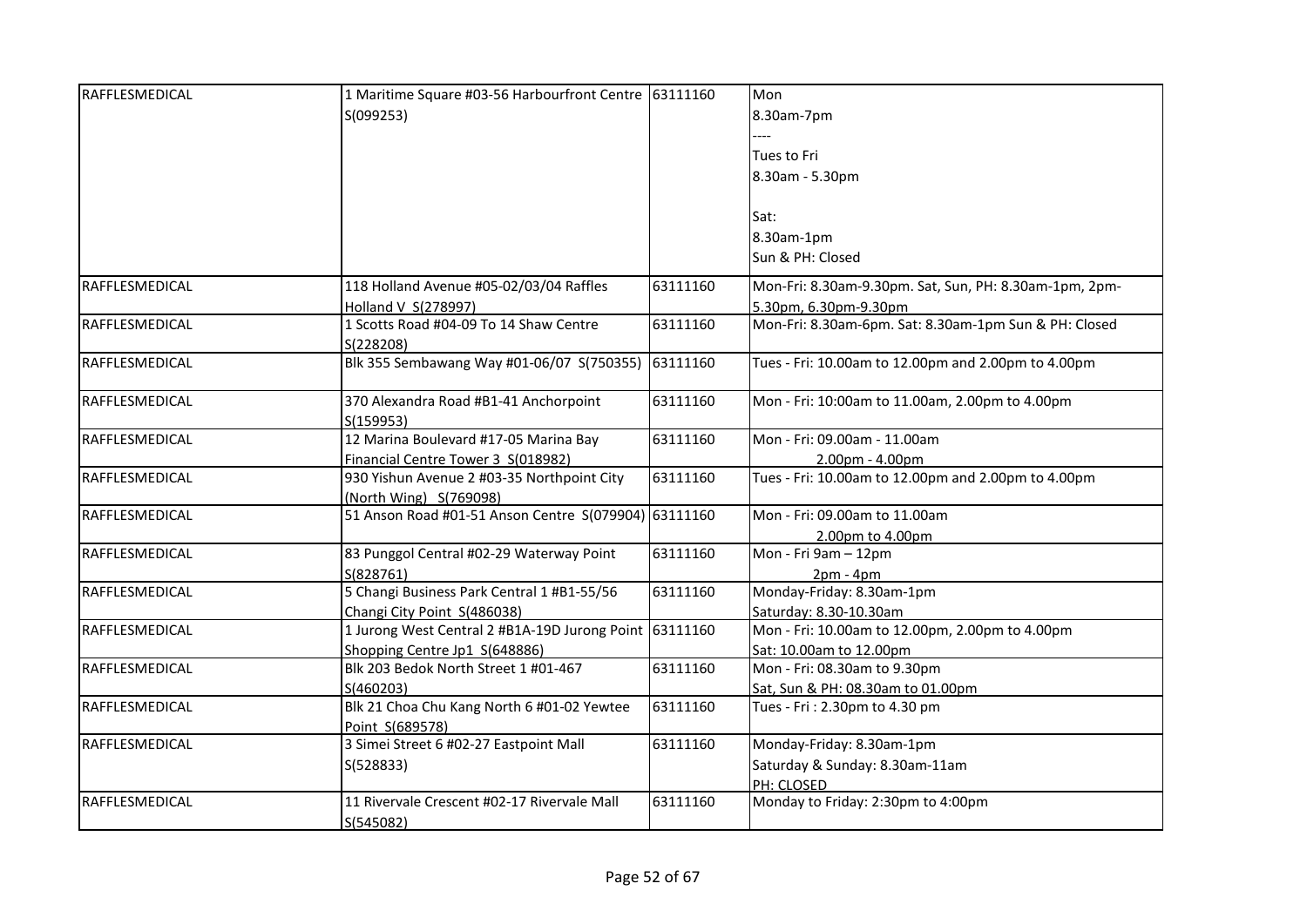| RAFFLESMEDICAL | 1 Maritime Square #03-56 Harbourfront Centre S(099253) | 63111160 | Mon<br>8.30am-7pm<br>----<br>Tues to Fri<br>8.30am - 5.30pm<br><br>Sat:<br>8.30am-1pm<br>Sun & PH: Closed |
|---|---|---|---|
| RAFFLESMEDICAL | 118 Holland Avenue #05-02/03/04 Raffles Holland V S(278997) | 63111160 | Mon-Fri: 8.30am-9.30pm. Sat, Sun, PH: 8.30am-1pm, 2pm-5.30pm, 6.30pm-9.30pm |
| RAFFLESMEDICAL | 1 Scotts Road #04-09 To 14 Shaw Centre S(228208) | 63111160 | Mon-Fri: 8.30am-6pm. Sat: 8.30am-1pm Sun & PH: Closed |
| RAFFLESMEDICAL | Blk 355 Sembawang Way #01-06/07 S(750355) | 63111160 | Tues - Fri: 10.00am to 12.00pm and 2.00pm to 4.00pm |
| RAFFLESMEDICAL | 370 Alexandra Road #B1-41 Anchorpoint S(159953) | 63111160 | Mon - Fri: 10:00am to 11.00am, 2.00pm to 4.00pm |
| RAFFLESMEDICAL | 12 Marina Boulevard #17-05 Marina Bay Financial Centre Tower 3 S(018982) | 63111160 | Mon - Fri: 09.00am - 11.00am<br>2.00pm - 4.00pm |
| RAFFLESMEDICAL | 930 Yishun Avenue 2 #03-35 Northpoint City (North Wing) S(769098) | 63111160 | Tues - Fri: 10.00am to 12.00pm and 2.00pm to 4.00pm |
| RAFFLESMEDICAL | 51 Anson Road #01-51 Anson Centre S(079904) | 63111160 | Mon - Fri: 09.00am to 11.00am<br>2.00pm to 4.00pm |
| RAFFLESMEDICAL | 83 Punggol Central #02-29 Waterway Point S(828761) | 63111160 | Mon - Fri 9am – 12pm<br>2pm - 4pm |
| RAFFLESMEDICAL | 5 Changi Business Park Central 1 #B1-55/56 Changi City Point S(486038) | 63111160 | Monday-Friday: 8.30am-1pm<br>Saturday: 8.30-10.30am |
| RAFFLESMEDICAL | 1 Jurong West Central 2 #B1A-19D Jurong Point Shopping Centre Jp1 S(648886) | 63111160 | Mon - Fri: 10.00am to 12.00pm, 2.00pm to 4.00pm<br>Sat: 10.00am to 12.00pm |
| RAFFLESMEDICAL | Blk 203 Bedok North Street 1 #01-467 S(460203) | 63111160 | Mon - Fri: 08.30am to 9.30pm<br>Sat, Sun & PH: 08.30am to 01.00pm |
| RAFFLESMEDICAL | Blk 21 Choa Chu Kang North 6 #01-02 Yewtee Point S(689578) | 63111160 | Tues - Fri : 2.30pm to 4.30 pm |
| RAFFLESMEDICAL | 3 Simei Street 6 #02-27 Eastpoint Mall S(528833) | 63111160 | Monday-Friday: 8.30am-1pm<br>Saturday & Sunday: 8.30am-11am<br>PH: CLOSED |
| RAFFLESMEDICAL | 11 Rivervale Crescent #02-17 Rivervale Mall S(545082) | 63111160 | Monday to Friday: 2:30pm to 4:00pm |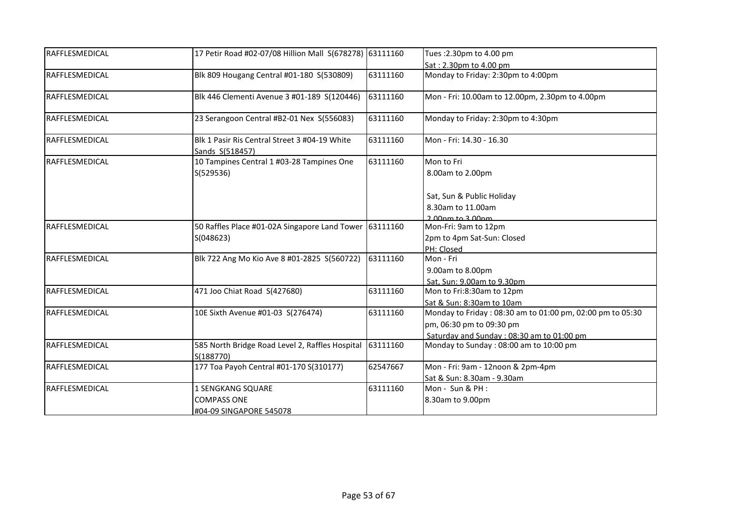| | | | |
|---|---|---|---|
| RAFFLESMEDICAL | 17 Petir Road #02-07/08 Hillion Mall S(678278) | 63111160 | Tues :2.30pm to 4.00 pm<br>Sat : 2.30pm to 4.00 pm |
| RAFFLESMEDICAL | Blk 809 Hougang Central #01-180 S(530809) | 63111160 | Monday to Friday: 2:30pm to 4:00pm |
| RAFFLESMEDICAL | Blk 446 Clementi Avenue 3 #01-189 S(120446) | 63111160 | Mon - Fri: 10.00am to 12.00pm, 2.30pm to 4.00pm |
| RAFFLESMEDICAL | 23 Serangoon Central #B2-01 Nex S(556083) | 63111160 | Monday to Friday: 2:30pm to 4:30pm |
| RAFFLESMEDICAL | Blk 1 Pasir Ris Central Street 3 #04-19 White Sands S(518457) | 63111160 | Mon - Fri: 14.30 - 16.30 |
| RAFFLESMEDICAL | 10 Tampines Central 1 #03-28 Tampines One S(529536) | 63111160 | Mon to Fri<br>8.00am to 2.00pm<br><br>Sat, Sun & Public Holiday<br>8.30am to 11.00am<br>2.00pm to 3.00pm |
| RAFFLESMEDICAL | 50 Raffles Place #01-02A Singapore Land Tower S(048623) | 63111160 | Mon-Fri: 9am to 12pm<br>2pm to 4pm Sat-Sun: Closed<br>PH: Closed |
| RAFFLESMEDICAL | Blk 722 Ang Mo Kio Ave 8 #01-2825 S(560722) | 63111160 | Mon - Fri<br>9.00am to 8.00pm<br>Sat, Sun: 9.00am to 9.30pm |
| RAFFLESMEDICAL | 471 Joo Chiat Road S(427680) | 63111160 | Mon to Fri:8:30am to 12pm<br>Sat & Sun: 8:30am to 10am |
| RAFFLESMEDICAL | 10E Sixth Avenue #01-03 S(276474) | 63111160 | Monday to Friday : 08:30 am to 01:00 pm, 02:00 pm to 05:30 pm, 06:30 pm to 09:30 pm<br>Saturday and Sunday : 08:30 am to 01:00 pm |
| RAFFLESMEDICAL | 585 North Bridge Road Level 2, Raffles Hospital S(188770) | 63111160 | Monday to Sunday : 08:00 am to 10:00 pm |
| RAFFLESMEDICAL | 177 Toa Payoh Central #01-170 S(310177) | 62547667 | Mon - Fri: 9am - 12noon & 2pm-4pm<br>Sat & Sun: 8.30am - 9.30am |
| RAFFLESMEDICAL | 1 SENGKANG SQUARE<br>COMPASS ONE<br>#04-09 SINGAPORE 545078 | 63111160 | Mon - Sun & PH :<br>8.30am to 9.00pm |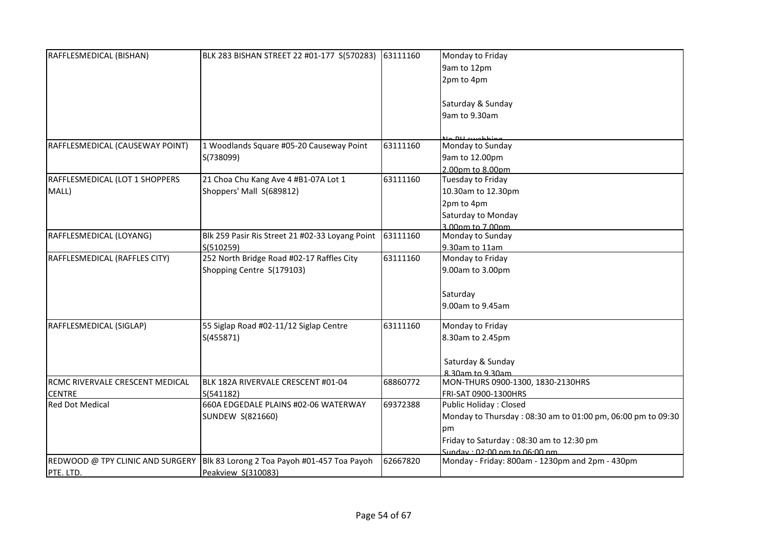| | | | |
|---|---|---|---|
| RAFFLESMEDICAL (BISHAN) | BLK 283 BISHAN STREET 22 #01-177 S(570283) | 63111160 | Monday to Friday<br>9am to 12pm<br>2pm to 4pm<br><br>Saturday & Sunday<br>9am to 9.30am<br><br>No PH swabbing |
| RAFFLESMEDICAL (CAUSEWAY POINT) | 1 Woodlands Square #05-20 Causeway Point S(738099) | 63111160 | Monday to Sunday<br>9am to 12.00pm<br>2.00pm to 8.00pm |
| RAFFLESMEDICAL (LOT 1 SHOPPERS MALL) | 21 Choa Chu Kang Ave 4 #B1-07A Lot 1 Shoppers' Mall S(689812) | 63111160 | Tuesday to Friday<br>10.30am to 12.30pm<br>2pm to 4pm<br>Saturday to Monday<br>3.00pm to 7.00pm |
| RAFFLESMEDICAL (LOYANG) | Blk 259 Pasir Ris Street 21 #02-33 Loyang Point S(510259) | 63111160 | Monday to Sunday<br>9.30am to 11am |
| RAFFLESMEDICAL (RAFFLES CITY) | 252 North Bridge Road #02-17 Raffles City Shopping Centre S(179103) | 63111160 | Monday to Friday<br>9.00am to 3.00pm<br><br>Saturday<br>9.00am to 9.45am |
| RAFFLESMEDICAL (SIGLAP) | 55 Siglap Road #02-11/12 Siglap Centre S(455871) | 63111160 | Monday to Friday<br>8.30am to 2.45pm<br><br>Saturday & Sunday<br>8.30am to 9.30am |
| RCMC RIVERVALE CRESCENT MEDICAL CENTRE | BLK 182A RIVERVALE CRESCENT #01-04 S(541182) | 68860772 | MON-THURS 0900-1300, 1830-2130HRS<br>FRI-SAT 0900-1300HRS |
| Red Dot Medical | 660A EDGEDALE PLAINS #02-06 WATERWAY SUNDEW S(821660) | 69372388 | Public Holiday : Closed<br>Monday to Thursday : 08:30 am to 01:00 pm, 06:00 pm to 09:30 pm<br>Friday to Saturday : 08:30 am to 12:30 pm<br>Sunday : 02:00 pm to 06:00 pm |
| REDWOOD @ TPY CLINIC AND SURGERY PTE. LTD. | Blk 83 Lorong 2 Toa Payoh #01-457 Toa Payoh Peakview S(310083) | 62667820 | Monday - Friday: 800am - 1230pm and 2pm - 430pm |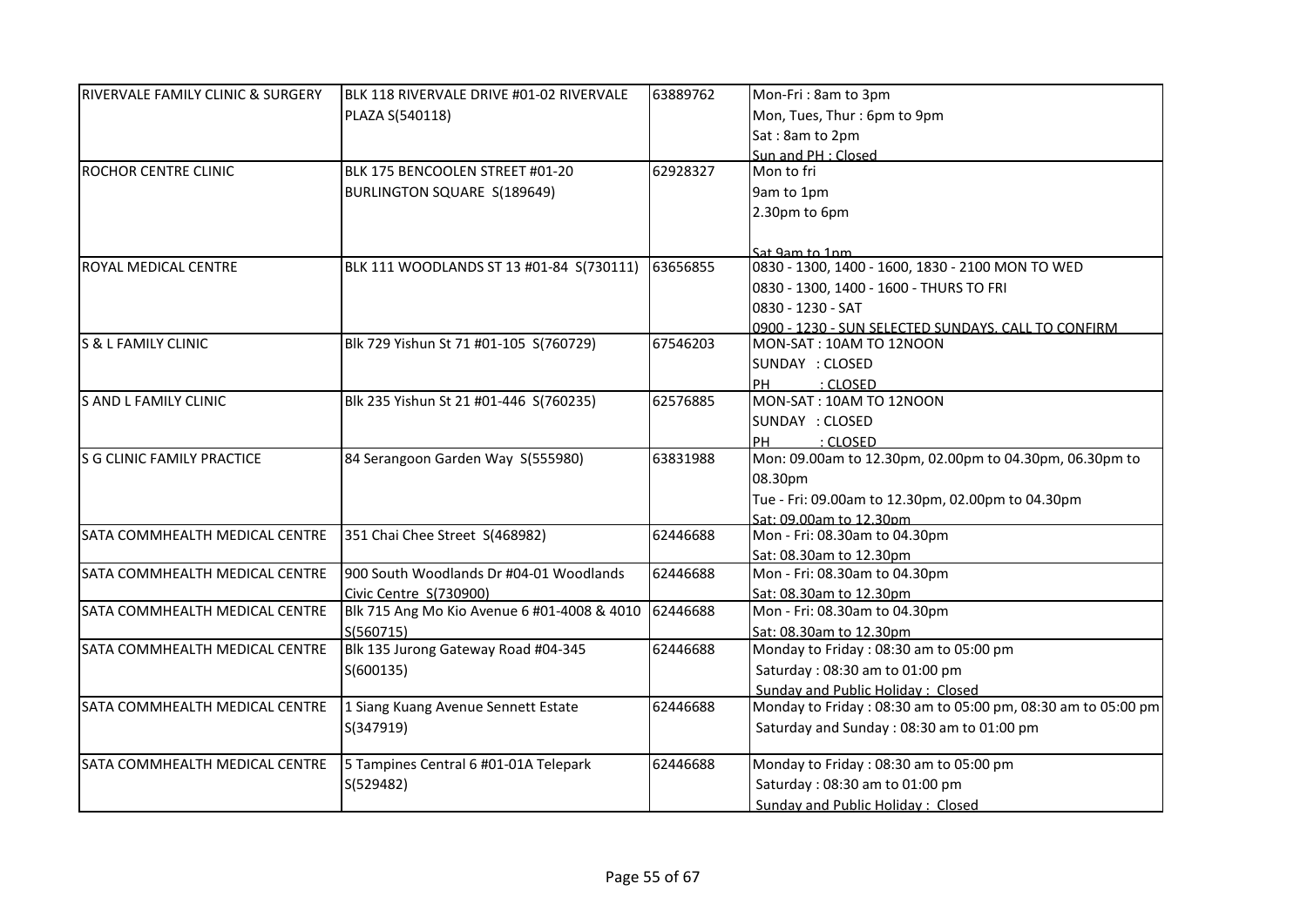| RIVERVALE FAMILY CLINIC & SURGERY | BLK 118 RIVERVALE DRIVE #01-02 RIVERVALE PLAZA S(540118) | 63889762 | Mon-Fri : 8am to 3pm<br>Mon, Tues, Thur : 6pm to 9pm<br>Sat : 8am to 2pm<br>Sun and PH : Closed |
|---|---|---|---|
| ROCHOR CENTRE CLINIC | BLK 175 BENCOOLEN STREET #01-20 BURLINGTON SQUARE S(189649) | 62928327 | Mon to fri<br>9am to 1pm<br>2.30pm to 6pm<br><br>Sat 9am to 1pm |
| ROYAL MEDICAL CENTRE | BLK 111 WOODLANDS ST 13 #01-84 S(730111) | 63656855 | 0830 - 1300, 1400 - 1600, 1830 - 2100 MON TO WED<br>0830 - 1300, 1400 - 1600 - THURS TO FRI<br>0830 - 1230 - SAT<br>0900 - 1230 - SUN SELECTED SUNDAYS. CALL TO CONFIRM |
| S & L FAMILY CLINIC | Blk 729 Yishun St 71 #01-105 S(760729) | 67546203 | MON-SAT : 10AM TO 12NOON<br>SUNDAY : CLOSED<br>PH : CLOSED |
| S AND L FAMILY CLINIC | Blk 235 Yishun St 21 #01-446 S(760235) | 62576885 | MON-SAT : 10AM TO 12NOON<br>SUNDAY : CLOSED<br>PH : CLOSED |
| S G CLINIC FAMILY PRACTICE | 84 Serangoon Garden Way S(555980) | 63831988 | Mon: 09.00am to 12.30pm, 02.00pm to 04.30pm, 06.30pm to 08.30pm<br>Tue - Fri: 09.00am to 12.30pm, 02.00pm to 04.30pm<br>Sat: 09.00am to 12.30pm |
| SATA COMMHEALTH MEDICAL CENTRE | 351 Chai Chee Street S(468982) | 62446688 | Mon - Fri: 08.30am to 04.30pm<br>Sat: 08.30am to 12.30pm |
| SATA COMMHEALTH MEDICAL CENTRE | 900 South Woodlands Dr #04-01 Woodlands Civic Centre S(730900) | 62446688 | Mon - Fri: 08.30am to 04.30pm<br>Sat: 08.30am to 12.30pm |
| SATA COMMHEALTH MEDICAL CENTRE | Blk 715 Ang Mo Kio Avenue 6 #01-4008 & 4010 S(560715) | 62446688 | Mon - Fri: 08.30am to 04.30pm<br>Sat: 08.30am to 12.30pm |
| SATA COMMHEALTH MEDICAL CENTRE | Blk 135 Jurong Gateway Road #04-345 S(600135) | 62446688 | Monday to Friday : 08:30 am to 05:00 pm<br>Saturday : 08:30 am to 01:00 pm<br>Sunday and Public Holiday : Closed |
| SATA COMMHEALTH MEDICAL CENTRE | 1 Siang Kuang Avenue Sennett Estate S(347919) | 62446688 | Monday to Friday : 08:30 am to 05:00 pm, 08:30 am to 05:00 pm<br>Saturday and Sunday : 08:30 am to 01:00 pm |
| SATA COMMHEALTH MEDICAL CENTRE | 5 Tampines Central 6 #01-01A Telepark S(529482) | 62446688 | Monday to Friday : 08:30 am to 05:00 pm<br>Saturday : 08:30 am to 01:00 pm<br>Sunday and Public Holiday : Closed |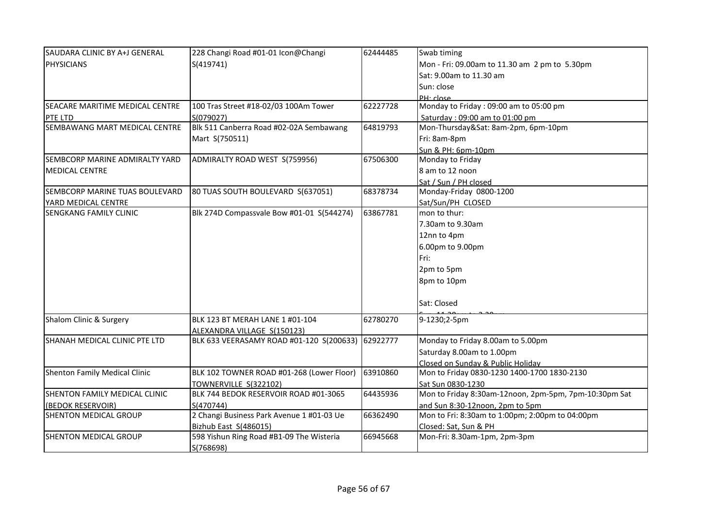| SAUDARA CLINIC BY A+J GENERAL PHYSICIANS | 228 Changi Road #01-01 Icon@Changi S(419741) | 62444485 | Swab timing<br>Mon - Fri: 09.00am to 11.30 am 2 pm to 5.30pm<br>Sat: 9.00am to 11.30 am<br>Sun: close<br>PH: close |
|---|---|---|---|
| SEACARE MARITIME MEDICAL CENTRE PTE LTD | 100 Tras Street #18-02/03 100Am Tower S(079027) | 62227728 | Monday to Friday : 09:00 am to 05:00 pm<br>Saturday : 09:00 am to 01:00 pm |
| SEMBAWANG MART MEDICAL CENTRE | Blk 511 Canberra Road #02-02A Sembawang Mart S(750511) | 64819793 | Mon-Thursday&Sat: 8am-2pm, 6pm-10pm<br>Fri: 8am-8pm<br>Sun & PH: 6pm-10pm |
| SEMBCORP MARINE ADMIRALTY YARD MEDICAL CENTRE | ADMIRALTY ROAD WEST S(759956) | 67506300 | Monday to Friday<br>8 am to 12 noon<br>Sat / Sun / PH closed |
| SEMBCORP MARINE TUAS BOULEVARD YARD MEDICAL CENTRE | 80 TUAS SOUTH BOULEVARD S(637051) | 68378734 | Monday-Friday 0800-1200<br>Sat/Sun/PH CLOSED |
| SENGKANG FAMILY CLINIC | Blk 274D Compassvale Bow #01-01 S(544274) | 63867781 | mon to thur:<br>7.30am to 9.30am<br>12nn to 4pm<br>6.00pm to 9.00pm<br>Fri:<br>2pm to 5pm<br>8pm to 10pm<br><br>Sat: Closed<br>Sun: 11.30am to 2.30pm |
| Shalom Clinic & Surgery | BLK 123 BT MERAH LANE 1 #01-104 ALEXANDRA VILLAGE S(150123) | 62780270 | 9-1230;2-5pm |
| SHANAH MEDICAL CLINIC PTE LTD | BLK 633 VEERASAMY ROAD #01-120 S(200633) | 62922777 | Monday to Friday 8.00am to 5.00pm<br>Saturday 8.00am to 1.00pm<br>Closed on Sunday & Public Holiday |
| Shenton Family Medical Clinic | BLK 102 TOWNER ROAD #01-268 (Lower Floor) TOWNERVILLE S(322102) | 63910860 | Mon to Friday 0830-1230 1400-1700 1830-2130<br>Sat Sun 0830-1230 |
| SHENTON FAMILY MEDICAL CLINIC (BEDOK RESERVOIR) | BLK 744 BEDOK RESERVOIR ROAD #01-3065 S(470744) | 64435936 | Mon to Friday 8:30am-12noon, 2pm-5pm, 7pm-10:30pm Sat and Sun 8:30-12noon, 2pm to 5pm |
| SHENTON MEDICAL GROUP | 2 Changi Business Park Avenue 1 #01-03 Ue Bizhub East S(486015) | 66362490 | Mon to Fri: 8:30am to 1:00pm; 2:00pm to 04:00pm<br>Closed: Sat, Sun & PH |
| SHENTON MEDICAL GROUP | 598 Yishun Ring Road #B1-09 The Wisteria S(768698) | 66945668 | Mon-Fri: 8.30am-1pm, 2pm-3pm |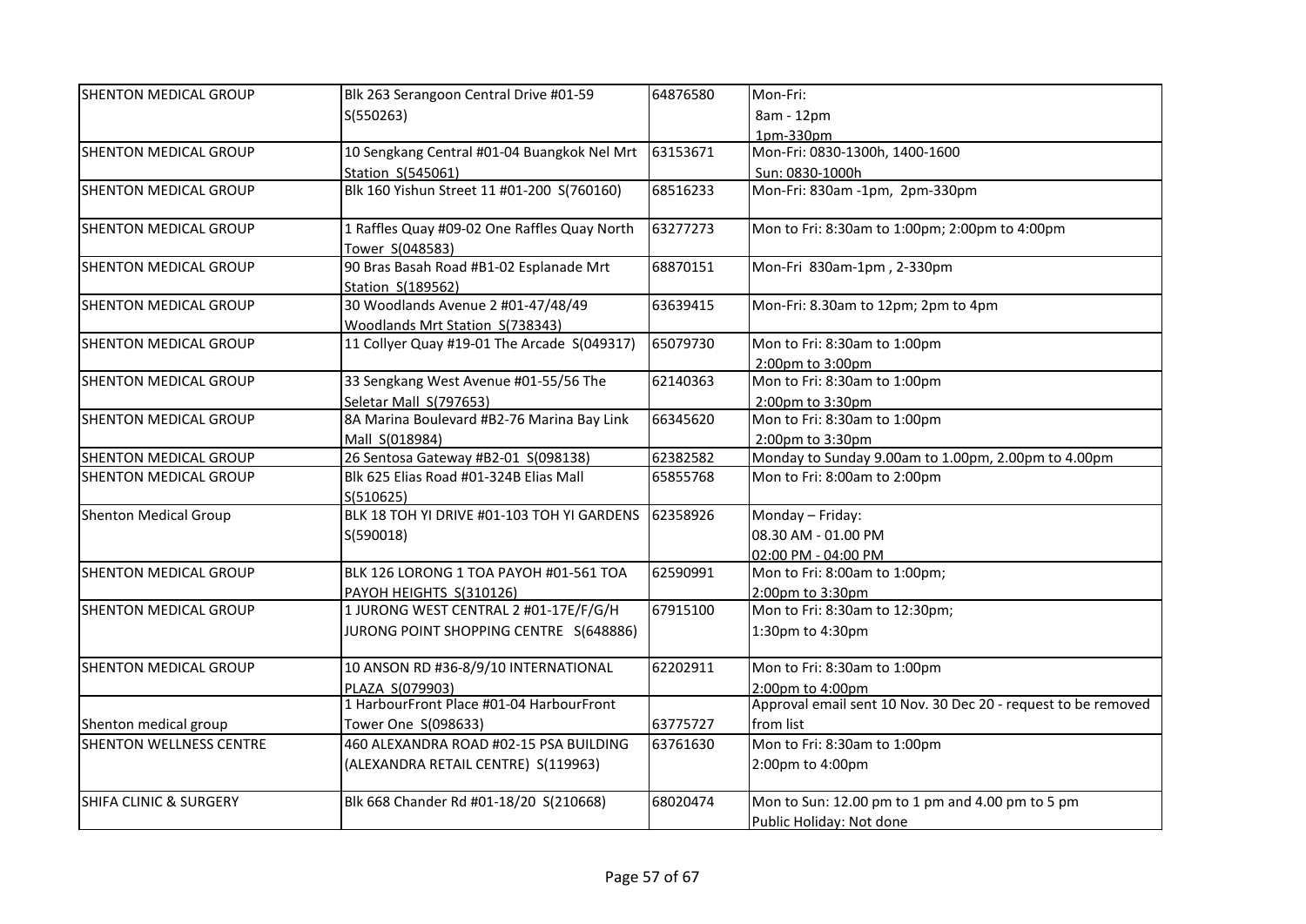| SHENTON MEDICAL GROUP | Blk 263 Serangoon Central Drive #01-59 S(550263) | 64876580 | Mon-Fri: 8am - 12pm 1pm-330pm |
|---|---|---|---|
| SHENTON MEDICAL GROUP | 10 Sengkang Central #01-04 Buangkok Nel Mrt Station S(545061) | 63153671 | Mon-Fri: 0830-1300h, 1400-1600 Sun: 0830-1000h |
| SHENTON MEDICAL GROUP | Blk 160 Yishun Street 11 #01-200 S(760160) | 68516233 | Mon-Fri: 830am -1pm, 2pm-330pm |
| SHENTON MEDICAL GROUP | 1 Raffles Quay #09-02 One Raffles Quay North Tower S(048583) | 63277273 | Mon to Fri: 8:30am to 1:00pm; 2:00pm to 4:00pm |
| SHENTON MEDICAL GROUP | 90 Bras Basah Road #B1-02 Esplanade Mrt Station S(189562) | 68870151 | Mon-Fri 830am-1pm , 2-330pm |
| SHENTON MEDICAL GROUP | 30 Woodlands Avenue 2 #01-47/48/49 Woodlands Mrt Station S(738343) | 63639415 | Mon-Fri: 8.30am to 12pm; 2pm to 4pm |
| SHENTON MEDICAL GROUP | 11 Collyer Quay #19-01 The Arcade S(049317) | 65079730 | Mon to Fri: 8:30am to 1:00pm 2:00pm to 3:00pm |
| SHENTON MEDICAL GROUP | 33 Sengkang West Avenue #01-55/56 The Seletar Mall S(797653) | 62140363 | Mon to Fri: 8:30am to 1:00pm 2:00pm to 3:30pm |
| SHENTON MEDICAL GROUP | 8A Marina Boulevard #B2-76 Marina Bay Link Mall S(018984) | 66345620 | Mon to Fri: 8:30am to 1:00pm 2:00pm to 3:30pm |
| SHENTON MEDICAL GROUP | 26 Sentosa Gateway #B2-01 S(098138) | 62382582 | Monday to Sunday 9.00am to 1.00pm, 2.00pm to 4.00pm |
| SHENTON MEDICAL GROUP | Blk 625 Elias Road #01-324B Elias Mall S(510625) | 65855768 | Mon to Fri: 8:00am to 2:00pm |
| Shenton Medical Group | BLK 18 TOH YI DRIVE #01-103 TOH YI GARDENS S(590018) | 62358926 | Monday – Friday: 08.30 AM - 01.00 PM 02:00 PM - 04:00 PM |
| SHENTON MEDICAL GROUP | BLK 126 LORONG 1 TOA PAYOH #01-561 TOA PAYOH HEIGHTS S(310126) | 62590991 | Mon to Fri: 8:00am to 1:00pm; 2:00pm to 3:30pm |
| SHENTON MEDICAL GROUP | 1 JURONG WEST CENTRAL 2 #01-17E/F/G/H JURONG POINT SHOPPING CENTRE S(648886) | 67915100 | Mon to Fri: 8:30am to 12:30pm; 1:30pm to 4:30pm |
| SHENTON MEDICAL GROUP | 10 ANSON RD #36-8/9/10 INTERNATIONAL PLAZA S(079903) | 62202911 | Mon to Fri: 8:30am to 1:00pm 2:00pm to 4:00pm |
| Shenton medical group | 1 HarbourFront Place #01-04 HarbourFront Tower One S(098633) | 63775727 | Approval email sent 10 Nov. 30 Dec 20 - request to be removed from list |
| SHENTON WELLNESS CENTRE | 460 ALEXANDRA ROAD #02-15 PSA BUILDING (ALEXANDRA RETAIL CENTRE) S(119963) | 63761630 | Mon to Fri: 8:30am to 1:00pm 2:00pm to 4:00pm |
| SHIFA CLINIC & SURGERY | Blk 668 Chander Rd #01-18/20 S(210668) | 68020474 | Mon to Sun: 12.00 pm to 1 pm and 4.00 pm to 5 pm Public Holiday: Not done |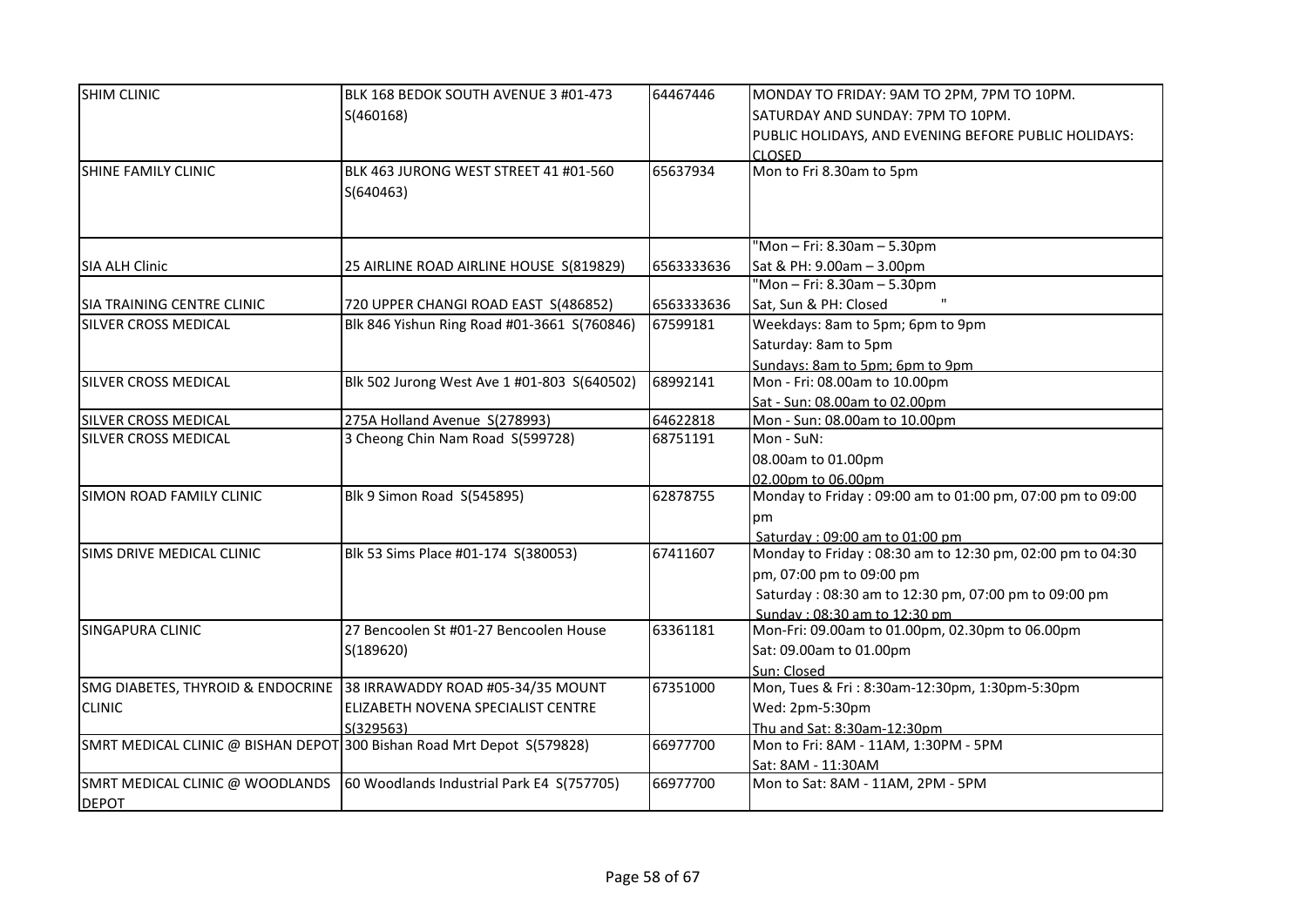| SHIM CLINIC | BLK 168 BEDOK SOUTH AVENUE 3 #01-473 S(460168) | 64467446 | MONDAY TO FRIDAY: 9AM TO 2PM, 7PM TO 10PM.<br>SATURDAY AND SUNDAY: 7PM TO 10PM.<br>PUBLIC HOLIDAYS, AND EVENING BEFORE PUBLIC HOLIDAYS: CLOSED |
|---|---|---|---|
| SHINE FAMILY CLINIC | BLK 463 JURONG WEST STREET 41 #01-560 S(640463) | 65637934 | Mon to Fri 8.30am to 5pm |
| SIA ALH Clinic | 25 AIRLINE ROAD AIRLINE HOUSE S(819829) | 6563333636 | "Mon – Fri: 8.30am – 5.30pm<br>Sat & PH: 9.00am – 3.00pm |
| SIA TRAINING CENTRE CLINIC | 720 UPPER CHANGI ROAD EAST S(486852) | 6563333636 | "Mon – Fri: 8.30am – 5.30pm<br>Sat, Sun & PH: Closed " |
| SILVER CROSS MEDICAL | Blk 846 Yishun Ring Road #01-3661 S(760846) | 67599181 | Weekdays: 8am to 5pm; 6pm to 9pm<br>Saturday: 8am to 5pm<br>Sundays: 8am to 5pm; 6pm to 9pm |
| SILVER CROSS MEDICAL | Blk 502 Jurong West Ave 1 #01-803 S(640502) | 68992141 | Mon - Fri: 08.00am to 10.00pm<br>Sat - Sun: 08.00am to 02.00pm |
| SILVER CROSS MEDICAL | 275A Holland Avenue S(278993) | 64622818 | Mon - Sun: 08.00am to 10.00pm |
| SILVER CROSS MEDICAL | 3 Cheong Chin Nam Road S(599728) | 68751191 | Mon - SuN:<br>08.00am to 01.00pm<br>02.00pm to 06.00pm |
| SIMON ROAD FAMILY CLINIC | Blk 9 Simon Road S(545895) | 62878755 | Monday to Friday : 09:00 am to 01:00 pm, 07:00 pm to 09:00 pm<br>Saturday : 09:00 am to 01:00 pm |
| SIMS DRIVE MEDICAL CLINIC | Blk 53 Sims Place #01-174 S(380053) | 67411607 | Monday to Friday : 08:30 am to 12:30 pm, 02:00 pm to 04:30 pm, 07:00 pm to 09:00 pm<br>Saturday : 08:30 am to 12:30 pm, 07:00 pm to 09:00 pm<br>Sunday : 08:30 am to 12:30 pm |
| SINGAPURA CLINIC | 27 Bencoolen St #01-27 Bencoolen House S(189620) | 63361181 | Mon-Fri: 09.00am to 01.00pm, 02.30pm to 06.00pm<br>Sat: 09.00am to 01.00pm<br>Sun: Closed |
| SMG DIABETES, THYROID & ENDOCRINE CLINIC | 38 IRRAWADDY ROAD #05-34/35 MOUNT ELIZABETH NOVENA SPECIALIST CENTRE S(329563) | 67351000 | Mon, Tues & Fri : 8:30am-12:30pm, 1:30pm-5:30pm<br>Wed: 2pm-5:30pm<br>Thu and Sat: 8:30am-12:30pm |
| SMRT MEDICAL CLINIC @ BISHAN DEPOT | 300 Bishan Road Mrt Depot S(579828) | 66977700 | Mon to Fri: 8AM - 11AM, 1:30PM - 5PM<br>Sat: 8AM - 11:30AM |
| SMRT MEDICAL CLINIC @ WOODLANDS DEPOT | 60 Woodlands Industrial Park E4 S(757705) | 66977700 | Mon to Sat: 8AM - 11AM, 2PM - 5PM |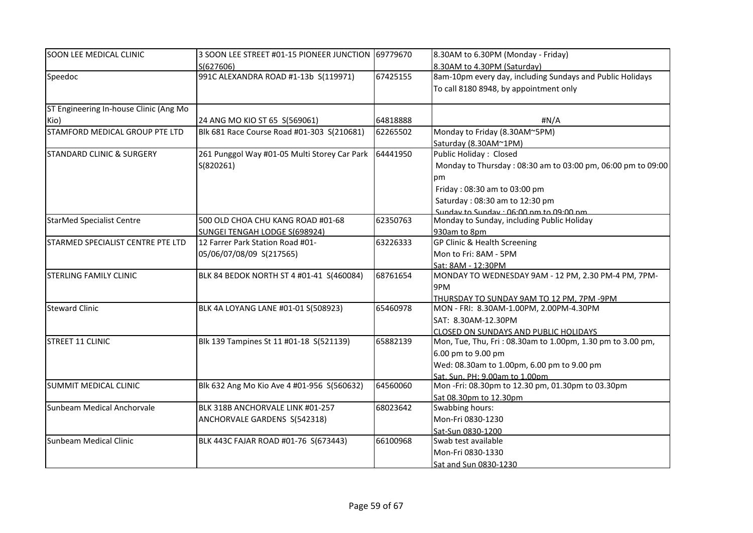| SOON LEE MEDICAL CLINIC | 3 SOON LEE STREET #01-15 PIONEER JUNCTION S(627606) | 69779670 | 8.30AM to 6.30PM (Monday - Friday)<br>8.30AM to 4.30PM (Saturday) |
|---|---|---|---|
| Speedoc | 991C ALEXANDRA ROAD #1-13b S(119971) | 67425155 | 8am-10pm every day, including Sundays and Public Holidays<br>To call 8180 8948, by appointment only |
| ST Engineering In-house Clinic (Ang Mo Kio) | 24 ANG MO KIO ST 65 S(569061) | 64818888 | #N/A |
| STAMFORD MEDICAL GROUP PTE LTD | Blk 681 Race Course Road #01-303 S(210681) | 62265502 | Monday to Friday (8.30AM~5PM)<br>Saturday (8.30AM~1PM) |
| STANDARD CLINIC & SURGERY | 261 Punggol Way #01-05 Multi Storey Car Park S(820261) | 64441950 | Public Holiday : Closed<br>Monday to Thursday : 08:30 am to 03:00 pm, 06:00 pm to 09:00 pm<br>Friday : 08:30 am to 03:00 pm<br>Saturday : 08:30 am to 12:30 pm<br>Sunday to Sunday : 06:00 pm to 09:00 pm |
| StarMed Specialist Centre | 500 OLD CHOA CHU KANG ROAD #01-68 SUNGEI TENGAH LODGE S(698924) | 62350763 | Monday to Sunday, including Public Holiday<br>930am to 8pm |
| STARMED SPECIALIST CENTRE PTE LTD | 12 Farrer Park Station Road #01-05/06/07/08/09 S(217565) | 63226333 | GP Clinic & Health Screening<br>Mon to Fri: 8AM - 5PM<br>Sat: 8AM - 12:30PM |
| STERLING FAMILY CLINIC | BLK 84 BEDOK NORTH ST 4 #01-41 S(460084) | 68761654 | MONDAY TO WEDNESDAY 9AM - 12 PM, 2.30 PM-4 PM, 7PM-9PM<br>THURSDAY TO SUNDAY 9AM TO 12 PM, 7PM -9PM |
| Steward Clinic | BLK 4A LOYANG LANE #01-01 S(508923) | 65460978 | MON - FRI: 8.30AM-1.00PM, 2.00PM-4.30PM<br>SAT: 8.30AM-12.30PM<br>CLOSED ON SUNDAYS AND PUBLIC HOLIDAYS |
| STREET 11 CLINIC | Blk 139 Tampines St 11 #01-18 S(521139) | 65882139 | Mon, Tue, Thu, Fri : 08.30am to 1.00pm, 1.30 pm to 3.00 pm, 6.00 pm to 9.00 pm<br>Wed: 08.30am to 1.00pm, 6.00 pm to 9.00 pm<br>Sat, Sun, PH: 9.00am to 1.00pm |
| SUMMIT MEDICAL CLINIC | Blk 632 Ang Mo Kio Ave 4 #01-956 S(560632) | 64560060 | Mon -Fri: 08.30pm to 12.30 pm, 01.30pm to 03.30pm<br>Sat 08.30pm to 12.30pm |
| Sunbeam Medical Anchorvale | BLK 318B ANCHORVALE LINK #01-257 ANCHORVALE GARDENS S(542318) | 68023642 | Swabbing hours:<br>Mon-Fri 0830-1230<br>Sat-Sun 0830-1200 |
| Sunbeam Medical Clinic | BLK 443C FAJAR ROAD #01-76 S(673443) | 66100968 | Swab test available<br>Mon-Fri 0830-1330<br>Sat and Sun 0830-1230 |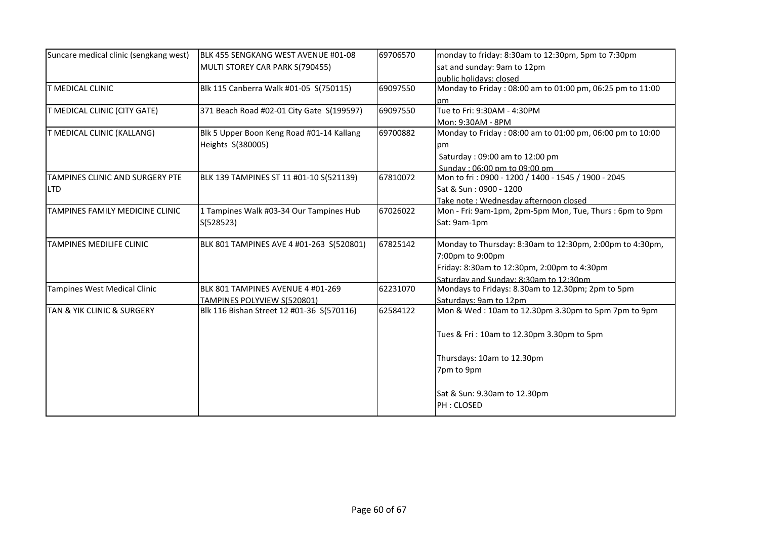| | | | |
|---|---|---|---|
| Suncare medical clinic (sengkang west) | BLK 455 SENGKANG WEST AVENUE #01-08 MULTI STOREY CAR PARK S(790455) | 69706570 | monday to friday: 8:30am to 12:30pm, 5pm to 7:30pm<br>sat and sunday: 9am to 12pm<br>public holidays: closed |
| T MEDICAL CLINIC | Blk 115 Canberra Walk #01-05 S(750115) | 69097550 | Monday to Friday : 08:00 am to 01:00 pm, 06:25 pm to 11:00 pm |
| T MEDICAL CLINIC (CITY GATE) | 371 Beach Road #02-01 City Gate S(199597) | 69097550 | Tue to Fri: 9:30AM - 4:30PM<br>Mon: 9:30AM - 8PM |
| T MEDICAL CLINIC (KALLANG) | Blk 5 Upper Boon Keng Road #01-14 Kallang Heights S(380005) | 69700882 | Monday to Friday : 08:00 am to 01:00 pm, 06:00 pm to 10:00 pm<br>Saturday : 09:00 am to 12:00 pm<br>Sunday : 06:00 pm to 09:00 pm |
| TAMPINES CLINIC AND SURGERY PTE LTD | BLK 139 TAMPINES ST 11 #01-10 S(521139) | 67810072 | Mon to fri : 0900 - 1200 / 1400 - 1545 / 1900 - 2045<br>Sat & Sun : 0900 - 1200<br>Take note : Wednesday afternoon closed |
| TAMPINES FAMILY MEDICINE CLINIC | 1 Tampines Walk #03-34 Our Tampines Hub S(528523) | 67026022 | Mon - Fri: 9am-1pm, 2pm-5pm Mon, Tue, Thurs : 6pm to 9pm<br>Sat: 9am-1pm |
| TAMPINES MEDILIFE CLINIC | BLK 801 TAMPINES AVE 4 #01-263 S(520801) | 67825142 | Monday to Thursday: 8:30am to 12:30pm, 2:00pm to 4:30pm, 7:00pm to 9:00pm<br>Friday: 8:30am to 12:30pm, 2:00pm to 4:30pm<br>Saturday and Sunday: 8:30am to 12:30pm |
| Tampines West Medical Clinic | BLK 801 TAMPINES AVENUE 4 #01-269 TAMPINES POLYVIEW S(520801) | 62231070 | Mondays to Fridays: 8.30am to 12.30pm; 2pm to 5pm<br>Saturdays: 9am to 12pm |
| TAN & YIK CLINIC & SURGERY | Blk 116 Bishan Street 12 #01-36 S(570116) | 62584122 | Mon & Wed : 10am to 12.30pm 3.30pm to 5pm 7pm to 9pm<br><br>Tues & Fri : 10am to 12.30pm 3.30pm to 5pm<br><br>Thursdays: 10am to 12.30pm<br>7pm to 9pm<br><br>Sat & Sun: 9.30am to 12.30pm<br>PH : CLOSED |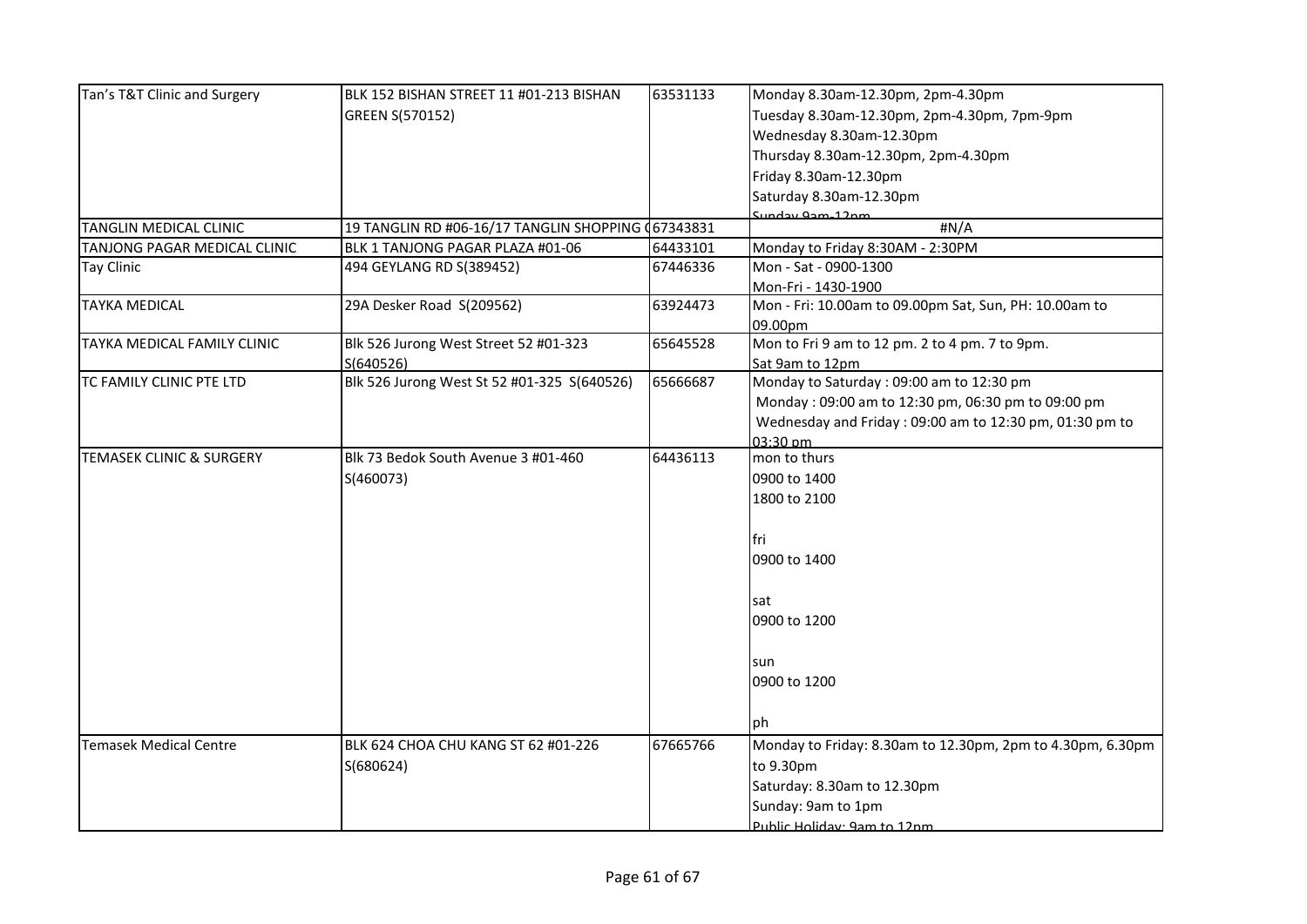| | | | |
|---|---|---|---|
| Tan's T&T Clinic and Surgery | BLK 152 BISHAN STREET 11 #01-213 BISHAN GREEN S(570152) | 63531133 | Monday 8.30am-12.30pm, 2pm-4.30pm<br>Tuesday 8.30am-12.30pm, 2pm-4.30pm, 7pm-9pm<br>Wednesday 8.30am-12.30pm<br>Thursday 8.30am-12.30pm, 2pm-4.30pm<br>Friday 8.30am-12.30pm<br>Saturday 8.30am-12.30pm<br>Sunday 9am-12pm |
| TANGLIN MEDICAL CLINIC | 19 TANGLIN RD #06-16/17 TANGLIN SHOPPING ( | 67343831 | #N/A |
| TANJONG PAGAR MEDICAL CLINIC | BLK 1 TANJONG PAGAR PLAZA #01-06 | 64433101 | Monday to Friday 8:30AM - 2:30PM |
| Tay Clinic | 494 GEYLANG RD S(389452) | 67446336 | Mon - Sat - 0900-1300<br>Mon-Fri - 1430-1900 |
| TAYKA MEDICAL | 29A Desker Road S(209562) | 63924473 | Mon - Fri: 10.00am to 09.00pm Sat, Sun, PH: 10.00am to 09.00pm |
| TAYKA MEDICAL FAMILY CLINIC | Blk 526 Jurong West Street 52 #01-323 S(640526) | 65645528 | Mon to Fri 9 am to 12 pm. 2 to 4 pm. 7 to 9pm.<br>Sat 9am to 12pm |
| TC FAMILY CLINIC PTE LTD | Blk 526 Jurong West St 52 #01-325 S(640526) | 65666687 | Monday to Saturday : 09:00 am to 12:30 pm<br>Monday : 09:00 am to 12:30 pm, 06:30 pm to 09:00 pm<br>Wednesday and Friday : 09:00 am to 12:30 pm, 01:30 pm to 03:30 pm |
| TEMASEK CLINIC & SURGERY | Blk 73 Bedok South Avenue 3 #01-460 S(460073) | 64436113 | mon to thurs<br>0900 to 1400<br>1800 to 2100<br><br>fri<br>0900 to 1400<br><br>sat<br>0900 to 1200<br><br>sun<br>0900 to 1200<br><br>ph |
| Temasek Medical Centre | BLK 624 CHOA CHU KANG ST 62 #01-226 S(680624) | 67665766 | Monday to Friday: 8.30am to 12.30pm, 2pm to 4.30pm, 6.30pm to 9.30pm<br>Saturday: 8.30am to 12.30pm<br>Sunday: 9am to 1pm<br>Public Holiday: 9am to 12pm |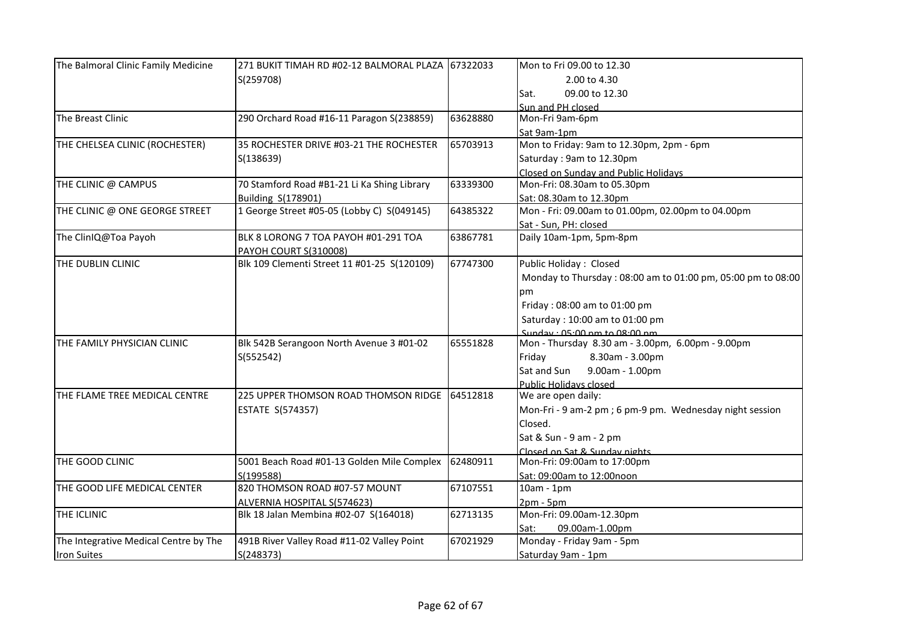| The Balmoral Clinic Family Medicine | 271 BUKIT TIMAH RD #02-12 BALMORAL PLAZA S(259708) | 67322033 | Mon to Fri 09.00 to 12.30<br>2.00 to 4.30<br>Sat. 09.00 to 12.30<br>Sun and PH closed |
|---|---|---|---|
| The Breast Clinic | 290 Orchard Road #16-11 Paragon S(238859) | 63628880 | Mon-Fri 9am-6pm<br>Sat 9am-1pm |
| THE CHELSEA CLINIC (ROCHESTER) | 35 ROCHESTER DRIVE #03-21 THE ROCHESTER S(138639) | 65703913 | Mon to Friday: 9am to 12.30pm, 2pm - 6pm<br>Saturday : 9am to 12.30pm<br>Closed on Sunday and Public Holidays |
| THE CLINIC @ CAMPUS | 70 Stamford Road #B1-21 Li Ka Shing Library Building S(178901) | 63339300 | Mon-Fri: 08.30am to 05.30pm<br>Sat: 08.30am to 12.30pm |
| THE CLINIC @ ONE GEORGE STREET | 1 George Street #05-05 (Lobby C) S(049145) | 64385322 | Mon - Fri: 09.00am to 01.00pm, 02.00pm to 04.00pm<br>Sat - Sun, PH: closed |
| The ClinIQ@Toa Payoh | BLK 8 LORONG 7 TOA PAYOH #01-291 TOA PAYOH COURT S(310008) | 63867781 | Daily 10am-1pm, 5pm-8pm |
| THE DUBLIN CLINIC | Blk 109 Clementi Street 11 #01-25 S(120109) | 67747300 | Public Holiday : Closed<br>Monday to Thursday : 08:00 am to 01:00 pm, 05:00 pm to 08:00 pm<br>Friday : 08:00 am to 01:00 pm<br>Saturday : 10:00 am to 01:00 pm<br>Sunday : 05:00 pm to 08:00 pm |
| THE FAMILY PHYSICIAN CLINIC | Blk 542B Serangoon North Avenue 3 #01-02 S(552542) | 65551828 | Mon - Thursday 8.30 am - 3.00pm, 6.00pm - 9.00pm<br>Friday 8.30am - 3.00pm<br>Sat and Sun 9.00am - 1.00pm<br>Public Holidays closed |
| THE FLAME TREE MEDICAL CENTRE | 225 UPPER THOMSON ROAD THOMSON RIDGE ESTATE S(574357) | 64512818 | We are open daily:<br>Mon-Fri - 9 am-2 pm ; 6 pm-9 pm. Wednesday night session Closed.<br>Sat & Sun - 9 am - 2 pm<br>Closed on Sat & Sunday nights |
| THE GOOD CLINIC | 5001 Beach Road #01-13 Golden Mile Complex S(199588) | 62480911 | Mon-Fri: 09:00am to 17:00pm<br>Sat: 09:00am to 12:00noon |
| THE GOOD LIFE MEDICAL CENTER | 820 THOMSON ROAD #07-57 MOUNT ALVERNIA HOSPITAL S(574623) | 67107551 | 10am - 1pm<br>2pm - 5pm |
| THE ICLINIC | Blk 18 Jalan Membina #02-07 S(164018) | 62713135 | Mon-Fri: 09.00am-12.30pm<br>Sat: 09.00am-1.00pm |
| The Integrative Medical Centre by The Iron Suites | 491B River Valley Road #11-02 Valley Point S(248373) | 67021929 | Monday - Friday 9am - 5pm<br>Saturday 9am - 1pm |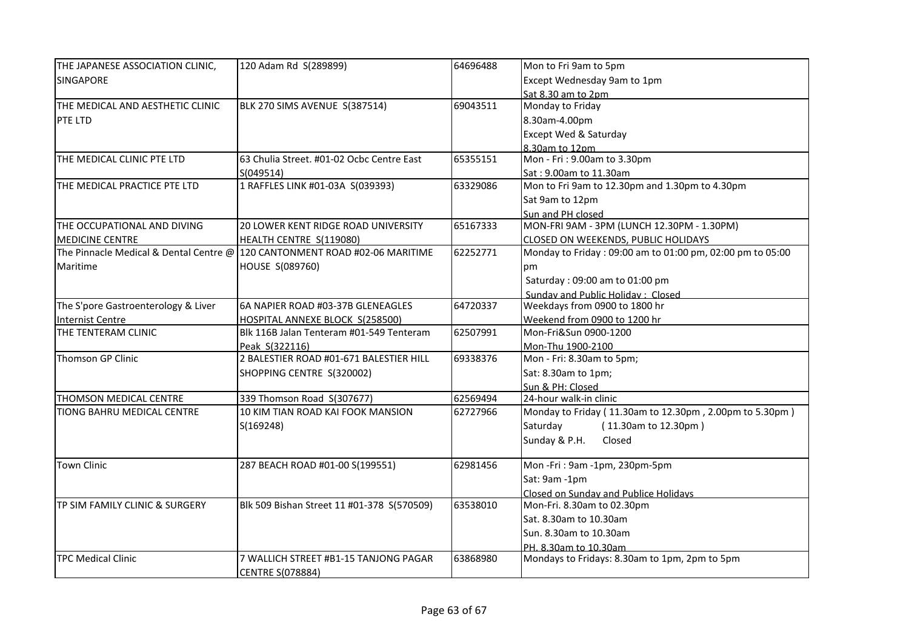| | | | |
|---|---|---|---|
| THE JAPANESE ASSOCIATION CLINIC, SINGAPORE | 120 Adam Rd S(289899) | 64696488 | Mon to Fri 9am to 5pm<br>Except Wednesday 9am to 1pm<br>Sat 8.30 am to 2pm |
| THE MEDICAL AND AESTHETIC CLINIC PTE LTD | BLK 270 SIMS AVENUE S(387514) | 69043511 | Monday to Friday<br>8.30am-4.00pm<br>Except Wed & Saturday<br>8.30am to 12pm |
| THE MEDICAL CLINIC PTE LTD | 63 Chulia Street. #01-02 Ocbc Centre East S(049514) | 65355151 | Mon - Fri : 9.00am to 3.30pm<br>Sat : 9.00am to 11.30am |
| THE MEDICAL PRACTICE PTE LTD | 1 RAFFLES LINK #01-03A S(039393) | 63329086 | Mon to Fri 9am to 12.30pm and 1.30pm to 4.30pm<br>Sat 9am to 12pm<br>Sun and PH closed |
| THE OCCUPATIONAL AND DIVING MEDICINE CENTRE | 20 LOWER KENT RIDGE ROAD UNIVERSITY HEALTH CENTRE S(119080) | 65167333 | MON-FRI 9AM - 3PM (LUNCH 12.30PM - 1.30PM)<br>CLOSED ON WEEKENDS, PUBLIC HOLIDAYS |
| The Pinnacle Medical & Dental Centre @ Maritime | 120 CANTONMENT ROAD #02-06 MARITIME HOUSE S(089760) | 62252771 | Monday to Friday : 09:00 am to 01:00 pm, 02:00 pm to 05:00 pm<br>Saturday : 09:00 am to 01:00 pm<br>Sunday and Public Holiday : Closed |
| The S'pore Gastroenterology & Liver Internist Centre | 6A NAPIER ROAD #03-37B GLENEAGLES HOSPITAL ANNEXE BLOCK S(258500) | 64720337 | Weekdays from 0900 to 1800 hr<br>Weekend from 0900 to 1200 hr |
| THE TENTERAM CLINIC | Blk 116B Jalan Tenteram #01-549 Tenteram Peak S(322116) | 62507991 | Mon-Fri&Sun 0900-1200<br>Mon-Thu 1900-2100 |
| Thomson GP Clinic | 2 BALESTIER ROAD #01-671 BALESTIER HILL SHOPPING CENTRE S(320002) | 69338376 | Mon - Fri: 8.30am to 5pm;<br>Sat: 8.30am to 1pm;<br>Sun & PH: Closed |
| THOMSON MEDICAL CENTRE | 339 Thomson Road S(307677) | 62569494 | 24-hour walk-in clinic |
| TIONG BAHRU MEDICAL CENTRE | 10 KIM TIAN ROAD KAI FOOK MANSION S(169248) | 62727966 | Monday to Friday ( 11.30am to 12.30pm , 2.00pm to 5.30pm )<br>Saturday ( 11.30am to 12.30pm )<br>Sunday & P.H. Closed |
| Town Clinic | 287 BEACH ROAD #01-00 S(199551) | 62981456 | Mon -Fri : 9am -1pm, 230pm-5pm<br>Sat: 9am -1pm<br>Closed on Sunday and Publice Holidays |
| TP SIM FAMILY CLINIC & SURGERY | Blk 509 Bishan Street 11 #01-378 S(570509) | 63538010 | Mon-Fri. 8.30am to 02.30pm<br>Sat. 8.30am to 10.30am<br>Sun. 8.30am to 10.30am<br>PH. 8.30am to 10.30am |
| TPC Medical Clinic | 7 WALLICH STREET #B1-15 TANJONG PAGAR CENTRE S(078884) | 63868980 | Mondays to Fridays: 8.30am to 1pm, 2pm to 5pm |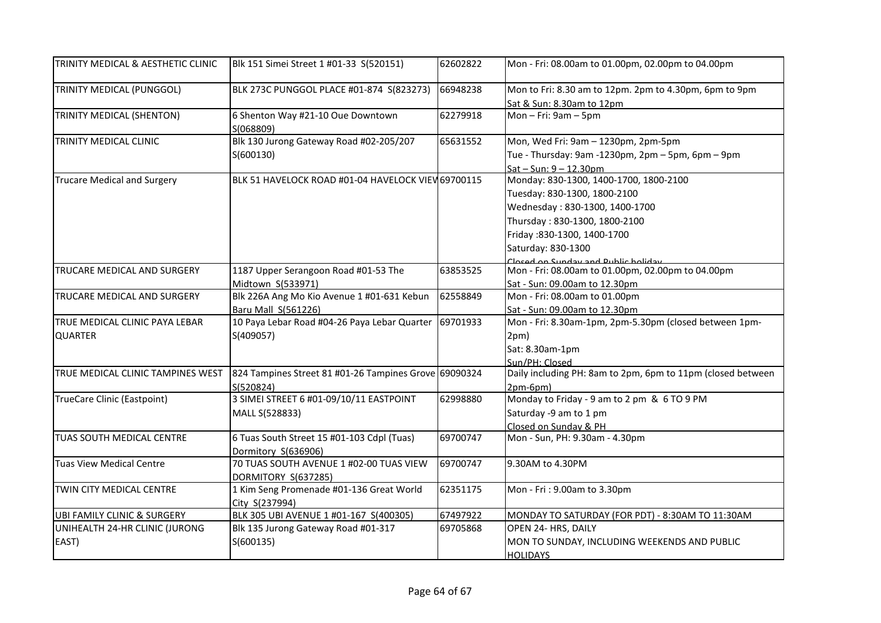| | | | |
|---|---|---|---|
| TRINITY MEDICAL & AESTHETIC CLINIC | Blk 151 Simei Street 1 #01-33 S(520151) | 62602822 | Mon - Fri: 08.00am to 01.00pm, 02.00pm to 04.00pm |
| TRINITY MEDICAL (PUNGGOL) | BLK 273C PUNGGOL PLACE #01-874 S(823273) | 66948238 | Mon to Fri: 8.30 am to 12pm. 2pm to 4.30pm, 6pm to 9pm<br>Sat & Sun: 8.30am to 12pm |
| TRINITY MEDICAL (SHENTON) | 6 Shenton Way #21-10 Oue Downtown S(068809) | 62279918 | Mon – Fri: 9am – 5pm |
| TRINITY MEDICAL CLINIC | Blk 130 Jurong Gateway Road #02-205/207 S(600130) | 65631552 | Mon, Wed Fri: 9am – 1230pm, 2pm-5pm<br>Tue - Thursday: 9am -1230pm, 2pm – 5pm, 6pm – 9pm<br>Sat – Sun: 9 – 12.30pm |
| Trucare Medical and Surgery | BLK 51 HAVELOCK ROAD #01-04 HAVELOCK VIEW | 69700115 | Monday: 830-1300, 1400-1700, 1800-2100<br>Tuesday: 830-1300, 1800-2100<br>Wednesday : 830-1300, 1400-1700<br>Thursday : 830-1300, 1800-2100<br>Friday :830-1300, 1400-1700<br>Saturday: 830-1300<br>Closed on Sunday and Public holiday |
| TRUCARE MEDICAL AND SURGERY | 1187 Upper Serangoon Road #01-53 The Midtown S(533971) | 63853525 | Mon - Fri: 08.00am to 01.00pm, 02.00pm to 04.00pm<br>Sat - Sun: 09.00am to 12.30pm |
| TRUCARE MEDICAL AND SURGERY | Blk 226A Ang Mo Kio Avenue 1 #01-631 Kebun Baru Mall S(561226) | 62558849 | Mon - Fri: 08.00am to 01.00pm<br>Sat - Sun: 09.00am to 12.30pm |
| TRUE MEDICAL CLINIC PAYA LEBAR QUARTER | 10 Paya Lebar Road #04-26 Paya Lebar Quarter S(409057) | 69701933 | Mon - Fri: 8.30am-1pm, 2pm-5.30pm (closed between 1pm-2pm)<br>Sat: 8.30am-1pm<br>Sun/PH: Closed |
| TRUE MEDICAL CLINIC TAMPINES WEST | 824 Tampines Street 81 #01-26 Tampines Grove S(520824) | 69090324 | Daily including PH: 8am to 2pm, 6pm to 11pm (closed between 2pm-6pm) |
| TrueCare Clinic (Eastpoint) | 3 SIMEI STREET 6 #01-09/10/11 EASTPOINT MALL S(528833) | 62998880 | Monday to Friday - 9 am to 2 pm & 6 TO 9 PM<br>Saturday -9 am to 1 pm<br>Closed on Sunday & PH |
| TUAS SOUTH MEDICAL CENTRE | 6 Tuas South Street 15 #01-103 Cdpl (Tuas) Dormitory S(636906) | 69700747 | Mon - Sun, PH: 9.30am - 4.30pm |
| Tuas View Medical Centre | 70 TUAS SOUTH AVENUE 1 #02-00 TUAS VIEW DORMITORY S(637285) | 69700747 | 9.30AM to 4.30PM |
| TWIN CITY MEDICAL CENTRE | 1 Kim Seng Promenade #01-136 Great World City S(237994) | 62351175 | Mon - Fri : 9.00am to 3.30pm |
| UBI FAMILY CLINIC & SURGERY | BLK 305 UBI AVENUE 1 #01-167 S(400305) | 67497922 | MONDAY TO SATURDAY (FOR PDT) - 8:30AM TO 11:30AM |
| UNIHEALTH 24-HR CLINIC (JURONG EAST) | Blk 135 Jurong Gateway Road #01-317 S(600135) | 69705868 | OPEN 24- HRS, DAILY<br>MON TO SUNDAY, INCLUDING WEEKENDS AND PUBLIC HOLIDAYS |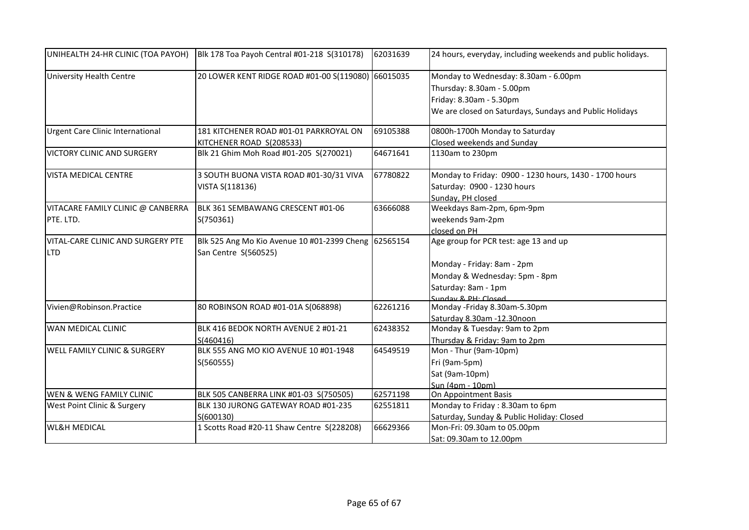| | | | |
|---|---|---|---|
| UNIHEALTH 24-HR CLINIC (TOA PAYOH) | Blk 178 Toa Payoh Central #01-218 S(310178) | 62031639 | 24 hours, everyday, including weekends and public holidays. |
| University Health Centre | 20 LOWER KENT RIDGE ROAD #01-00 S(119080) | 66015035 | Monday to Wednesday: 8.30am - 6.00pm<br>Thursday: 8.30am - 5.00pm<br>Friday: 8.30am - 5.30pm<br>We are closed on Saturdays, Sundays and Public Holidays |
| Urgent Care Clinic International | 181 KITCHENER ROAD #01-01 PARKROYAL ON KITCHENER ROAD S(208533) | 69105388 | 0800h-1700h Monday to Saturday<br>Closed weekends and Sunday |
| VICTORY CLINIC AND SURGERY | Blk 21 Ghim Moh Road #01-205 S(270021) | 64671641 | 1130am to 230pm |
| VISTA MEDICAL CENTRE | 3 SOUTH BUONA VISTA ROAD #01-30/31 VIVA VISTA S(118136) | 67780822 | Monday to Friday: 0900 - 1230 hours, 1430 - 1700 hours<br>Saturday: 0900 - 1230 hours<br>Sunday, PH closed |
| VITACARE FAMILY CLINIC @ CANBERRA PTE. LTD. | BLK 361 SEMBAWANG CRESCENT #01-06 S(750361) | 63666088 | Weekdays 8am-2pm, 6pm-9pm<br>weekends 9am-2pm<br>closed on PH |
| VITAL-CARE CLINIC AND SURGERY PTE LTD | Blk 525 Ang Mo Kio Avenue 10 #01-2399 Cheng San Centre S(560525) | 62565154 | Age group for PCR test: age 13 and up<br><br>Monday - Friday: 8am - 2pm<br>Monday & Wednesday: 5pm - 8pm<br>Saturday: 8am - 1pm<br>Sunday & PH: Closed |
| Vivien@Robinson.Practice | 80 ROBINSON ROAD #01-01A S(068898) | 62261216 | Monday -Friday 8.30am-5.30pm<br>Saturday 8.30am -12.30noon |
| WAN MEDICAL CLINIC | BLK 416 BEDOK NORTH AVENUE 2 #01-21 S(460416) | 62438352 | Monday & Tuesday: 9am to 2pm<br>Thursday & Friday: 9am to 2pm |
| WELL FAMILY CLINIC & SURGERY | BLK 555 ANG MO KIO AVENUE 10 #01-1948 S(560555) | 64549519 | Mon - Thur (9am-10pm)<br>Fri (9am-5pm)<br>Sat (9am-10pm)<br>Sun (4pm - 10pm) |
| WEN & WENG FAMILY CLINIC | BLK 505 CANBERRA LINK #01-03 S(750505) | 62571198 | On Appointment Basis |
| West Point Clinic & Surgery | BLK 130 JURONG GATEWAY ROAD #01-235 S(600130) | 62551811 | Monday to Friday : 8.30am to 6pm<br>Saturday, Sunday & Public Holiday: Closed |
| WL&H MEDICAL | 1 Scotts Road #20-11 Shaw Centre S(228208) | 66629366 | Mon-Fri: 09.30am to 05.00pm<br>Sat: 09.30am to 12.00pm |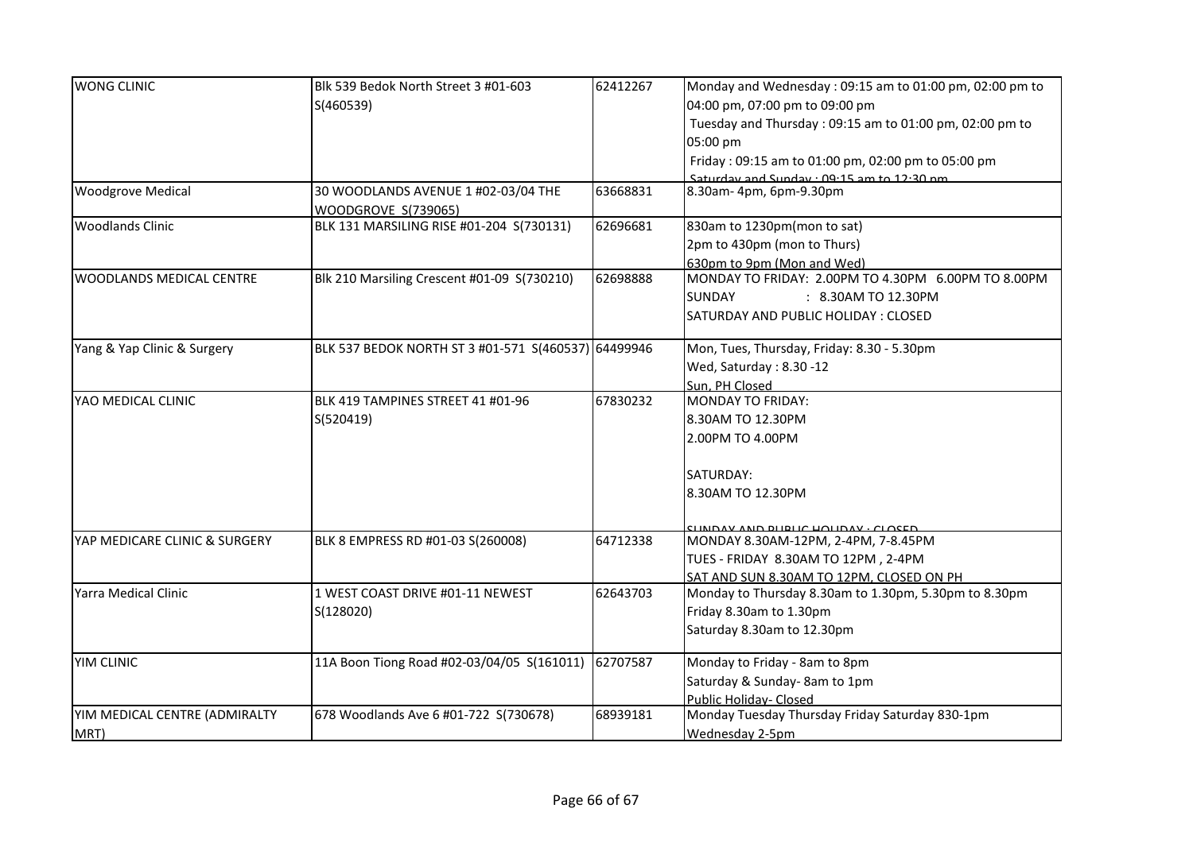| | | | |
|---|---|---|---|
| WONG CLINIC | Blk 539 Bedok North Street 3 #01-603 S(460539) | 62412267 | Monday and Wednesday : 09:15 am to 01:00 pm, 02:00 pm to 04:00 pm, 07:00 pm to 09:00 pm<br>Tuesday and Thursday : 09:15 am to 01:00 pm, 02:00 pm to 05:00 pm<br>Friday : 09:15 am to 01:00 pm, 02:00 pm to 05:00 pm<br>Saturday and Sunday : 09:15 am to 12:30 pm |
| Woodgrove Medical | 30 WOODLANDS AVENUE 1 #02-03/04 THE WOODGROVE S(739065) | 63668831 | 8.30am- 4pm, 6pm-9.30pm |
| Woodlands Clinic | BLK 131 MARSILING RISE #01-204 S(730131) | 62696681 | 830am to 1230pm(mon to sat)<br>2pm to 430pm (mon to Thurs)<br>630pm to 9pm (Mon and Wed) |
| WOODLANDS MEDICAL CENTRE | Blk 210 Marsiling Crescent #01-09 S(730210) | 62698888 | MONDAY TO FRIDAY: 2.00PM TO 4.30PM 6.00PM TO 8.00PM<br>SUNDAY : 8.30AM TO 12.30PM<br>SATURDAY AND PUBLIC HOLIDAY : CLOSED |
| Yang & Yap Clinic & Surgery | BLK 537 BEDOK NORTH ST 3 #01-571 S(460537) | 64499946 | Mon, Tues, Thursday, Friday: 8.30 - 5.30pm<br>Wed, Saturday : 8.30 -12<br>Sun, PH Closed |
| YAO MEDICAL CLINIC | BLK 419 TAMPINES STREET 41 #01-96 S(520419) | 67830232 | MONDAY TO FRIDAY:<br>8.30AM TO 12.30PM<br>2.00PM TO 4.00PM<br><br>SATURDAY:<br>8.30AM TO 12.30PM<br><br>SUNDAY AND PUBLIC HOLIDAY : CLOSED |
| YAP MEDICARE CLINIC & SURGERY | BLK 8 EMPRESS RD #01-03 S(260008) | 64712338 | MONDAY 8.30AM-12PM, 2-4PM, 7-8.45PM<br>TUES - FRIDAY 8.30AM TO 12PM , 2-4PM<br>SAT AND SUN 8.30AM TO 12PM, CLOSED ON PH |
| Yarra Medical Clinic | 1 WEST COAST DRIVE #01-11 NEWEST S(128020) | 62643703 | Monday to Thursday 8.30am to 1.30pm, 5.30pm to 8.30pm<br>Friday 8.30am to 1.30pm<br>Saturday 8.30am to 12.30pm |
| YIM CLINIC | 11A Boon Tiong Road #02-03/04/05 S(161011) | 62707587 | Monday to Friday - 8am to 8pm<br>Saturday & Sunday- 8am to 1pm<br>Public Holiday- Closed |
| YIM MEDICAL CENTRE (ADMIRALTY MRT) | 678 Woodlands Ave 6 #01-722 S(730678) | 68939181 | Monday Tuesday Thursday Friday Saturday 830-1pm<br>Wednesday 2-5pm |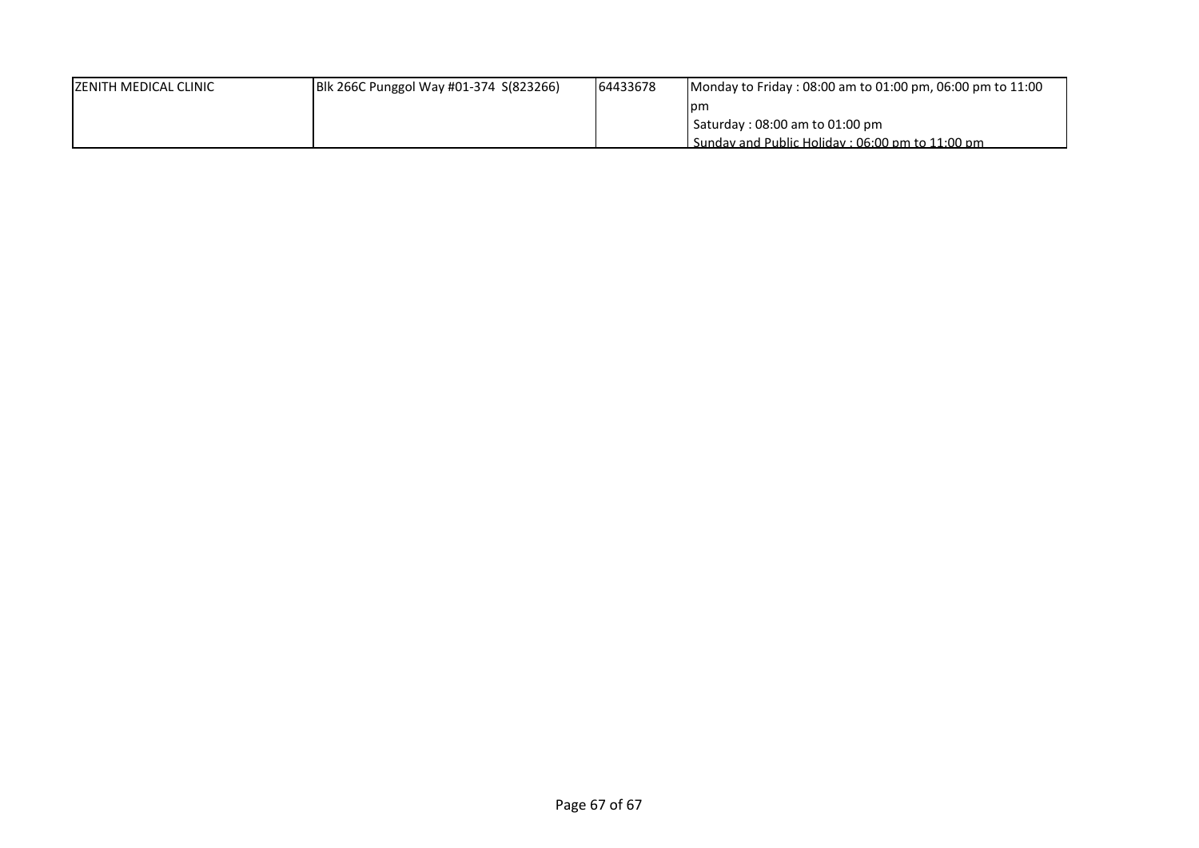| | | | |
|---|---|---|---|
| ZENITH MEDICAL CLINIC | Blk 266C Punggol Way #01-374 S(823266) | 64433678 | Monday to Friday : 08:00 am to 01:00 pm, 06:00 pm to 11:00 pm<br>Saturday : 08:00 am to 01:00 pm<br>Sunday and Public Holiday : 06:00 pm to 11:00 pm |